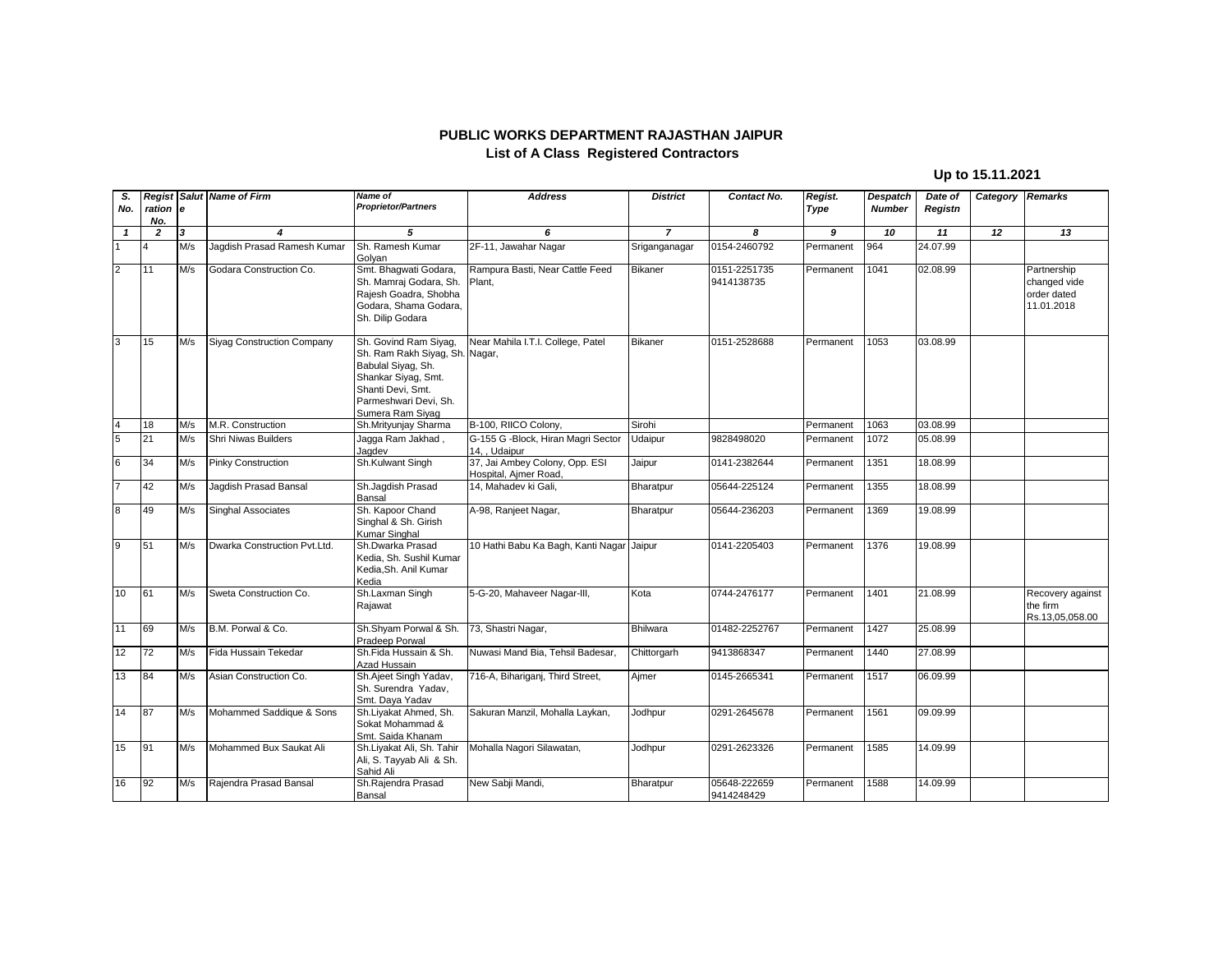# PUBLIC WORKS DEPARTMENT RAJASTHAN JAIPUR

## List of A Class Registered Contractors

**Up to 15.11.2021**

| S. No. | Registration No. | Salute | Name of Firm | Name of Proprietor/Partners | Address | District | Contact No. | Regist. Type | Despatch Number | Date of Registn | Category | Remarks |
|---|---|---|---|---|---|---|---|---|---|---|---|---|
| 1 | 2 | 3 | 4 | 5 | 6 | 7 | 8 | 9 | 10 | 11 | 12 | 13 |
| 1 | 4 | M/s | Jagdish Prasad Ramesh Kumar | Sh. Ramesh Kumar Golyan | 2F-11, Jawahar Nagar | Sriganganagar | 0154-2460792 | Permanent | 964 | 24.07.99 | | |
| 2 | 11 | M/s | Godara Construction Co. | Smt. Bhagwati Godara, Sh. Mamraj Godara, Sh. Rajesh Goadra, Shobha Godara, Shama Godara, Sh. Dilip Godara | Rampura Basti, Near Cattle Feed Plant, | Bikaner | 0151-2251735 9414138735 | Permanent | 1041 | 02.08.99 | | Partnership changed vide order dated 11.01.2018 |
| 3 | 15 | M/s | Siyag Construction Company | Sh. Govind Ram Siyag, Sh. Ram Rakh Siyag, Sh. Babulal Siyag, Sh. Shankar Siyag, Smt. Shanti Devi, Smt. Parmeshwari Devi, Sh. Sumera Ram Siyag | Near Mahila I.T.I. College, Patel Nagar, | Bikaner | 0151-2528688 | Permanent | 1053 | 03.08.99 | | |
| 4 | 18 | M/s | M.R. Construction | Sh.Mrityunjay Sharma | B-100, RIICO Colony, | Sirohi | | Permanent | 1063 | 03.08.99 | | |
| 5 | 21 | M/s | Shri Niwas Builders | Jagga Ram Jakhad , Jagdev | G-155 G -Block, Hiran Magri Sector 14, , Udaipur | Udaipur | 9828498020 | Permanent | 1072 | 05.08.99 | | |
| 6 | 34 | M/s | Pinky Construction | Sh.Kulwant Singh | 37, Jai Ambey Colony, Opp. ESI Hospital, Ajmer Road, | Jaipur | 0141-2382644 | Permanent | 1351 | 18.08.99 | | |
| 7 | 42 | M/s | Jagdish Prasad Bansal | Sh.Jagdish Prasad Bansal | 14, Mahadev ki Gali, | Bharatpur | 05644-225124 | Permanent | 1355 | 18.08.99 | | |
| 8 | 49 | M/s | Singhal Associates | Sh. Kapoor Chand Singhal & Sh. Girish Kumar Singhal | A-98, Ranjeet Nagar, | Bharatpur | 05644-236203 | Permanent | 1369 | 19.08.99 | | |
| 9 | 51 | M/s | Dwarka Construction Pvt.Ltd. | Sh.Dwarka Prasad Kedia, Sh. Sushil Kumar Kedia,Sh. Anil Kumar Kedia | 10 Hathi Babu Ka Bagh, Kanti Nagar | Jaipur | 0141-2205403 | Permanent | 1376 | 19.08.99 | | |
| 10 | 61 | M/s | Sweta Construction Co. | Sh.Laxman Singh Rajawat | 5-G-20, Mahaveer Nagar-III, | Kota | 0744-2476177 | Permanent | 1401 | 21.08.99 | | Recovery against the firm Rs.13,05,058.00 |
| 11 | 69 | M/s | B.M. Porwal & Co. | Sh.Shyam Porwal & Sh. Pradeep Porwal | 73, Shastri Nagar, | Bhilwara | 01482-2252767 | Permanent | 1427 | 25.08.99 | | |
| 12 | 72 | M/s | Fida Hussain Tekedar | Sh.Fida Hussain & Sh. Azad Hussain | Nuwasi Mand Bia, Tehsil Badesar, | Chittorgarh | 9413868347 | Permanent | 1440 | 27.08.99 | | |
| 13 | 84 | M/s | Asian Construction Co. | Sh.Ajeet Singh Yadav, Sh. Surendra Yadav, Smt. Daya Yadav | 716-A, Bihariganj, Third Street, | Ajmer | 0145-2665341 | Permanent | 1517 | 06.09.99 | | |
| 14 | 87 | M/s | Mohammed Saddique & Sons | Sh.Liyakat Ahmed, Sh. Sokat Mohammad & Smt. Saida Khanam | Sakuran Manzil, Mohalla Laykan, | Jodhpur | 0291-2645678 | Permanent | 1561 | 09.09.99 | | |
| 15 | 91 | M/s | Mohammed Bux Saukat Ali | Sh.Liyakat Ali, Sh. Tahir Ali, S. Tayyab Ali & Sh. Sahid Ali | Mohalla Nagori Silawatan, | Jodhpur | 0291-2623326 | Permanent | 1585 | 14.09.99 | | |
| 16 | 92 | M/s | Rajendra Prasad Bansal | Sh.Rajendra Prasad Bansal | New Sabji Mandi, | Bharatpur | 05648-222659 9414248429 | Permanent | 1588 | 14.09.99 | | |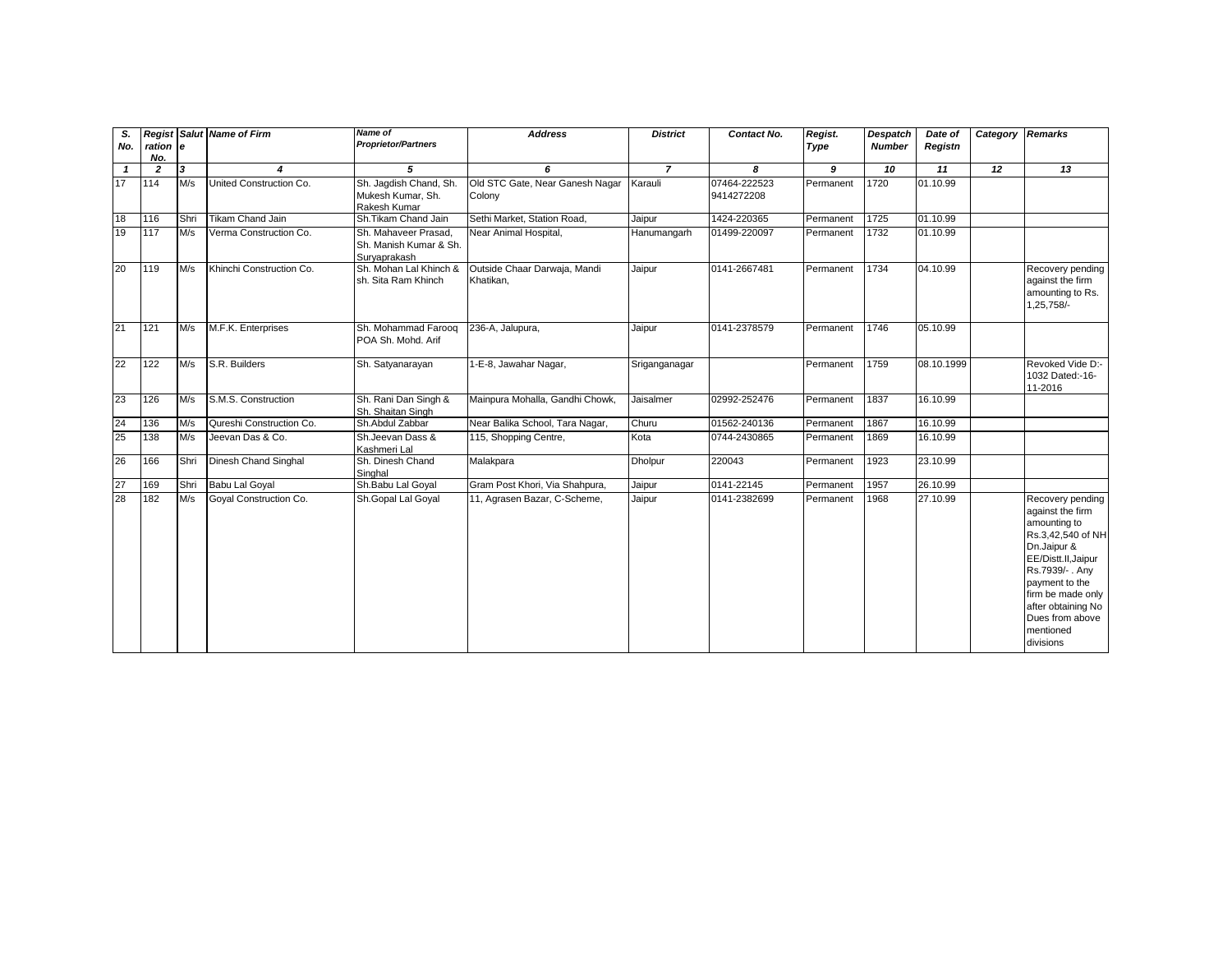| S. No. | Registration No. | Salute | Name of Firm | Name of Proprietor/Partners | Address | District | Contact No. | Regist. Type | Despatch Number | Date of Registn | Category | Remarks |
|---|---|---|---|---|---|---|---|---|---|---|---|---|
| 1 | 2 | 3 | 4 | 5 | 6 | 7 | 8 | 9 | 10 | 11 | 12 | 13 |
| 17 | 114 | M/s | United Construction Co. | Sh. Jagdish Chand, Sh. Mukesh Kumar, Sh. Rakesh Kumar | Old STC Gate, Near Ganesh Nagar Colony | Karauli | 07464-222523 9414272208 | Permanent | 1720 | 01.10.99 | | |
| 18 | 116 | Shri | Tikam Chand Jain | Sh.Tikam Chand Jain | Sethi Market, Station Road, | Jaipur | 1424-220365 | Permanent | 1725 | 01.10.99 | | |
| 19 | 117 | M/s | Verma Construction Co. | Sh. Mahaveer Prasad, Sh. Manish Kumar & Sh. Suryaprakash | Near Animal Hospital, | Hanumangarh | 01499-220097 | Permanent | 1732 | 01.10.99 | | |
| 20 | 119 | M/s | Khinchi Construction Co. | Sh. Mohan Lal Khinch & sh. Sita Ram Khinch | Outside Chaar Darwaja, Mandi Khatikan, | Jaipur | 0141-2667481 | Permanent | 1734 | 04.10.99 | | Recovery pending against the firm amounting to Rs. 1,25,758/- |
| 21 | 121 | M/s | M.F.K. Enterprises | Sh. Mohammad Farooq POA Sh. Mohd. Arif | 236-A, Jalupura, | Jaipur | 0141-2378579 | Permanent | 1746 | 05.10.99 | | |
| 22 | 122 | M/s | S.R. Builders | Sh. Satyanarayan | 1-E-8, Jawahar Nagar, | Sriganganagar | | Permanent | 1759 | 08.10.1999 | | Revoked Vide D:-1032 Dated:-16-11-2016 |
| 23 | 126 | M/s | S.M.S. Construction | Sh. Rani Dan Singh & Sh. Shaitan Singh | Mainpura Mohalla, Gandhi Chowk, | Jaisalmer | 02992-252476 | Permanent | 1837 | 16.10.99 | | |
| 24 | 136 | M/s | Qureshi Construction Co. | Sh.Abdul Zabbar | Near Balika School, Tara Nagar, | Churu | 01562-240136 | Permanent | 1867 | 16.10.99 | | |
| 25 | 138 | M/s | Jeevan Das & Co. | Sh.Jeevan Dass & Kashmeri Lal | 115, Shopping Centre, | Kota | 0744-2430865 | Permanent | 1869 | 16.10.99 | | |
| 26 | 166 | Shri | Dinesh Chand Singhal | Sh. Dinesh Chand Singhal | Malakpara | Dholpur | 220043 | Permanent | 1923 | 23.10.99 | | |
| 27 | 169 | Shri | Babu Lal Goyal | Sh.Babu Lal Goyal | Gram Post Khori, Via Shahpura, | Jaipur | 0141-22145 | Permanent | 1957 | 26.10.99 | | |
| 28 | 182 | M/s | Goyal Construction Co. | Sh.Gopal Lal Goyal | 11, Agrasen Bazar, C-Scheme, | Jaipur | 0141-2382699 | Permanent | 1968 | 27.10.99 | | Recovery pending against the firm amounting to Rs.3,42,540 of NH Dn.Jaipur & EE/Distt.II,Jaipur Rs.7939/- . Any payment to the firm be made only after obtaining No Dues from above mentioned divisions |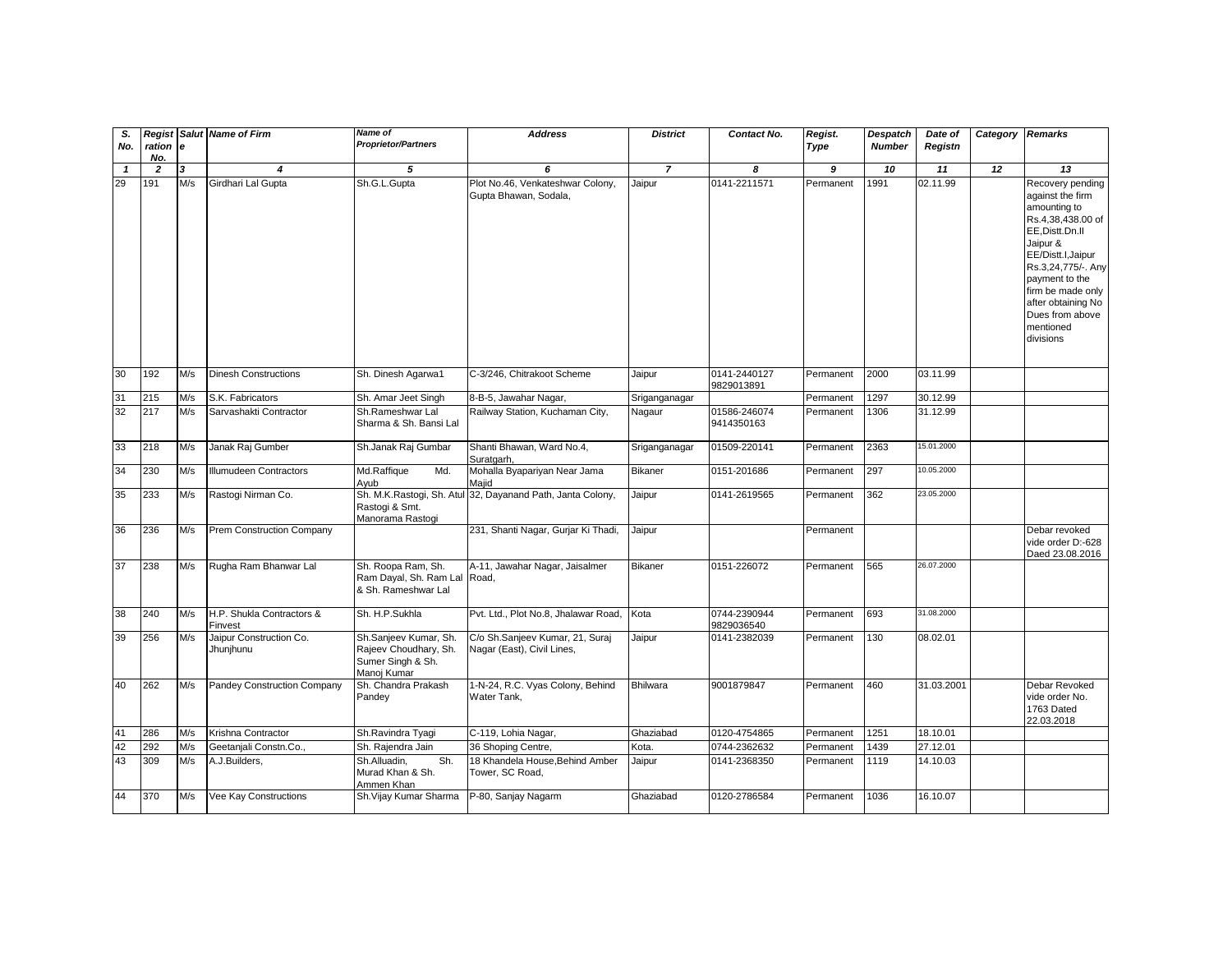| S. No. | Registration No. | Salute | Name of Firm | Name of Proprietor/Partners | Address | District | Contact No. | Regist. Type | Despatch Number | Date of Registn | Category | Remarks |
|---|---|---|---|---|---|---|---|---|---|---|---|---|
| 1 | 2 | 3 | 4 | 5 | 6 | 7 | 8 | 9 | 10 | 11 | 12 | 13 |
| 29 | 191 | M/s | Girdhari Lal Gupta | Sh.G.L.Gupta | Plot No.46, Venkateshwar Colony, Gupta Bhawan, Sodala, | Jaipur | 0141-2211571 | Permanent | 1991 | 02.11.99 | | Recovery pending against the firm amounting to Rs.4,38,438.00 of EE,Distt.Dn.II Jaipur & EE/Distt.I,Jaipur Rs.3,24,775/-. Any payment to the firm be made only after obtaining No Dues from above mentioned divisions |
| 30 | 192 | M/s | Dinesh Constructions | Sh. Dinesh Agarwa1 | C-3/246, Chitrakoot Scheme | Jaipur | 0141-2440127 9829013891 | Permanent | 2000 | 03.11.99 | | |
| 31 | 215 | M/s | S.K. Fabricators | Sh. Amar Jeet Singh | 8-B-5, Jawahar Nagar, | Sriganganagar | | Permanent | 1297 | 30.12.99 | | |
| 32 | 217 | M/s | Sarvashakti Contractor | Sh.Rameshwar Lal Sharma & Sh. Bansi Lal | Railway Station, Kuchaman City, | Nagaur | 01586-246074 9414350163 | Permanent | 1306 | 31.12.99 | | |
| 33 | 218 | M/s | Janak Raj Gumber | Sh.Janak Raj Gumbar | Shanti Bhawan, Ward No.4, Suratgarh, | Sriganganagar | 01509-220141 | Permanent | 2363 | 15.01.2000 | | |
| 34 | 230 | M/s | Illumudeen Contractors | Md.Raffique Md. Ayub | Mohalla Byapariyan Near Jama Majid | Bikaner | 0151-201686 | Permanent | 297 | 10.05.2000 | | |
| 35 | 233 | M/s | Rastogi Nirman Co. | Sh. M.K.Rastogi, Sh. Atul Rastogi & Smt. Manorama Rastogi | 32, Dayanand Path, Janta Colony, | Jaipur | 0141-2619565 | Permanent | 362 | 23.05.2000 | | |
| 36 | 236 | M/s | Prem Construction Company | | 231, Shanti Nagar, Gurjar Ki Thadi, | Jaipur | | Permanent | | | | Debar revoked vide order D:-628 Daed 23.08.2016 |
| 37 | 238 | M/s | Rugha Ram Bhanwar Lal | Sh. Roopa Ram, Sh. Ram Dayal, Sh. Ram Lal & Sh. Rameshwar Lal | A-11, Jawahar Nagar, Jaisalmer Road, | Bikaner | 0151-226072 | Permanent | 565 | 26.07.2000 | | |
| 38 | 240 | M/s | H.P. Shukla Contractors & Finvest | Sh. H.P.Sukhla | Pvt. Ltd., Plot No.8, Jhalawar Road, | Kota | 0744-2390944 9829036540 | Permanent | 693 | 31.08.2000 | | |
| 39 | 256 | M/s | Jaipur Construction Co. Jhunjhunu | Sh.Sanjeev Kumar, Sh. Rajeev Choudhary, Sh. Sumer Singh & Sh. Manoj Kumar | C/o Sh.Sanjeev Kumar, 21, Suraj Nagar (East), Civil Lines, | Jaipur | 0141-2382039 | Permanent | 130 | 08.02.01 | | |
| 40 | 262 | M/s | Pandey Construction Company | Sh. Chandra Prakash Pandey | 1-N-24, R.C. Vyas Colony, Behind Water Tank, | Bhilwara | 9001879847 | Permanent | 460 | 31.03.2001 | | Debar Revoked vide order No. 1763 Dated 22.03.2018 |
| 41 | 286 | M/s | Krishna Contractor | Sh.Ravindra Tyagi | C-119, Lohia Nagar, | Ghaziabad | 0120-4754865 | Permanent | 1251 | 18.10.01 | | |
| 42 | 292 | M/s | Geetanjali Constn.Co., | Sh. Rajendra Jain | 36 Shoping Centre, | Kota. | 0744-2362632 | Permanent | 1439 | 27.12.01 | | |
| 43 | 309 | M/s | A.J.Builders, | Sh.Alluadin, Sh. Murad Khan & Sh. Ammen Khan | 18 Khandela House,Behind Amber Tower, SC Road, | Jaipur | 0141-2368350 | Permanent | 1119 | 14.10.03 | | |
| 44 | 370 | M/s | Vee Kay Constructions | Sh.Vijay Kumar Sharma | P-80, Sanjay Nagarm | Ghaziabad | 0120-2786584 | Permanent | 1036 | 16.10.07 | | |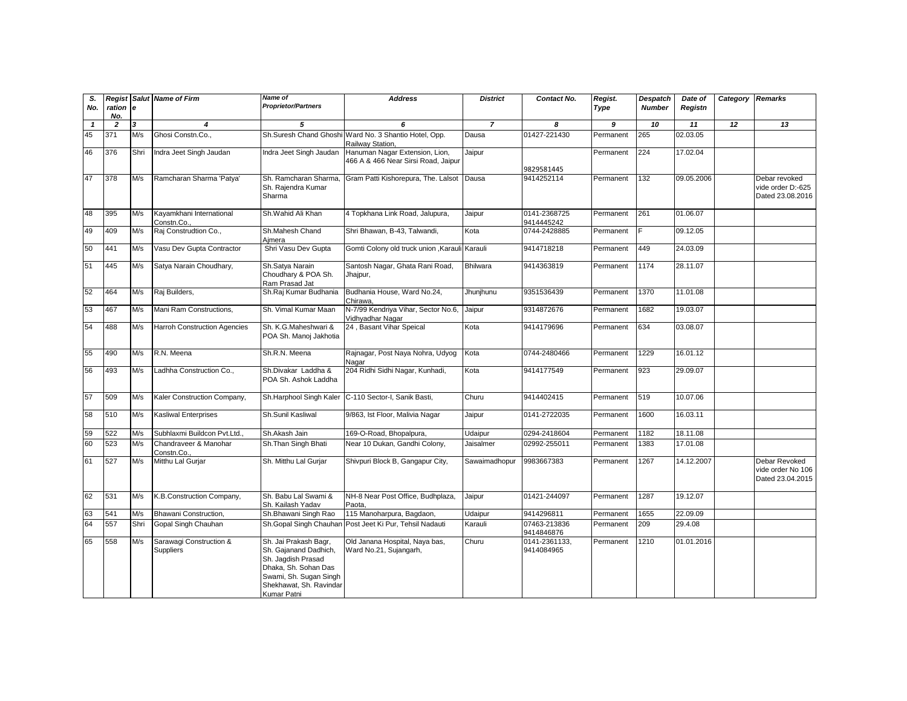| S. No. | Registration No. | Salute | Name of Firm | Name of Proprietor/Partners | Address | District | Contact No. | Regist. Type | Despatch Number | Date of Registn | Category | Remarks |
|---|---|---|---|---|---|---|---|---|---|---|---|---|
| 1 | 2 | 3 | 4 | 5 | 6 | 7 | 8 | 9 | 10 | 11 | 12 | 13 |
| 45 | 371 | M/s | Ghosi Constn.Co., | Sh.Suresh Chand Ghoshi | Ward No. 3 Shantio Hotel, Opp. Railway Station, | Dausa | 01427-221430 | Permanent | 265 | 02.03.05 | | |
| 46 | 376 | Shri | Indra Jeet Singh Jaudan | Indra Jeet Singh Jaudan | Hanuman Nagar Extension, Lion, 466 A & 466 Near Sirsi Road, Jaipur | Jaipur | 9829581445 | Permanent | 224 | 17.02.04 | | |
| 47 | 378 | M/s | Ramcharan Sharma 'Patya' | Sh. Ramcharan Sharma, Sh. Rajendra Kumar Sharma | Gram Patti Kishorepura, The. Lalsot | Dausa | 9414252114 | Permanent | 132 | 09.05.2006 | | Debar revoked vide order D:-625 Dated 23.08.2016 |
| 48 | 395 | M/s | Kayamkhani International Constn.Co., | Sh.Wahid Ali Khan | 4 Topkhana Link Road, Jalupura, | Jaipur | 0141-2368725 9414445242 | Permanent | 261 | 01.06.07 | | |
| 49 | 409 | M/s | Raj Construdtion Co., | Sh.Mahesh Chand Ajmera | Shri Bhawan, B-43, Talwandi, | Kota | 0744-2428885 | Permanent | F | 09.12.05 | | |
| 50 | 441 | M/s | Vasu Dev Gupta Contractor | Shri Vasu Dev Gupta | Gomti Colony old truck union ,Karauli | Karauli | 9414718218 | Permanent | 449 | 24.03.09 | | |
| 51 | 445 | M/s | Satya Narain Choudhary, | Sh.Satya Narain Choudhary & POA Sh. Ram Prasad Jat | Santosh Nagar, Ghata Rani Road, Jhajpur, | Bhilwara | 9414363819 | Permanent | 1174 | 28.11.07 | | |
| 52 | 464 | M/s | Raj Builders, | Sh.Raj Kumar Budhania | Budhania House, Ward No.24, Chirawa, | Jhunjhunu | 9351536439 | Permanent | 1370 | 11.01.08 | | |
| 53 | 467 | M/s | Mani Ram Constructions, | Sh. Vimal Kumar Maan | N-7/99 Kendriya Vihar, Sector No.6, Vidhyadhar Nagar | Jaipur | 9314872676 | Permanent | 1682 | 19.03.07 | | |
| 54 | 488 | M/s | Harroh Construction Agencies | Sh. K.G.Maheshwari & POA Sh. Manoj Jakhotia | 24 , Basant Vihar Speical | Kota | 9414179696 | Permanent | 634 | 03.08.07 | | |
| 55 | 490 | M/s | R.N. Meena | Sh.R.N. Meena | Rajnagar, Post Naya Nohra, Udyog Nagar | Kota | 0744-2480466 | Permanent | 1229 | 16.01.12 | | |
| 56 | 493 | M/s | Ladhha Construction Co., | Sh.Divakar Laddha & POA Sh. Ashok Laddha | 204 Ridhi Sidhi Nagar, Kunhadi, | Kota | 9414177549 | Permanent | 923 | 29.09.07 | | |
| 57 | 509 | M/s | Kaler Construction Company, | Sh.Harphool Singh Kaler | C-110 Sector-I, Sanik Basti, | Churu | 9414402415 | Permanent | 519 | 10.07.06 | | |
| 58 | 510 | M/s | Kasliwal Enterprises | Sh.Sunil Kasliwal | 9/863, Ist Floor, Malivia Nagar | Jaipur | 0141-2722035 | Permanent | 1600 | 16.03.11 | | |
| 59 | 522 | M/s | Subhlaxmi Buildcon Pvt.Ltd., | Sh.Akash Jain | 169-O-Road, Bhopalpura, | Udaipur | 0294-2418604 | Permanent | 1182 | 18.11.08 | | |
| 60 | 523 | M/s | Chandraveer & Manohar Constn.Co., | Sh.Than Singh Bhati | Near 10 Dukan, Gandhi Colony, | Jaisalmer | 02992-255011 | Permanent | 1383 | 17.01.08 | | |
| 61 | 527 | M/s | Mitthu Lal Gurjar | Sh. Mitthu Lal Gurjar | Shivpuri Block B, Gangapur City, | Sawaimadhopur | 9983667383 | Permanent | 1267 | 14.12.2007 | | Debar Revoked vide order No 106 Dated 23.04.2015 |
| 62 | 531 | M/s | K.B.Construction Company, | Sh. Babu Lal Swami & Sh. Kailash Yadav | NH-8 Near Post Office, Budhplaza, Paota, | Jaipur | 01421-244097 | Permanent | 1287 | 19.12.07 | | |
| 63 | 541 | M/s | Bhawani Construction, | Sh.Bhawani Singh Rao | 115 Manoharpura, Bagdaon, | Udaipur | 9414296811 | Permanent | 1655 | 22.09.09 | | |
| 64 | 557 | Shri | Gopal Singh Chauhan | Sh.Gopal Singh Chauhan | Post Jeet Ki Pur, Tehsil Nadauti | Karauli | 07463-213836 9414846876 | Permanent | 209 | 29.4.08 | | |
| 65 | 558 | M/s | Sarawagi Construction & Suppliers | Sh. Jai Prakash Bagr, Sh. Gajanand Dadhich, Sh. Jagdish Prasad Dhaka, Sh. Sohan Das Swami, Sh. Sugan Singh Shekhawat, Sh. Ravindar Kumar Patni | Old Janana Hospital, Naya bas, Ward No.21, Sujangarh, | Churu | 0141-2361133, 9414084965 | Permanent | 1210 | 01.01.2016 | | |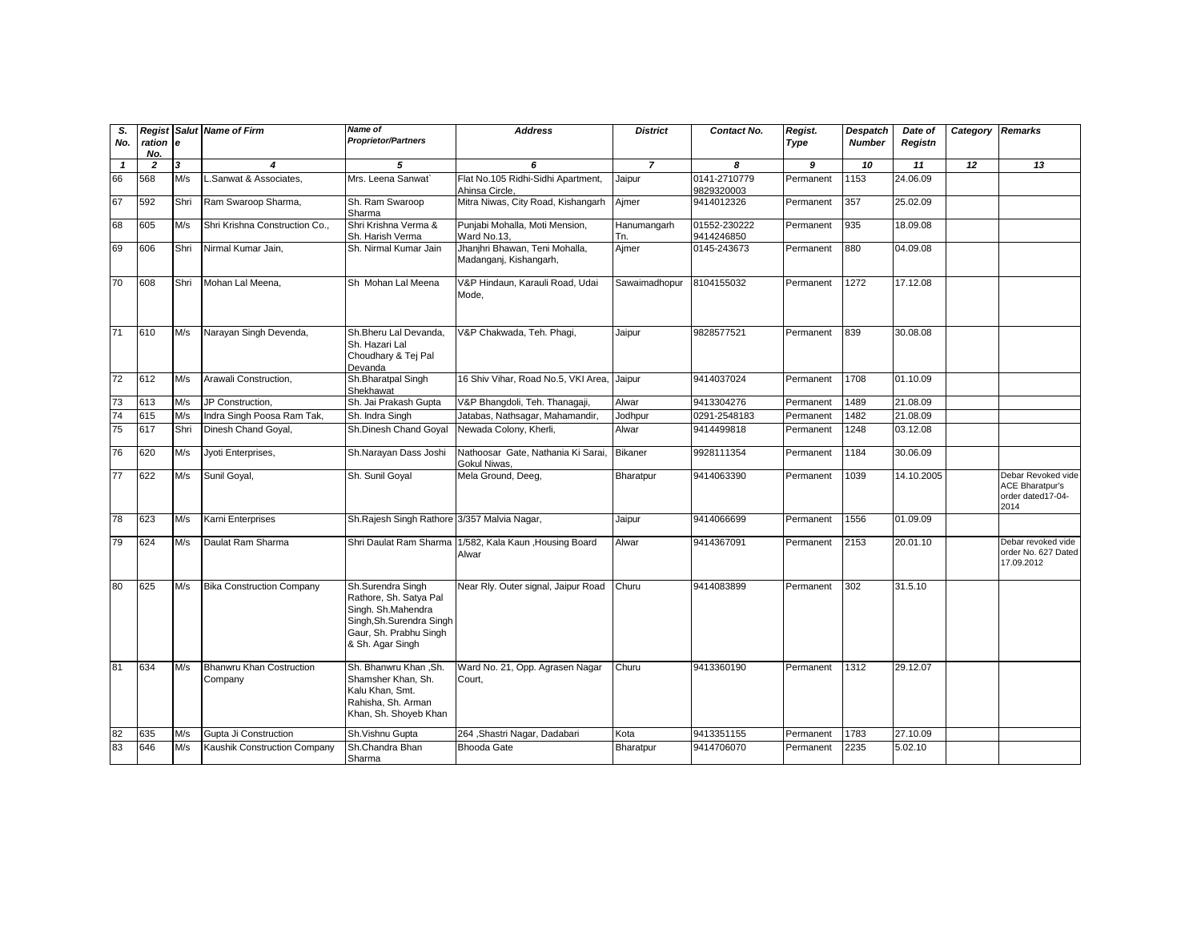| S. No. | Registration No. | Salute | Name of Firm | Name of Proprietor/Partners | Address | District | Contact No. | Regist. Type | Despatch Number | Date of Registn | Category | Remarks |
|---|---|---|---|---|---|---|---|---|---|---|---|---|
| 1 | 2 | 3 | 4 | 5 | 6 | 7 | 8 | 9 | 10 | 11 | 12 | 13 |
| 66 | 568 | M/s | L.Sanwat & Associates, | Mrs. Leena Sanwat` | Flat No.105 Ridhi-Sidhi Apartment, Ahinsa Circle, | Jaipur | 0141-2710779 9829320003 | Permanent | 1153 | 24.06.09 | | |
| 67 | 592 | Shri | Ram Swaroop Sharma, | Sh. Ram Swaroop Sharma | Mitra Niwas, City Road, Kishangarh | Ajmer | 9414012326 | Permanent | 357 | 25.02.09 | | |
| 68 | 605 | M/s | Shri Krishna Construction Co., | Shri Krishna Verma & Sh. Harish Verma | Punjabi Mohalla, Moti Mension, Ward No.13, | Hanumangarh Tn. | 01552-230222 9414246850 | Permanent | 935 | 18.09.08 | | |
| 69 | 606 | Shri | Nirmal Kumar Jain, | Sh. Nirmal Kumar Jain | Jhanjhri Bhawan, Teni Mohalla, Madanganj, Kishangarh, | Ajmer | 0145-243673 | Permanent | 880 | 04.09.08 | | |
| 70 | 608 | Shri | Mohan Lal Meena, | Sh Mohan Lal Meena | V&P Hindaun, Karauli Road, Udai Mode, | Sawaimadhopur | 8104155032 | Permanent | 1272 | 17.12.08 | | |
| 71 | 610 | M/s | Narayan Singh Devenda, | Sh.Bheru Lal Devanda, Sh. Hazari Lal Choudhary & Tej Pal Devanda | V&P Chakwada, Teh. Phagi, | Jaipur | 9828577521 | Permanent | 839 | 30.08.08 | | |
| 72 | 612 | M/s | Arawali Construction, | Sh.Bharatpal Singh Shekhawat | 16 Shiv Vihar, Road No.5, VKI Area, | Jaipur | 9414037024 | Permanent | 1708 | 01.10.09 | | |
| 73 | 613 | M/s | JP Construction, | Sh. Jai Prakash Gupta | V&P Bhangdoli, Teh. Thanagaji, | Alwar | 9413304276 | Permanent | 1489 | 21.08.09 | | |
| 74 | 615 | M/s | Indra Singh Poosa Ram Tak, | Sh. Indra Singh | Jatabas, Nathsagar, Mahamandir, | Jodhpur | 0291-2548183 | Permanent | 1482 | 21.08.09 | | |
| 75 | 617 | Shri | Dinesh Chand Goyal, | Sh.Dinesh Chand Goyal | Newada Colony, Kherli, | Alwar | 9414499818 | Permanent | 1248 | 03.12.08 | | |
| 76 | 620 | M/s | Jyoti Enterprises, | Sh.Narayan Dass Joshi | Nathoosar Gate, Nathania Ki Sarai, Gokul Niwas, | Bikaner | 9928111354 | Permanent | 1184 | 30.06.09 | | |
| 77 | 622 | M/s | Sunil Goyal, | Sh. Sunil Goyal | Mela Ground, Deeg, | Bharatpur | 9414063390 | Permanent | 1039 | 14.10.2005 | | Debar Revoked vide ACE Bharatpur's order dated17-04-2014 |
| 78 | 623 | M/s | Karni Enterprises | Sh.Rajesh Singh Rathore | 3/357 Malvia Nagar, | Jaipur | 9414066699 | Permanent | 1556 | 01.09.09 | | |
| 79 | 624 | M/s | Daulat Ram Sharma | Shri Daulat Ram Sharma | 1/582, Kala Kaun ,Housing Board Alwar | Alwar | 9414367091 | Permanent | 2153 | 20.01.10 | | Debar revoked vide order No. 627 Dated 17.09.2012 |
| 80 | 625 | M/s | Bika Construction Company | Sh.Surendra Singh Rathore, Sh. Satya Pal Singh. Sh.Mahendra Singh,Sh.Surendra Singh Gaur, Sh. Prabhu Singh & Sh. Agar Singh | Near Rly. Outer signal, Jaipur Road | Churu | 9414083899 | Permanent | 302 | 31.5.10 | | |
| 81 | 634 | M/s | Bhanwru Khan Costruction Company | Sh. Bhanwru Khan ,Sh. Shamsher Khan, Sh. Kalu Khan, Smt. Rahisha, Sh. Arman Khan, Sh. Shoyeb Khan | Ward No. 21, Opp. Agrasen Nagar Court, | Churu | 9413360190 | Permanent | 1312 | 29.12.07 | | |
| 82 | 635 | M/s | Gupta Ji Construction | Sh.Vishnu Gupta | 264 ,Shastri Nagar, Dadabari | Kota | 9413351155 | Permanent | 1783 | 27.10.09 | | |
| 83 | 646 | M/s | Kaushik Construction Company | Sh.Chandra Bhan Sharma | Bhooda Gate | Bharatpur | 9414706070 | Permanent | 2235 | 5.02.10 | | |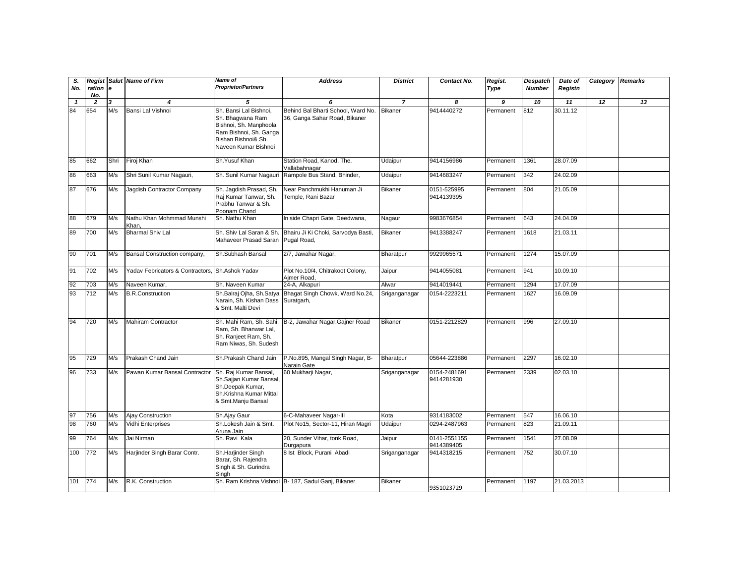| S. No. | Registration No. | Salute | Name of Firm | Name of Proprietor/Partners | Address | District | Contact No. | Regist. Type | Despatch Number | Date of Registn | Category | Remarks |
|---|---|---|---|---|---|---|---|---|---|---|---|---|
| 1 | 2 | 3 | 4 | 5 | 6 | 7 | 8 | 9 | 10 | 11 | 12 | 13 |
| 84 | 654 | M/s | Bansi Lal Vishnoi | Sh. Bansi Lal Bishnoi, Sh. Bhagwana Ram Bishnoi, Sh. Manphoola Ram Bishnoi, Sh. Ganga Bishan Bishnoi& Sh. Naveen Kumar Bishnoi | Behind Bal Bharti School, Ward No. 36, Ganga Sahar Road, Bikaner | Bikaner | 9414440272 | Permanent | 812 | 30.11.12 | | |
| 85 | 662 | Shri | Firoj Khan | Sh.Yusuf Khan | Station Road, Kanod, The. Vallabahnagar | Udaipur | 9414156986 | Permanent | 1361 | 28.07.09 | | |
| 86 | 663 | M/s | Shri Sunil Kumar Nagauri, | Sh. Sunil Kumar Nagauri | Rampole Bus Stand, Bhinder, | Udaipur | 9414683247 | Permanent | 342 | 24.02.09 | | |
| 87 | 676 | M/s | Jagdish Contractor Company | Sh. Jagdish Prasad, Sh. Raj Kumar Tanwar, Sh. Prabhu Tanwar & Sh. Poonam Chand | Near Panchmukhi Hanuman Ji Temple, Rani Bazar | Bikaner | 0151-525995 9414139395 | Permanent | 804 | 21.05.09 | | |
| 88 | 679 | M/s | Nathu Khan Mohmmad Munshi Khan, | Sh. Nathu Khan | In side Chapri Gate, Deedwana, | Nagaur | 9983676854 | Permanent | 643 | 24.04.09 | | |
| 89 | 700 | M/s | Bharmal Shiv Lal | Sh. Shiv Lal Saran & Sh. Mahaveer Prasad Saran | Bhairu Ji Ki Choki, Sarvodya Basti, Pugal Road, | Bikaner | 9413388247 | Permanent | 1618 | 21.03.11 | | |
| 90 | 701 | M/s | Bansal Construction company, | Sh.Subhash Bansal | 2/7, Jawahar Nagar, | Bharatpur | 9929965571 | Permanent | 1274 | 15.07.09 | | |
| 91 | 702 | M/s | Yadav Febricators & Contractors, | Sh.Ashok Yadav | Plot No.10/4, Chitrakoot Colony, Ajmer Road, | Jaipur | 9414055081 | Permanent | 941 | 10.09.10 | | |
| 92 | 703 | M/s | Naveen Kumar, | Sh. Naveen Kumar | 24-A, Alkapuri | Alwar | 9414019441 | Permanent | 1294 | 17.07.09 | | |
| 93 | 712 | M/s | B.R.Construction | Sh.Balraj Ojha, Sh.Satya Narain, Sh. Kishan Dass & Smt. Malti Devi | Bhagat Singh Chowk, Ward No.24, Suratgarh, | Sriganganagar | 0154-2223211 | Permanent | 1627 | 16.09.09 | | |
| 94 | 720 | M/s | Mahiram Contractor | Sh. Mahi Ram, Sh. Sahi Ram, Sh. Bhanwar Lal, Sh. Ranjeet Ram, Sh. Ram Niwas, Sh. Sudesh | B-2, Jawahar Nagar,Gajner Road | Bikaner | 0151-2212829 | Permanent | 996 | 27.09.10 | | |
| 95 | 729 | M/s | Prakash Chand Jain | Sh.Prakash Chand Jain | P.No.895, Mangal Singh Nagar, B-Narain Gate | Bharatpur | 05644-223886 | Permanent | 2297 | 16.02.10 | | |
| 96 | 733 | M/s | Pawan Kumar Bansal Contractor | Sh. Raj Kumar Bansal, Sh.Sajjan Kumar Bansal, Sh.Deepak Kumar, Sh.Krishna Kumar Mittal & Smt.Manju Bansal | 60 Mukharji Nagar, | Sriganganagar | 0154-2481691 9414281930 | Permanent | 2339 | 02.03.10 | | |
| 97 | 756 | M/s | Ajay Construction | Sh.Ajay Gaur | 6-C-Mahaveer Nagar-III | Kota | 9314183002 | Permanent | 547 | 16.06.10 | | |
| 98 | 760 | M/s | Vidhi Enterprises | Sh.Lokesh Jain & Smt. Aruna Jain | Plot No15, Sector-11, Hiran Magri | Udaipur | 0294-2487963 | Permanent | 823 | 21.09.11 | | |
| 99 | 764 | M/s | Jai Nirman | Sh. Ravi Kala | 20, Sunder Vihar, tonk Road, Durgapura | Jaipur | 0141-2551155 9414389405 | Permanent | 1541 | 27.08.09 | | |
| 100 | 772 | M/s | Harjinder Singh Barar Contr. | Sh.Harjinder Singh Barar, Sh. Rajendra Singh & Sh. Gurindra Singh | 8 Ist Block, Purani Abadi | Sriganganagar | 9414318215 | Permanent | 752 | 30.07.10 | | |
| 101 | 774 | M/s | R.K. Construction | Sh. Ram Krishna Vishnoi | B- 187, Sadul Ganj, Bikaner | Bikaner | 9351023729 | Permanent | 1197 | 21.03.2013 | | |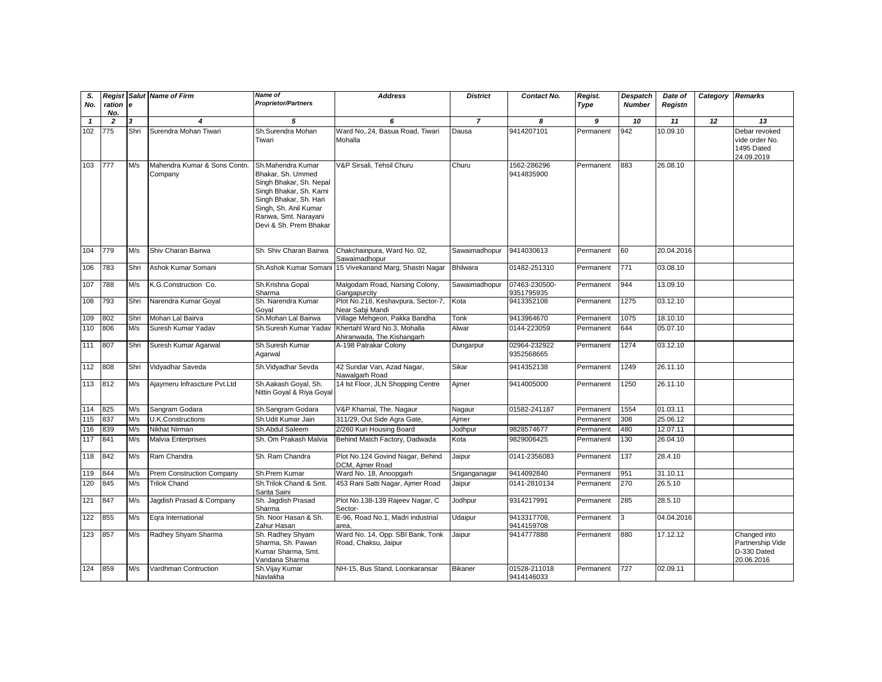| S. No. | Registration No. | Salute | Name of Firm | Name of Proprietor/Partners | Address | District | Contact No. | Regist. Type | Despatch Number | Date of Registn | Category | Remarks |
|---|---|---|---|---|---|---|---|---|---|---|---|---|
| 1 | 2 | 3 | 4 | 5 | 6 | 7 | 8 | 9 | 10 | 11 | 12 | 13 |
| 102 | 775 | Shri | Surendra Mohan Tiwari | Sh.Surendra Mohan Tiwari | Ward No,.24, Basua Road, Tiwari Mohalla | Dausa | 9414207101 | Permanent | 942 | 10.09.10 | | Debar revoked vide order No. 1495 Dated 24.09.2019 |
| 103 | 777 | M/s | Mahendra Kumar & Sons Contn. Company | Sh.Mahendra Kumar Bhakar, Sh. Ummed Singh Bhakar, Sh. Nepal Singh Bhakar, Sh. Karni Singh Bhakar, Sh. Hari Singh, Sh. Anil Kumar Ranwa, Smt. Narayani Devi & Sh. Prem Bhakar | V&P Sirsali, Tehsil Churu | Churu | 1562-286296 9414835900 | Permanent | 883 | 26.08.10 | | |
| 104 | 779 | M/s | Shiv Charan Bairwa | Sh. Shiv Charan Bairwa | Chakchainpura, Ward No. 02, Sawaimadhopur | Sawaimadhopur | 9414030613 | Permanent | 60 | 20.04.2016 | | |
| 106 | 783 | Shri | Ashok Kumar Somani | Sh.Ashok Kumar Somani | 15 Vivekanand Marg, Shastri Nagar | Bhilwara | 01482-251310 | Permanent | 771 | 03.08.10 | | |
| 107 | 788 | M/s | K.G.Construction Co. | Sh.Krishna Gopal Sharma | Malgodam Road, Narsing Colony, Gangapurcity | Sawaimadhopur | 07463-230500- 9351795935 | Permanent | 944 | 13.09.10 | | |
| 108 | 793 | Shri | Narendra Kumar Goyal | Sh. Narendra Kumar Goyal | Plot No.218, Keshavpura, Sector-7, Near Sabji Mandi | Kota | 9413352108 | Permanent | 1275 | 03.12.10 | | |
| 109 | 802 | Shri | Mohan Lal Bairva | Sh.Mohan Lal Bairwa | Village Mehgeon, Pakka Bandha | Tonk | 9413964670 | Permanent | 1075 | 18.10.10 | | |
| 110 | 806 | M/s | Suresh Kumar Yadav | Sh.Suresh Kumar Yadav | Khertahl Ward No.3, Mohalla Ahiranwada, The.Kishangarh | Alwar | 0144-223059 | Permanent | 644 | 05.07.10 | | |
| 111 | 807 | Shri | Suresh Kumar Agarwal | Sh.Suresh Kumar Agarwal | A-198 Patrakar Colony | Dungarpur | 02964-232922 9352568665 | Permanent | 1274 | 03.12.10 | | |
| 112 | 808 | Shri | Vidyadhar Saveda | Sh.Vidyadhar Sevda | 42 Sundar Van, Azad Nagar, Nawalgarh Road | Sikar | 9414352138 | Permanent | 1249 | 26.11.10 | | |
| 113 | 812 | M/s | Ajaymeru Infrascture Pvt.Ltd | Sh.Aakash Goyal, Sh. Nittin Goyal & Riya Goyal | 14 Ist Floor, JLN Shopping Centre | Ajmer | 9414005000 | Permanent | 1250 | 26.11.10 | | |
| 114 | 825 | M/s | Sangram Godara | Sh.Sangram Godara | V&P Kharnal, The. Nagaur | Nagaur | 01582-241187 | Permanent | 1554 | 01.03.11 | | |
| 115 | 837 | M/s | U.K.Constructions | Sh.Udit Kumar Jain | 311/29, Out Side Agra Gate, | Ajmer | | Permanent | 308 | 25.06.12 | | |
| 116 | 839 | M/s | Nikhat Nirman | Sh.Abdul Saleem | 2/260 Kuri Housing Board | Jodhpur | 9828574677 | Permanent | 480 | 12.07.11 | | |
| 117 | 841 | M/s | Malvia Enterprises | Sh. Om Prakash Malvia | Behind Match Factory, Dadwada | Kota | 9829006425 | Permanent | 130 | 26.04.10 | | |
| 118 | 842 | M/s | Ram Chandra | Sh. Ram Chandra | Plot No.124 Govind Nagar, Behind DCM, Ajmer Road | Jaipur | 0141-2356083 | Permanent | 137 | 28.4.10 | | |
| 119 | 844 | M/s | Prem Construction Company | Sh.Prem Kumar | Ward No. 18, Anoopgarh | Sriganganagar | 9414092840 | Permanent | 951 | 31.10.11 | | |
| 120 | 845 | M/s | Trilok Chand | Sh.Trilok Chand & Smt. Sarita Saini | 453 Rani Satti Nagar, Ajmer Road | Jaipur | 0141-2810134 | Permanent | 270 | 26.5.10 | | |
| 121 | 847 | M/s | Jagdish Prasad & Company | Sh. Jagdish Prasad Sharma | Plot No.138-139 Rajeev Nagar, C Sector- | Jodhpur | 9314217991 | Permanent | 285 | 28.5.10 | | |
| 122 | 855 | M/s | Eqra International | Sh. Noor Hasan & Sh. Zahur Hasan | E-96, Road No.1, Madri industrial area, | Udaipur | 9413317708, 9414159708 | Permanent | 3 | 04.04.2016 | | |
| 123 | 857 | M/s | Radhey Shyam Sharma | Sh. Radhey Shyam Sharma, Sh. Pawan Kumar Sharma, Smt. Vandana Sharma | Ward No. 14, Opp. SBI Bank, Tonk Road, Chaksu, Jaipur | Jaipur | 9414777888 | Permanent | 880 | 17.12.12 | | Changed into Partnership Vide D-330 Dated 20.06.2016 |
| 124 | 859 | M/s | Vardhman Contruction | Sh.Vijay Kumar Navlakha | NH-15, Bus Stand, Loonkaransar | Bikaner | 01528-211018 9414146033 | Permanent | 727 | 02.09.11 | | |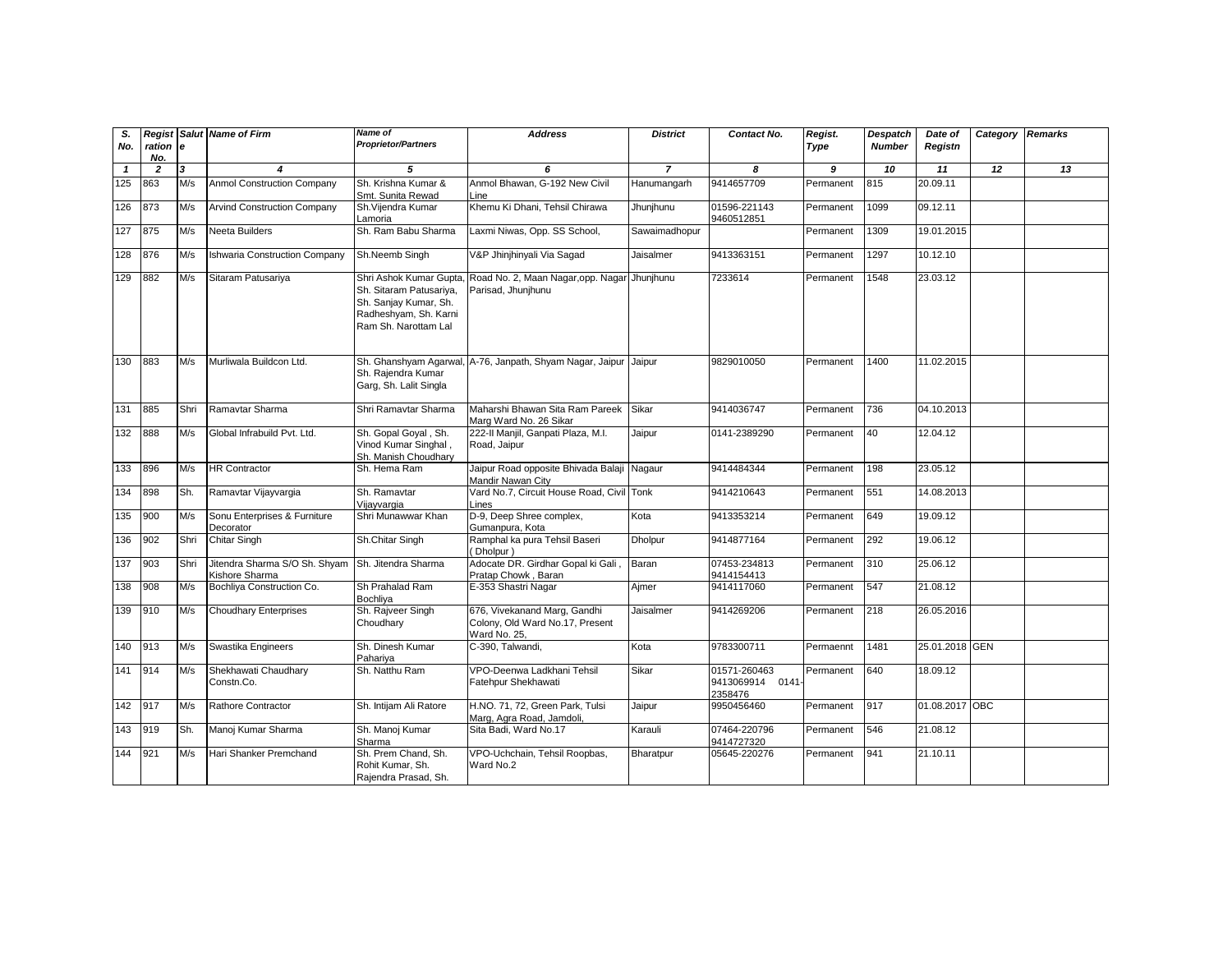| S. No. | Registration No. | Salute | Name of Firm | Name of Proprietor/Partners | Address | District | Contact No. | Regist. Type | Despatch Number | Date of Registn | Category | Remarks |
|---|---|---|---|---|---|---|---|---|---|---|---|---|
| 1 | 2 | 3 | 4 | 5 | 6 | 7 | 8 | 9 | 10 | 11 | 12 | 13 |
| 125 | 863 | M/s | Anmol Construction Company | Sh. Krishna Kumar & Smt. Sunita Rewad | Anmol Bhawan, G-192 New Civil Line | Hanumangarh | 9414657709 | Permanent | 815 | 20.09.11 | | |
| 126 | 873 | M/s | Arvind Construction Company | Sh.Vijendra Kumar Lamoria | Khemu Ki Dhani, Tehsil Chirawa | Jhunjhunu | 01596-221143 9460512851 | Permanent | 1099 | 09.12.11 | | |
| 127 | 875 | M/s | Neeta Builders | Sh. Ram Babu Sharma | Laxmi Niwas, Opp. SS School, | Sawaimadhopur | | Permanent | 1309 | 19.01.2015 | | |
| 128 | 876 | M/s | Ishwaria Construction Company | Sh.Neemb Singh | V&P Jhinjhinyali Via Sagad | Jaisalmer | 9413363151 | Permanent | 1297 | 10.12.10 | | |
| 129 | 882 | M/s | Sitaram Patusariya | Shri Ashok Kumar Gupta, Sh. Sitaram Patusariya, Sh. Sanjay Kumar, Sh. Radheshyam, Sh. Karni Ram Sh. Narottam Lal | Road No. 2, Maan Nagar,opp. Nagar Parisad, Jhunjhunu | Jhunjhunu | 7233614 | Permanent | 1548 | 23.03.12 | | |
| 130 | 883 | M/s | Murliwala Buildcon Ltd. | Sh. Ghanshyam Agarwal, Sh. Rajendra Kumar Garg, Sh. Lalit Singla | A-76, Janpath, Shyam Nagar, Jaipur | Jaipur | 9829010050 | Permanent | 1400 | 11.02.2015 | | |
| 131 | 885 | Shri | Ramavtar Sharma | Shri Ramavtar Sharma | Maharshi Bhawan Sita Ram Pareek Marg Ward No. 26 Sikar | Sikar | 9414036747 | Permanent | 736 | 04.10.2013 | | |
| 132 | 888 | M/s | Global Infrabuild Pvt. Ltd. | Sh. Gopal Goyal , Sh. Vinod Kumar Singhal , Sh. Manish Choudhary | 222-II Manjil, Ganpati Plaza, M.I. Road, Jaipur | Jaipur | 0141-2389290 | Permanent | 40 | 12.04.12 | | |
| 133 | 896 | M/s | HR Contractor | Sh. Hema Ram | Jaipur Road opposite Bhivada Balaji Mandir Nawan City | Nagaur | 9414484344 | Permanent | 198 | 23.05.12 | | |
| 134 | 898 | Sh. | Ramavtar Vijayvargia | Sh. Ramavtar Vijayvargia | Vard No.7, Circuit House Road, Civil Lines | Tonk | 9414210643 | Permanent | 551 | 14.08.2013 | | |
| 135 | 900 | M/s | Sonu Enterprises & Furniture Decorator | Shri Munawwar Khan | D-9, Deep Shree complex, Gumanpura, Kota | Kota | 9413353214 | Permanent | 649 | 19.09.12 | | |
| 136 | 902 | Shri | Chitar Singh | Sh.Chitar Singh | Ramphal ka pura Tehsil Baseri ( Dholpur ) | Dholpur | 9414877164 | Permanent | 292 | 19.06.12 | | |
| 137 | 903 | Shri | Jitendra Sharma S/O Sh. Shyam Kishore Sharma | Sh. Jitendra Sharma | Adocate DR. Girdhar Gopal ki Gali , Pratap Chowk , Baran | Baran | 07453-234813 9414154413 | Permanent | 310 | 25.06.12 | | |
| 138 | 908 | M/s | Bochliya Construction Co. | Sh Prahalad Ram Bochliya | E-353 Shastri Nagar | Ajmer | 9414117060 | Permanent | 547 | 21.08.12 | | |
| 139 | 910 | M/s | Choudhary Enterprises | Sh. Rajveer Singh Choudhary | 676, Vivekanand Marg, Gandhi Colony, Old Ward No.17, Present Ward No. 25, | Jaisalmer | 9414269206 | Permanent | 218 | 26.05.2016 | | |
| 140 | 913 | M/s | Swastika Engineers | Sh. Dinesh Kumar Pahariya | C-390, Talwandi, | Kota | 9783300711 | Permaennt | 1481 | 25.01.2018 | GEN | |
| 141 | 914 | M/s | Shekhawati Chaudhary Constn.Co. | Sh. Natthu Ram | VPO-Deenwa Ladkhani Tehsil Fatehpur Shekhawati | Sikar | 01571-260463 9413069914 0141-2358476 | Permanent | 640 | 18.09.12 | | |
| 142 | 917 | M/s | Rathore Contractor | Sh. Intijam Ali Ratore | H.NO. 71, 72, Green Park, Tulsi Marg, Agra Road, Jamdoli, | Jaipur | 9950456460 | Permanent | 917 | 01.08.2017 | OBC | |
| 143 | 919 | Sh. | Manoj Kumar Sharma | Sh. Manoj Kumar Sharma | Sita Badi, Ward No.17 | Karauli | 07464-220796 9414727320 | Permanent | 546 | 21.08.12 | | |
| 144 | 921 | M/s | Hari Shanker Premchand | Sh. Prem Chand, Sh. Rohit Kumar, Sh. Rajendra Prasad, Sh. | VPO-Uchchain, Tehsil Roopbas, Ward No.2 | Bharatpur | 05645-220276 | Permanent | 941 | 21.10.11 | | |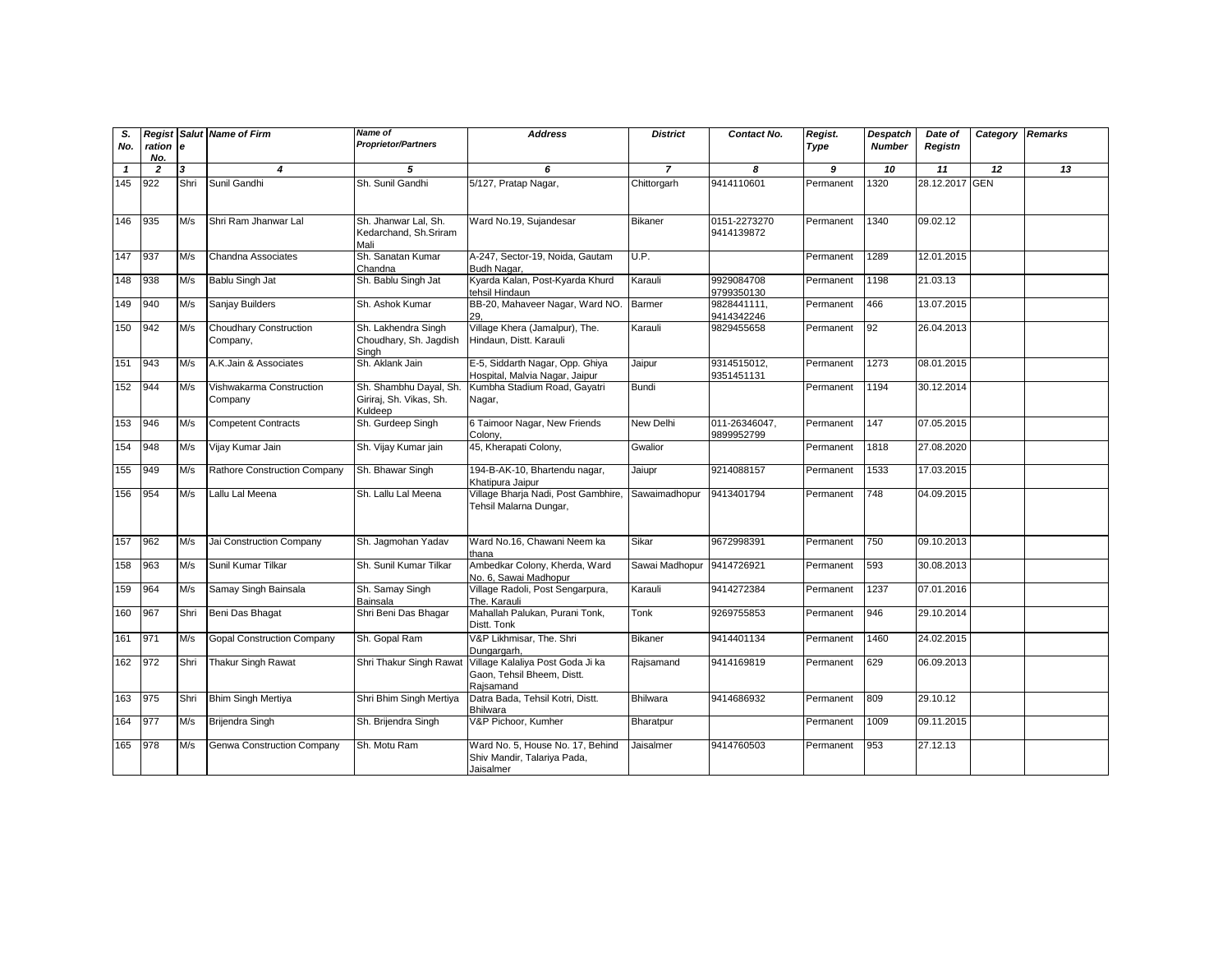| S. No. | Registration No. | Salute | Name of Firm | Name of Proprietor/Partners | Address | District | Contact No. | Regist. Type | Despatch Number | Date of Registn | Category | Remarks |
|---|---|---|---|---|---|---|---|---|---|---|---|---|
| 1 | 2 | 3 | 4 | 5 | 6 | 7 | 8 | 9 | 10 | 11 | 12 | 13 |
| 145 | 922 | Shri | Sunil Gandhi | Sh. Sunil Gandhi | 5/127, Pratap Nagar, | Chittorgarh | 9414110601 | Permanent | 1320 | 28.12.2017 | GEN | |
| 146 | 935 | M/s | Shri Ram Jhanwar Lal | Sh. Jhanwar Lal, Sh. Kedarchand, Sh.Sriram Mali | Ward No.19, Sujandesar | Bikaner | 0151-2273270 9414139872 | Permanent | 1340 | 09.02.12 | | |
| 147 | 937 | M/s | Chandna Associates | Sh. Sanatan Kumar Chandna | A-247, Sector-19, Noida, Gautam Budh Nagar, | U.P. | | Permanent | 1289 | 12.01.2015 | | |
| 148 | 938 | M/s | Bablu Singh Jat | Sh. Bablu Singh Jat | Kyarda Kalan, Post-Kyarda Khurd tehsil Hindaun | Karauli | 9929084708 9799350130 | Permanent | 1198 | 21.03.13 | | |
| 149 | 940 | M/s | Sanjay Builders | Sh. Ashok Kumar | BB-20, Mahaveer Nagar, Ward NO. 29, | Barmer | 9828441111, 9414342246 | Permanent | 466 | 13.07.2015 | | |
| 150 | 942 | M/s | Choudhary Construction Company, | Sh. Lakhendra Singh Choudhary, Sh. Jagdish Singh | Village Khera (Jamalpur), The. Hindaun, Distt. Karauli | Karauli | 9829455658 | Permanent | 92 | 26.04.2013 | | |
| 151 | 943 | M/s | A.K.Jain & Associates | Sh. Aklank Jain | E-5, Siddarth Nagar, Opp. Ghiya Hospital, Malvia Nagar, Jaipur | Jaipur | 9314515012, 9351451131 | Permanent | 1273 | 08.01.2015 | | |
| 152 | 944 | M/s | Vishwakarma Construction Company | Sh. Shambhu Dayal, Sh. Giriraj, Sh. Vikas, Sh. Kuldeep | Kumbha Stadium Road, Gayatri Nagar, | Bundi | | Permanent | 1194 | 30.12.2014 | | |
| 153 | 946 | M/s | Competent Contracts | Sh. Gurdeep Singh | 6 Taimoor Nagar, New Friends Colony, | New Delhi | 011-26346047, 9899952799 | Permanent | 147 | 07.05.2015 | | |
| 154 | 948 | M/s | Vijay Kumar Jain | Sh. Vijay Kumar jain | 45, Kherapati Colony, | Gwalior | | Permanent | 1818 | 27.08.2020 | | |
| 155 | 949 | M/s | Rathore Construction Company | Sh. Bhawar Singh | 194-B-AK-10, Bhartendu nagar, Khatipura Jaipur | Jaiupr | 9214088157 | Permanent | 1533 | 17.03.2015 | | |
| 156 | 954 | M/s | Lallu Lal Meena | Sh. Lallu Lal Meena | Village Bharja Nadi, Post Gambhire, Tehsil Malarna Dungar, | Sawaimadhopur | 9413401794 | Permanent | 748 | 04.09.2015 | | |
| 157 | 962 | M/s | Jai Construction Company | Sh. Jagmohan Yadav | Ward No.16, Chawani Neem ka thana | Sikar | 9672998391 | Permanent | 750 | 09.10.2013 | | |
| 158 | 963 | M/s | Sunil Kumar Tilkar | Sh. Sunil Kumar Tilkar | Ambedkar Colony, Kherda, Ward No. 6, Sawai Madhopur | Sawai Madhopur | 9414726921 | Permanent | 593 | 30.08.2013 | | |
| 159 | 964 | M/s | Samay Singh Bainsala | Sh. Samay Singh Bainsala | Village Radoli, Post Sengarpura, The. Karauli | Karauli | 9414272384 | Permanent | 1237 | 07.01.2016 | | |
| 160 | 967 | Shri | Beni Das Bhagat | Shri Beni Das Bhagar | Mahallah Palukan, Purani Tonk, Distt. Tonk | Tonk | 9269755853 | Permanent | 946 | 29.10.2014 | | |
| 161 | 971 | M/s | Gopal Construction Company | Sh. Gopal Ram | V&P Likhmisar, The. Shri Dungargarh, | Bikaner | 9414401134 | Permanent | 1460 | 24.02.2015 | | |
| 162 | 972 | Shri | Thakur Singh Rawat | Shri Thakur Singh Rawat | Village Kalaliya Post Goda Ji ka Gaon, Tehsil Bheem, Distt. Rajsamand | Rajsamand | 9414169819 | Permanent | 629 | 06.09.2013 | | |
| 163 | 975 | Shri | Bhim Singh Mertiya | Shri Bhim Singh Mertiya | Datra Bada, Tehsil Kotri, Distt. Bhilwara | Bhilwara | 9414686932 | Permanent | 809 | 29.10.12 | | |
| 164 | 977 | M/s | Brijendra Singh | Sh. Brijendra Singh | V&P Pichoor, Kumher | Bharatpur | | Permanent | 1009 | 09.11.2015 | | |
| 165 | 978 | M/s | Genwa Construction Company | Sh. Motu Ram | Ward No. 5, House No. 17, Behind Shiv Mandir, Talariya Pada, Jaisalmer | Jaisalmer | 9414760503 | Permanent | 953 | 27.12.13 | | |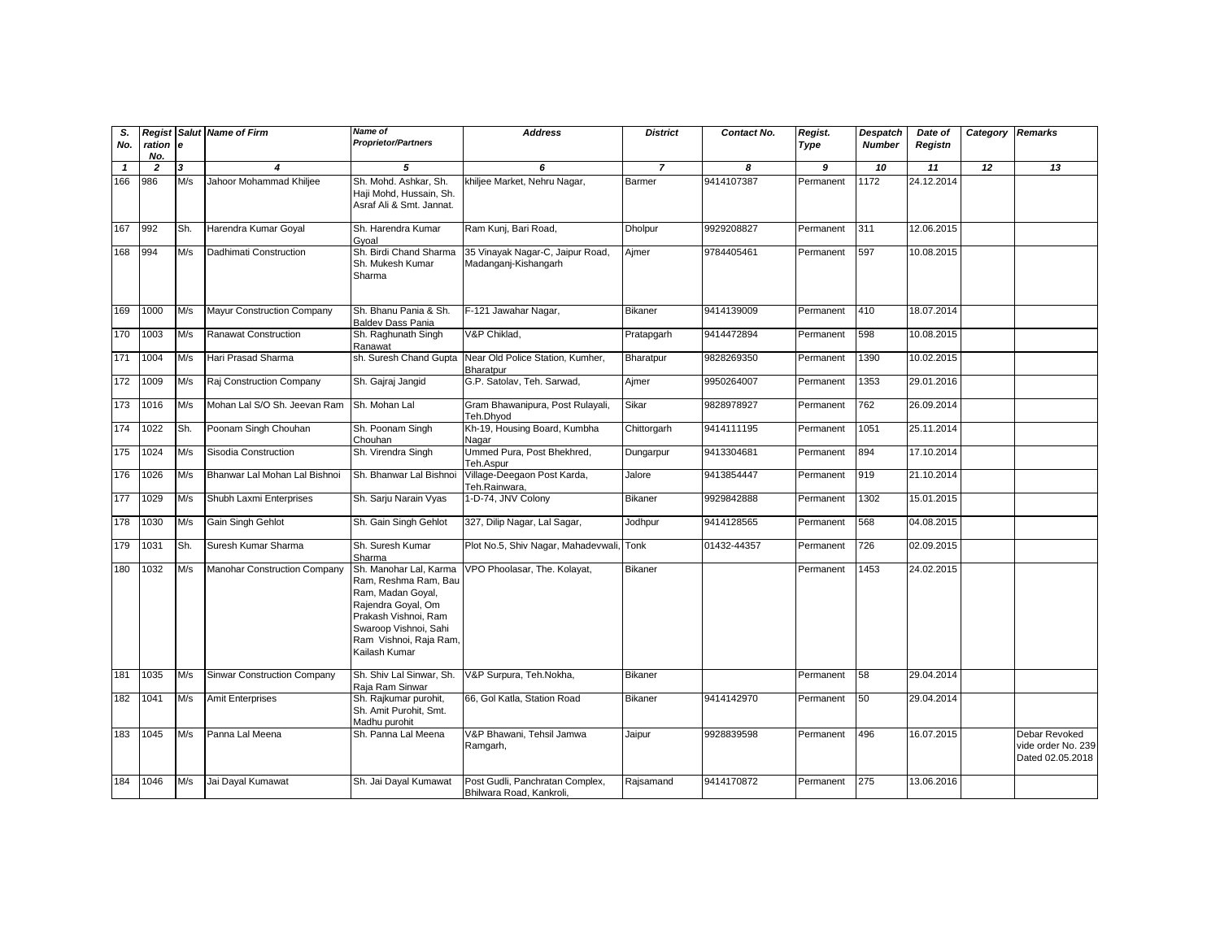| S. No. | Registration No. | Salute | Name of Firm | Name of Proprietor/Partners | Address | District | Contact No. | Regist. Type | Despatch Number | Date of Registn | Category | Remarks |
|---|---|---|---|---|---|---|---|---|---|---|---|---|
| 1 | 2 | 3 | 4 | 5 | 6 | 7 | 8 | 9 | 10 | 11 | 12 | 13 |
| 166 | 986 | M/s | Jahoor Mohammad Khiljee | Sh. Mohd. Ashkar, Sh. Haji Mohd, Hussain, Sh. Asraf Ali & Smt. Jannat. | khiljee Market, Nehru Nagar, | Barmer | 9414107387 | Permanent | 1172 | 24.12.2014 | | |
| 167 | 992 | Sh. | Harendra Kumar Goyal | Sh. Harendra Kumar Gyoal | Ram Kunj, Bari Road, | Dholpur | 9929208827 | Permanent | 311 | 12.06.2015 | | |
| 168 | 994 | M/s | Dadhimati Construction | Sh. Birdi Chand Sharma Sh. Mukesh Kumar Sharma | 35 Vinayak Nagar-C, Jaipur Road, Madanganj-Kishangarh | Ajmer | 9784405461 | Permanent | 597 | 10.08.2015 | | |
| 169 | 1000 | M/s | Mayur Construction Company | Sh. Bhanu Pania & Sh. Baldev Dass Pania | F-121 Jawahar Nagar, | Bikaner | 9414139009 | Permanent | 410 | 18.07.2014 | | |
| 170 | 1003 | M/s | Ranawat Construction | Sh. Raghunath Singh Ranawat | V&P Chiklad, | Pratapgarh | 9414472894 | Permanent | 598 | 10.08.2015 | | |
| 171 | 1004 | M/s | Hari Prasad Sharma | sh. Suresh Chand Gupta | Near Old Police Station, Kumher, Bharatpur | Bharatpur | 9828269350 | Permanent | 1390 | 10.02.2015 | | |
| 172 | 1009 | M/s | Raj Construction Company | Sh. Gajraj Jangid | G.P. Satolav, Teh. Sarwad, | Ajmer | 9950264007 | Permanent | 1353 | 29.01.2016 | | |
| 173 | 1016 | M/s | Mohan Lal S/O Sh. Jeevan Ram | Sh. Mohan Lal | Gram Bhawanipura, Post Rulayali, Teh.Dhyod | Sikar | 9828978927 | Permanent | 762 | 26.09.2014 | | |
| 174 | 1022 | Sh. | Poonam Singh Chouhan | Sh. Poonam Singh Chouhan | Kh-19, Housing Board, Kumbha Nagar | Chittorgarh | 9414111195 | Permanent | 1051 | 25.11.2014 | | |
| 175 | 1024 | M/s | Sisodia Construction | Sh. Virendra Singh | Ummed Pura, Post Bhekhred, Teh.Aspur | Dungarpur | 9413304681 | Permanent | 894 | 17.10.2014 | | |
| 176 | 1026 | M/s | Bhanwar Lal Mohan Lal Bishnoi | Sh. Bhanwar Lal Bishnoi | Village-Deegaon Post Karda, Teh.Rainwara, | Jalore | 9413854447 | Permanent | 919 | 21.10.2014 | | |
| 177 | 1029 | M/s | Shubh Laxmi Enterprises | Sh. Sarju Narain Vyas | 1-D-74, JNV Colony | Bikaner | 9929842888 | Permanent | 1302 | 15.01.2015 | | |
| 178 | 1030 | M/s | Gain Singh Gehlot | Sh. Gain Singh Gehlot | 327, Dilip Nagar, Lal Sagar, | Jodhpur | 9414128565 | Permanent | 568 | 04.08.2015 | | |
| 179 | 1031 | Sh. | Suresh Kumar Sharma | Sh. Suresh Kumar Sharma | Plot No.5, Shiv Nagar, Mahadevwali, | Tonk | 01432-44357 | Permanent | 726 | 02.09.2015 | | |
| 180 | 1032 | M/s | Manohar Construction Company | Sh. Manohar Lal, Karma Ram, Reshma Ram, Bau Ram, Madan Goyal, Rajendra Goyal, Om Prakash Vishnoi, Ram Swaroop Vishnoi, Sahi Ram Vishnoi, Raja Ram, Kailash Kumar | VPO Phoolasar, The. Kolayat, | Bikaner | | Permanent | 1453 | 24.02.2015 | | |
| 181 | 1035 | M/s | Sinwar Construction Company | Sh. Shiv Lal Sinwar, Sh. Raja Ram Sinwar | V&P Surpura, Teh.Nokha, | Bikaner | | Permanent | 58 | 29.04.2014 | | |
| 182 | 1041 | M/s | Amit Enterprises | Sh. Rajkumar purohit, Sh. Amit Purohit, Smt. Madhu purohit | 66, Gol Katla, Station Road | Bikaner | 9414142970 | Permanent | 50 | 29.04.2014 | | |
| 183 | 1045 | M/s | Panna Lal Meena | Sh. Panna Lal Meena | V&P Bhawani, Tehsil Jamwa Ramgarh, | Jaipur | 9928839598 | Permanent | 496 | 16.07.2015 | | Debar Revoked vide order No. 239 Dated 02.05.2018 |
| 184 | 1046 | M/s | Jai Dayal Kumawat | Sh. Jai Dayal Kumawat | Post Gudli, Panchratan Complex, Bhilwara Road, Kankroli, | Rajsamand | 9414170872 | Permanent | 275 | 13.06.2016 | | |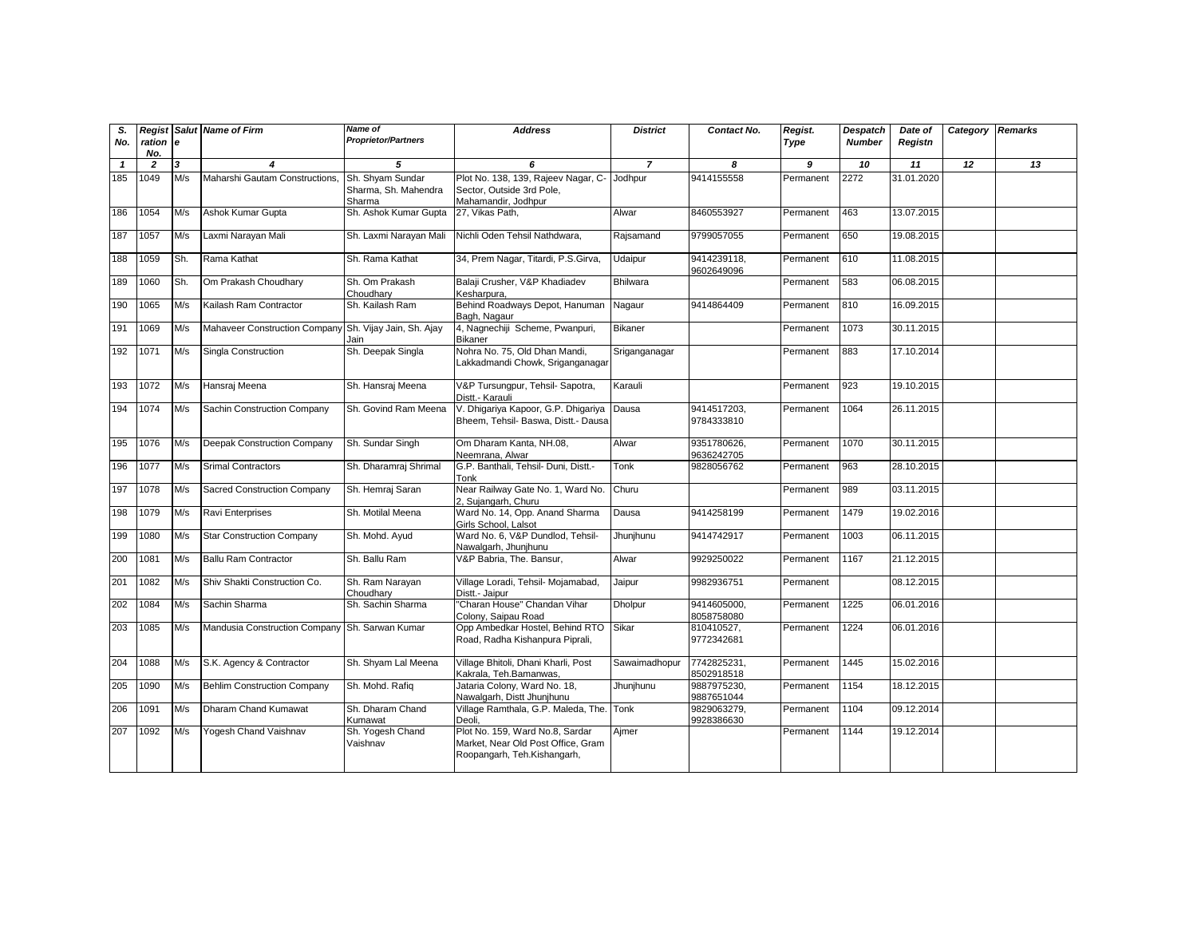| S. No. | Registration No. | Salute | Name of Firm | Name of Proprietor/Partners | Address | District | Contact No. | Regist. Type | Despatch Number | Date of Registn | Category | Remarks |
|---|---|---|---|---|---|---|---|---|---|---|---|---|
| 1 | 2 | 3 | 4 | 5 | 6 | 7 | 8 | 9 | 10 | 11 | 12 | 13 |
| 185 | 1049 | M/s | Maharshi Gautam Constructions, | Sh. Shyam Sundar Sharma, Sh. Mahendra Sharma | Plot No. 138, 139, Rajeev Nagar, C-Sector, Outside 3rd Pole, Mahamandir, Jodhpur | Jodhpur | 9414155558 | Permanent | 2272 | 31.01.2020 | | |
| 186 | 1054 | M/s | Ashok Kumar Gupta | Sh. Ashok Kumar Gupta | 27, Vikas Path, | Alwar | 8460553927 | Permanent | 463 | 13.07.2015 | | |
| 187 | 1057 | M/s | Laxmi Narayan Mali | Sh. Laxmi Narayan Mali | Nichli Oden Tehsil Nathdwara, | Rajsamand | 9799057055 | Permanent | 650 | 19.08.2015 | | |
| 188 | 1059 | Sh. | Rama Kathat | Sh. Rama Kathat | 34, Prem Nagar, Titardi, P.S.Girva, | Udaipur | 9414239118, 9602649096 | Permanent | 610 | 11.08.2015 | | |
| 189 | 1060 | Sh. | Om Prakash Choudhary | Sh. Om Prakash Choudhary | Balaji Crusher, V&P Khadiadev Kesharpura, | Bhilwara | | Permanent | 583 | 06.08.2015 | | |
| 190 | 1065 | M/s | Kailash Ram Contractor | Sh. Kailash Ram | Behind Roadways Depot, Hanuman Bagh, Nagaur | Nagaur | 9414864409 | Permanent | 810 | 16.09.2015 | | |
| 191 | 1069 | M/s | Mahaveer Construction Company | Sh. Vijay Jain, Sh. Ajay Jain | 4, Nagnechiji Scheme, Pwanpuri, Bikaner | Bikaner | | Permanent | 1073 | 30.11.2015 | | |
| 192 | 1071 | M/s | Singla Construction | Sh. Deepak Singla | Nohra No. 75, Old Dhan Mandi, Lakkadmandi Chowk, Sriganganagar | Sriganganagar | | Permanent | 883 | 17.10.2014 | | |
| 193 | 1072 | M/s | Hansraj Meena | Sh. Hansraj Meena | V&P Tursungpur, Tehsil- Sapotra, Distt.- Karauli | Karauli | | Permanent | 923 | 19.10.2015 | | |
| 194 | 1074 | M/s | Sachin Construction Company | Sh. Govind Ram Meena | V. Dhigariya Kapoor, G.P. Dhigariya Bheem, Tehsil- Baswa, Distt.- Dausa | Dausa | 9414517203, 9784333810 | Permanent | 1064 | 26.11.2015 | | |
| 195 | 1076 | M/s | Deepak Construction Company | Sh. Sundar Singh | Om Dharam Kanta, NH.08, Neemrana, Alwar | Alwar | 9351780626, 9636242705 | Permanent | 1070 | 30.11.2015 | | |
| 196 | 1077 | M/s | Srimal Contractors | Sh. Dharamraj Shrimal | G.P. Banthali, Tehsil- Duni, Distt.- Tonk | Tonk | 9828056762 | Permanent | 963 | 28.10.2015 | | |
| 197 | 1078 | M/s | Sacred Construction Company | Sh. Hemraj Saran | Near Railway Gate No. 1, Ward No. 2, Sujangarh, Churu | Churu | | Permanent | 989 | 03.11.2015 | | |
| 198 | 1079 | M/s | Ravi Enterprises | Sh. Motilal Meena | Ward No. 14, Opp. Anand Sharma Girls School, Lalsot | Dausa | 9414258199 | Permanent | 1479 | 19.02.2016 | | |
| 199 | 1080 | M/s | Star Construction Company | Sh. Mohd. Ayud | Ward No. 6, V&P Dundlod, Tehsil-Nawalgarh, Jhunjhunu | Jhunjhunu | 9414742917 | Permanent | 1003 | 06.11.2015 | | |
| 200 | 1081 | M/s | Ballu Ram Contractor | Sh. Ballu Ram | V&P Babria, The. Bansur, | Alwar | 9929250022 | Permanent | 1167 | 21.12.2015 | | |
| 201 | 1082 | M/s | Shiv Shakti Construction Co. | Sh. Ram Narayan Choudhary | Village Loradi, Tehsil- Mojamabad, Distt.- Jaipur | Jaipur | 9982936751 | Permanent | | 08.12.2015 | | |
| 202 | 1084 | M/s | Sachin Sharma | Sh. Sachin Sharma | "Charan House" Chandan Vihar Colony, Saipau Road | Dholpur | 9414605000, 8058758080 | Permanent | 1225 | 06.01.2016 | | |
| 203 | 1085 | M/s | Mandusia Construction Company | Sh. Sarwan Kumar | Opp Ambedkar Hostel, Behind RTO Road, Radha Kishanpura Piprali, | Sikar | 810410527, 9772342681 | Permanent | 1224 | 06.01.2016 | | |
| 204 | 1088 | M/s | S.K. Agency & Contractor | Sh. Shyam Lal Meena | Village Bhitoli, Dhani Kharli, Post Kakrala, Teh.Bamanwas, | Sawaimadhopur | 7742825231, 8502918518 | Permanent | 1445 | 15.02.2016 | | |
| 205 | 1090 | M/s | Behlim Construction Company | Sh. Mohd. Rafiq | Jataria Colony, Ward No. 18, Nawalgarh, Distt Jhunjhunu | Jhunjhunu | 9887975230, 9887651044 | Permanent | 1154 | 18.12.2015 | | |
| 206 | 1091 | M/s | Dharam Chand Kumawat | Sh. Dharam Chand Kumawat | Village Ramthala, G.P. Maleda, The. Deoli, | Tonk | 9829063279, 9928386630 | Permanent | 1104 | 09.12.2014 | | |
| 207 | 1092 | M/s | Yogesh Chand Vaishnav | Sh. Yogesh Chand Vaishnav | Plot No. 159, Ward No.8, Sardar Market, Near Old Post Office, Gram Roopangarh, Teh.Kishangarh, | Ajmer | | Permanent | 1144 | 19.12.2014 | | |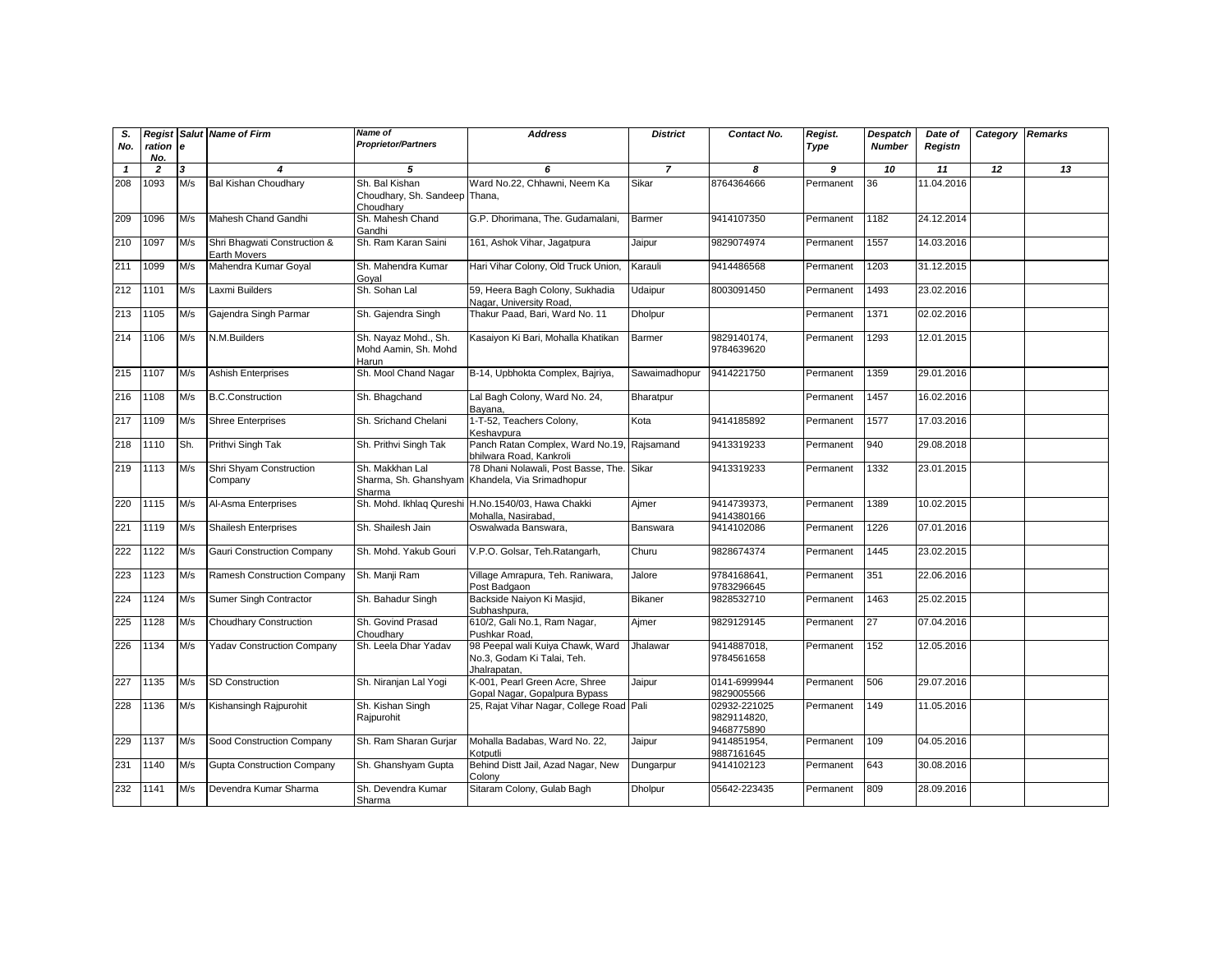| S. No. | Registration No. | Salute | Name of Firm | Name of Proprietor/Partners | Address | District | Contact No. | Regist. Type | Despatch Number | Date of Registn | Category | Remarks |
|---|---|---|---|---|---|---|---|---|---|---|---|---|
| 1 | 2 | 3 | 4 | 5 | 6 | 7 | 8 | 9 | 10 | 11 | 12 | 13 |
| 208 | 1093 | M/s | Bal Kishan Choudhary | Sh. Bal Kishan Choudhary, Sh. Sandeep Choudhary | Ward No.22, Chhawni, Neem Ka Thana, | Sikar | 8764364666 | Permanent | 36 | 11.04.2016 | | |
| 209 | 1096 | M/s | Mahesh Chand Gandhi | Sh. Mahesh Chand Gandhi | G.P. Dhorimana, The. Gudamalani, | Barmer | 9414107350 | Permanent | 1182 | 24.12.2014 | | |
| 210 | 1097 | M/s | Shri Bhagwati Construction & Earth Movers | Sh. Ram Karan Saini | 161, Ashok Vihar, Jagatpura | Jaipur | 9829074974 | Permanent | 1557 | 14.03.2016 | | |
| 211 | 1099 | M/s | Mahendra Kumar Goyal | Sh. Mahendra Kumar Goyal | Hari Vihar Colony, Old Truck Union, | Karauli | 9414486568 | Permanent | 1203 | 31.12.2015 | | |
| 212 | 1101 | M/s | Laxmi Builders | Sh. Sohan Lal | 59, Heera Bagh Colony, Sukhadia Nagar, University Road, | Udaipur | 8003091450 | Permanent | 1493 | 23.02.2016 | | |
| 213 | 1105 | M/s | Gajendra Singh Parmar | Sh. Gajendra Singh | Thakur Paad, Bari, Ward No. 11 | Dholpur | | Permanent | 1371 | 02.02.2016 | | |
| 214 | 1106 | M/s | N.M.Builders | Sh. Nayaz Mohd., Sh. Mohd Aamin, Sh. Mohd Harun | Kasaiyon Ki Bari, Mohalla Khatikan | Barmer | 9829140174, 9784639620 | Permanent | 1293 | 12.01.2015 | | |
| 215 | 1107 | M/s | Ashish Enterprises | Sh. Mool Chand Nagar | B-14, Upbhokta Complex, Bajriya, | Sawaimadhopur | 9414221750 | Permanent | 1359 | 29.01.2016 | | |
| 216 | 1108 | M/s | B.C.Construction | Sh. Bhagchand | Lal Bagh Colony, Ward No. 24, Bayana, | Bharatpur | | Permanent | 1457 | 16.02.2016 | | |
| 217 | 1109 | M/s | Shree Enterprises | Sh. Srichand Chelani | 1-T-52, Teachers Colony, Keshavpura | Kota | 9414185892 | Permanent | 1577 | 17.03.2016 | | |
| 218 | 1110 | Sh. | Prithvi Singh Tak | Sh. Prithvi Singh Tak | Panch Ratan Complex, Ward No.19, bhilwara Road, Kankroli | Rajsamand | 9413319233 | Permanent | 940 | 29.08.2018 | | |
| 219 | 1113 | M/s | Shri Shyam Construction Company | Sh. Makkhan Lal Sharma, Sh. Ghanshyam Sharma | 78 Dhani Nolawali, Post Basse, The. Khandela, Via Srimadhopur | Sikar | 9413319233 | Permanent | 1332 | 23.01.2015 | | |
| 220 | 1115 | M/s | Al-Asma Enterprises | Sh. Mohd. Ikhlaq Qureshi | H.No.1540/03, Hawa Chakki Mohalla, Nasirabad, | Ajmer | 9414739373, 9414380166 | Permanent | 1389 | 10.02.2015 | | |
| 221 | 1119 | M/s | Shailesh Enterprises | Sh. Shailesh Jain | Oswalwada Banswara, | Banswara | 9414102086 | Permanent | 1226 | 07.01.2016 | | |
| 222 | 1122 | M/s | Gauri Construction Company | Sh. Mohd. Yakub Gouri | V.P.O. Golsar, Teh.Ratangarh, | Churu | 9828674374 | Permanent | 1445 | 23.02.2015 | | |
| 223 | 1123 | M/s | Ramesh Construction Company | Sh. Manji Ram | Village Amrapura, Teh. Raniwara, Post Badgaon | Jalore | 9784168641, 9783296645 | Permanent | 351 | 22.06.2016 | | |
| 224 | 1124 | M/s | Sumer Singh Contractor | Sh. Bahadur Singh | Backside Naiyon Ki Masjid, Subhashpura, | Bikaner | 9828532710 | Permanent | 1463 | 25.02.2015 | | |
| 225 | 1128 | M/s | Choudhary Construction | Sh. Govind Prasad Choudhary | 610/2, Gali No.1, Ram Nagar, Pushkar Road, | Ajmer | 9829129145 | Permanent | 27 | 07.04.2016 | | |
| 226 | 1134 | M/s | Yadav Construction Company | Sh. Leela Dhar Yadav | 98 Peepal wali Kuiya Chawk, Ward No.3, Godam Ki Talai, Teh. Jhalrapatan, | Jhalawar | 9414887018, 9784561658 | Permanent | 152 | 12.05.2016 | | |
| 227 | 1135 | M/s | SD Construction | Sh. Niranjan Lal Yogi | K-001, Pearl Green Acre, Shree Gopal Nagar, Gopalpura Bypass | Jaipur | 0141-6999944 9829005566 | Permanent | 506 | 29.07.2016 | | |
| 228 | 1136 | M/s | Kishansingh Rajpurohit | Sh. Kishan Singh Rajpurohit | 25, Rajat Vihar Nagar, College Road | Pali | 02932-221025 9829114820, 9468775890 | Permanent | 149 | 11.05.2016 | | |
| 229 | 1137 | M/s | Sood Construction Company | Sh. Ram Sharan Gurjar | Mohalla Badabas, Ward No. 22, Kotputli | Jaipur | 9414851954, 9887161645 | Permanent | 109 | 04.05.2016 | | |
| 231 | 1140 | M/s | Gupta Construction Company | Sh. Ghanshyam Gupta | Behind Distt Jail, Azad Nagar, New Colony | Dungarpur | 9414102123 | Permanent | 643 | 30.08.2016 | | |
| 232 | 1141 | M/s | Devendra Kumar Sharma | Sh. Devendra Kumar Sharma | Sitaram Colony, Gulab Bagh | Dholpur | 05642-223435 | Permanent | 809 | 28.09.2016 | | |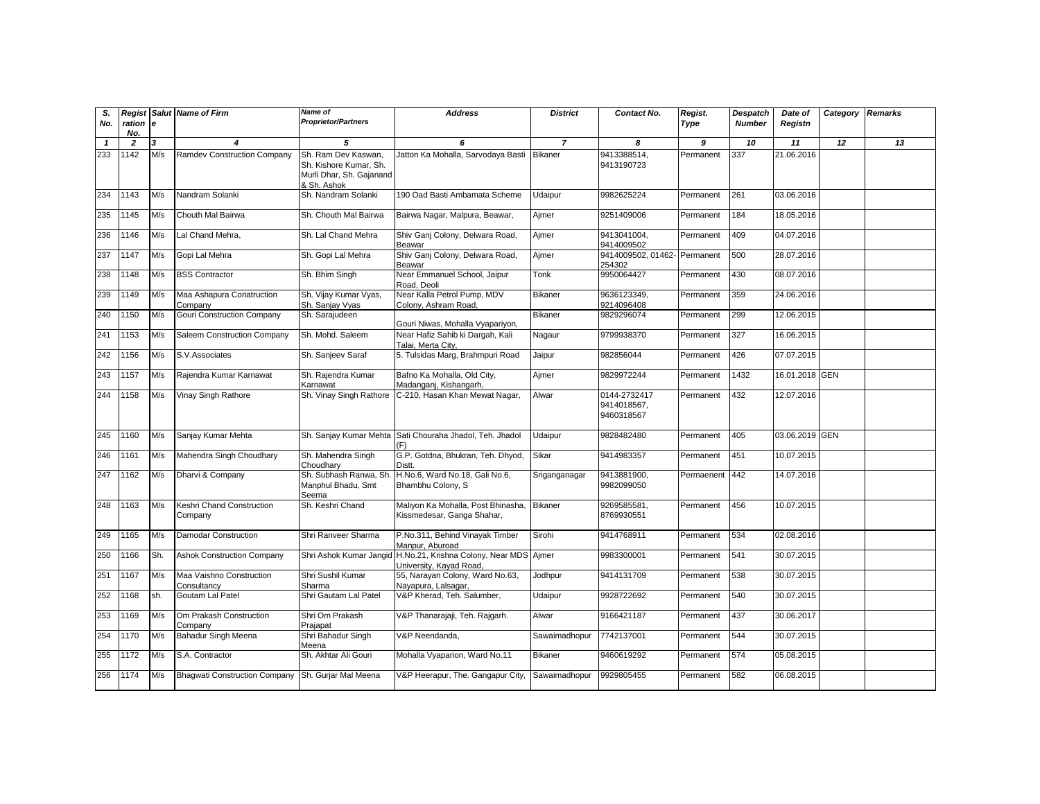| S. No. | Registration No. | Salute | Name of Firm | Name of Proprietor/Partners | Address | District | Contact No. | Regist. Type | Despatch Number | Date of Registn | Category | Remarks |
|---|---|---|---|---|---|---|---|---|---|---|---|---|
| 1 | 2 | 3 | 4 | 5 | 6 | 7 | 8 | 9 | 10 | 11 | 12 | 13 |
| 233 | 1142 | M/s | Ramdev Construction Company | Sh. Ram Dev Kaswan, Sh. Kishore Kumar, Sh. Murli Dhar, Sh. Gajanand & Sh. Ashok | Jatton Ka Mohalla, Sarvodaya Basti | Bikaner | 9413388514, 9413190723 | Permanent | 337 | 21.06.2016 | | |
| 234 | 1143 | M/s | Nandram Solanki | Sh. Nandram Solanki | 190 Oad Basti Ambamata Scheme | Udaipur | 9982625224 | Permanent | 261 | 03.06.2016 | | |
| 235 | 1145 | M/s | Chouth Mal Bairwa | Sh. Chouth Mal Bairwa | Bairwa Nagar, Malpura, Beawar, | Ajmer | 9251409006 | Permanent | 184 | 18.05.2016 | | |
| 236 | 1146 | M/s | Lal Chand Mehra, | Sh. Lal Chand Mehra | Shiv Ganj Colony, Delwara Road, Beawar | Ajmer | 9413041004, 9414009502 | Permanent | 409 | 04.07.2016 | | |
| 237 | 1147 | M/s | Gopi Lal Mehra | Sh. Gopi Lal Mehra | Shiv Ganj Colony, Delwara Road, Beawar | Ajmer | 9414009502, 01462-254302 | Permanent | 500 | 28.07.2016 | | |
| 238 | 1148 | M/s | BSS Contractor | Sh. Bhim Singh | Near Emmanuel School, Jaipur Road, Deoli | Tonk | 9950064427 | Permanent | 430 | 08.07.2016 | | |
| 239 | 1149 | M/s | Maa Ashapura Conatruction Company | Sh. Vijay Kumar Vyas, Sh. Sanjay Vyas | Near Kalla Petrol Pump, MDV Colony, Ashram Road, | Bikaner | 9636123349, 9214096408 | Permanent | 359 | 24.06.2016 | | |
| 240 | 1150 | M/s | Gouri Construction Company | Sh. Sarajudeen | Gouri Niwas, Mohalla Vyapariyon, | Bikaner | 9829296074 | Permanent | 299 | 12.06.2015 | | |
| 241 | 1153 | M/s | Saleem Construction Company | Sh. Mohd. Saleem | Near Hafiz Sahib ki Dargah, Kali Talai, Merta City, | Nagaur | 9799938370 | Permanent | 327 | 16.06.2015 | | |
| 242 | 1156 | M/s | S.V.Associates | Sh. Sanjeev Saraf | 5. Tulsidas Marg, Brahmpuri Road | Jaipur | 982856044 | Permanent | 426 | 07.07.2015 | | |
| 243 | 1157 | M/s | Rajendra Kumar Karnawat | Sh. Rajendra Kumar Karnawat | Bafno Ka Mohalla, Old City, Madanganj, Kishangarh, | Ajmer | 9829972244 | Permanent | 1432 | 16.01.2018 | GEN | |
| 244 | 1158 | M/s | Vinay Singh Rathore | Sh. Vinay Singh Rathore | C-210, Hasan Khan Mewat Nagar, | Alwar | 0144-2732417 9414018567, 9460318567 | Permanent | 432 | 12.07.2016 | | |
| 245 | 1160 | M/s | Sanjay Kumar Mehta | Sh. Sanjay Kumar Mehta | Sati Chouraha Jhadol, Teh. Jhadol (F) | Udaipur | 9828482480 | Permanent | 405 | 03.06.2019 | GEN | |
| 246 | 1161 | M/s | Mahendra Singh Choudhary | Sh. Mahendra Singh Choudhary | G.P. Gotdna, Bhukran, Teh. Dhyod, Distt. | Sikar | 9414983357 | Permanent | 451 | 10.07.2015 | | |
| 247 | 1162 | M/s | Dharvi & Company | Sh. Subhash Ranwa, Sh. Manphul Bhadu, Smt Seema | H.No.6, Ward No.18, Gali No.6, Bhambhu Colony, S | Sriganganagar | 9413881900, 9982099050 | Permaenent | 442 | 14.07.2016 | | |
| 248 | 1163 | M/s | Keshri Chand Construction Company | Sh. Keshri Chand | Maliyon Ka Mohalla, Post Bhinasha, Kissmedesar, Ganga Shahar, | Bikaner | 9269585581, 8769930551 | Permanent | 456 | 10.07.2015 | | |
| 249 | 1165 | M/s | Damodar Construction | Shri Ranveer Sharma | P.No.311, Behind Vinayak Timber Manpur, Aburoad | Sirohi | 9414768911 | Permanent | 534 | 02.08.2016 | | |
| 250 | 1166 | Sh. | Ashok Construction Company | Shri Ashok Kumar Jangid | H.No.21, Krishna Colony, Near MDS University, Kayad Road, | Ajmer | 9983300001 | Permanent | 541 | 30.07.2015 | | |
| 251 | 1167 | M/s | Maa Vaishno Construction Consultancy | Shri Sushil Kumar Sharma | 55, Narayan Colony, Ward No.63, Nayapura, Lalsagar, | Jodhpur | 9414131709 | Permanent | 538 | 30.07.2015 | | |
| 252 | 1168 | sh. | Goutam Lal Patel | Shri Gautam Lal Patel | V&P Kherad, Teh. Salumber, | Udaipur | 9928722692 | Permanent | 540 | 30.07.2015 | | |
| 253 | 1169 | M/s | Om Prakash Construction Company | Shri Om Prakash Prajapat | V&P Thanarajaji, Teh. Rajgarh. | Alwar | 9166421187 | Permanent | 437 | 30.06.2017 | | |
| 254 | 1170 | M/s | Bahadur Singh Meena | Shri Bahadur Singh Meena | V&P Neendanda, | Sawaimadhopur | 7742137001 | Permanent | 544 | 30.07.2015 | | |
| 255 | 1172 | M/s | S.A. Contractor | Sh. Akhtar Ali Gouri | Mohalla Vyaparion, Ward No.11 | Bikaner | 9460619292 | Permanent | 574 | 05.08.2015 | | |
| 256 | 1174 | M/s | Bhagwati Construction Company | Sh. Gurjar Mal Meena | V&P Heerapur, The. Gangapur City, | Sawaimadhopur | 9929805455 | Permanent | 582 | 06.08.2015 | | |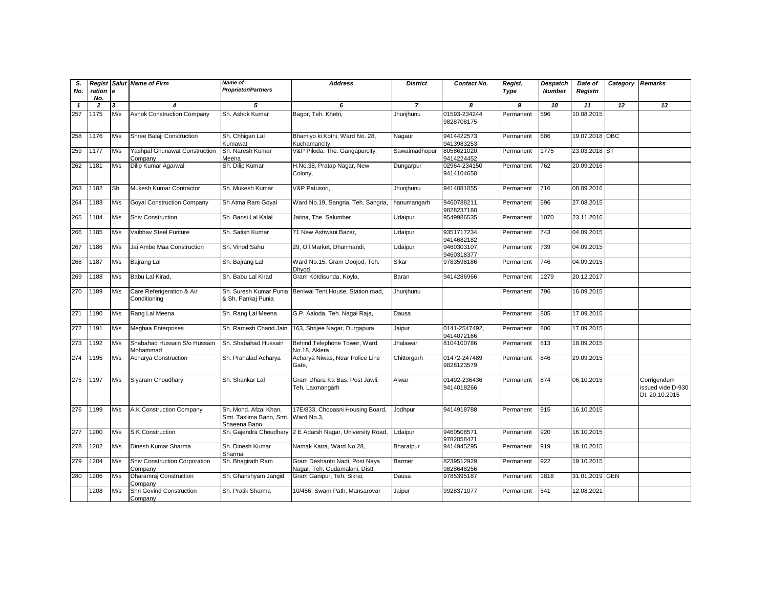| S. No. | Registration No. | Salute | Name of Firm | Name of Proprietor/Partners | Address | District | Contact No. | Regist. Type | Despatch Number | Date of Registn | Category | Remarks |
|---|---|---|---|---|---|---|---|---|---|---|---|---|
| 1 | 2 | 3 | 4 | 5 | 6 | 7 | 8 | 9 | 10 | 11 | 12 | 13 |
| 257 | 1175 | M/s | Ashok Construction Company | Sh. Ashok Kumar | Bagor, Teh. Khetri, | Jhunjhunu | 01593-234244 9828708175 | Permanent | 596 | 10.08.2015 | | |
| 258 | 1176 | M/s | Shree Balaji Construction | Sh. Chhigan Lal Kumawat | Bhamiyo ki Kothi, Ward No. 28, Kuchamancity, | Nagaur | 9414422573, 9413983253 | Permanent | 686 | 19.07.2018 | OBC | |
| 259 | 1177 | M/s | Yashpal Ghunawat Construction Company | Sh. Naresh Kumar Meena | V&P Piloda, The. Gangapurcity, | Sawaimadhopur | 8058621020, 9414224452 | Permanent | 1775 | 23.03.2018 | ST | |
| 262 | 1181 | M/s | Dilip Kumar Agarwal | Sh. Dilip Kumar | H.No.38, Pratap Nagar, New Colony, | Dungarpur | 02964-234150 9414104650 | Permanent | 762 | 20.09.2016 | | |
| 263 | 1182 | Sh. | Mukesh Kumar Contractor | Sh. Mukesh Kumar | V&P Patusori, | Jhunjhunu | 9414081055 | Permanent | 716 | 08.09.2016 | | |
| 264 | 1183 | M/s | Goyal Construction Company | Sh Atma Ram Goyal | Ward No.19, Sangria, Teh. Sangria, | hanumangarh | 9460788211, 9828237180 | Permanent | 696 | 27.08.2015 | | |
| 265 | 1184 | M/s | Shiv Construction | Sh. Bansi Lal Kalal | Jaitna, The. Salumber | Udaipur | 9549986535 | Permanent | 1070 | 23.11.2016 | | |
| 266 | 1185 | M/s | Vaibhav Steel Furiture | Sh. Satish Kumar | 71 New Ashwani Bazar, | Udaipur | 9351717234, 9414682182 | Permanent | 743 | 04.09.2015 | | |
| 267 | 1186 | M/s | Jai Ambe Maa Construction | Sh. Vinod Sahu | 29, Oil Market, Dhanmandi, | Udaipur | 9460303107, 9460318377 | Permanent | 739 | 04.09.2015 | | |
| 268 | 1187 | M/s | Bajrang Lal | Sh. Bajrang Lal | Ward No.15, Gram Doojod, Teh. Dhyod, | Sikar | 9783598186 | Permanent | 746 | 04.09.2015 | | |
| 269 | 1188 | M/s | Babu Lal Kirad, | Sh. Babu Lal Kirad | Gram Kotdisunda, Koyla, | Baran | 9414286966 | Permanent | 1279 | 20.12.2017 | | |
| 270 | 1189 | M/s | Care Referigeration & Air Conditioning | Sh. Suresh Kumar Punia & Sh. Pankaj Punia | Beniwal Tent House, Station road, | Jhunjhunu | | Permanent | 796 | 16.09.2015 | | |
| 271 | 1190 | M/s | Rang Lal Meena | Sh. Rang Lal Meena | G.P. Aaloda, Teh. Nagal Raja, | Dausa | | Permanent | 805 | 17.09.2015 | | |
| 272 | 1191 | M/s | Meghaa Enterprises | Sh. Ramesh Chand Jain | 163, Shrijee Nagar, Durgapura | Jaipur | 0141-2547492, 9414072166 | Permanent | 806 | 17.09.2015 | | |
| 273 | 1192 | M/s | Shabahad Hussain S/o Hussain Mohammad | Sh. Shabahad Hussain | Behind Telephone Tower, Ward No.18, Aklera | Jhalawar | 8104100786 | Permanent | 813 | 18.09.2015 | | |
| 274 | 1195 | M/s | Acharya Construction | Sh. Prahalad Acharya | Acharya Niwas, Near Police Line Gate, | Chittorgarh | 01472-247489 9828123579 | Permanent | 846 | 29.09.2015 | | |
| 275 | 1197 | M/s | Siyaram Choudhary | Sh. Shankar Lal | Gram Dhara Ka Bas, Post Jawli, Teh. Laxmangarh | Alwar | 01492-236436 9414018266 | Permanent | 874 | 06.10.2015 | | Corrigendum issued vide D-930 Dt. 20.10.2015 |
| 276 | 1199 | M/s | A.K.Construction Company | Sh. Mohd. Afzal Khan, Smt. Taslima Bano, Smt. Shaeena Bano | 17E/833, Chopasni Housing Board, Ward No.3, | Jodhpur | 9414918788 | Permanent | 915 | 16.10.2015 | | |
| 277 | 1200 | M/s | S.K.Construction | Sh. Gajendra Choudhary | 2 E Adarsh Nagar, University Road, | Udaipur | 9460508571, 9782058471 | Permanent | 920 | 16.10.2015 | | |
| 278 | 1202 | M/s | Dinesh Kumar Sharma | Sh. Dinesh Kumar Sharma | Namak Katra, Ward No.28, | Bharatpur | 9414945295 | Permanent | 919 | 19.10.2015 | | |
| 279 | 1204 | M/s | Shiv Construction Corporation Company | Sh. Bhagirath Ram | Gram Deshantri Nadi, Post Naya Nagar, Teh. Gudamalani, Distt. | Barmer | 8239512929, 9828648256 | Permanent | 922 | 19.10.2015 | | |
| 280 | 1206 | M/s | Dharamraj Construction Company | Sh. Ghanshyam Jangid | Gram Ganipur, Teh. Sikrai, | Dausa | 9785395187 | Permanent | 1818 | 31.01.2019 | GEN | |
| | 1208 | M/s | Shri Govind Construction Company | Sh. Pratik Sharma | 10/456, Swarn Path, Mansarovar | Jaipur | 9928371077 | Permanent | 541 | 12.08.2021 | | |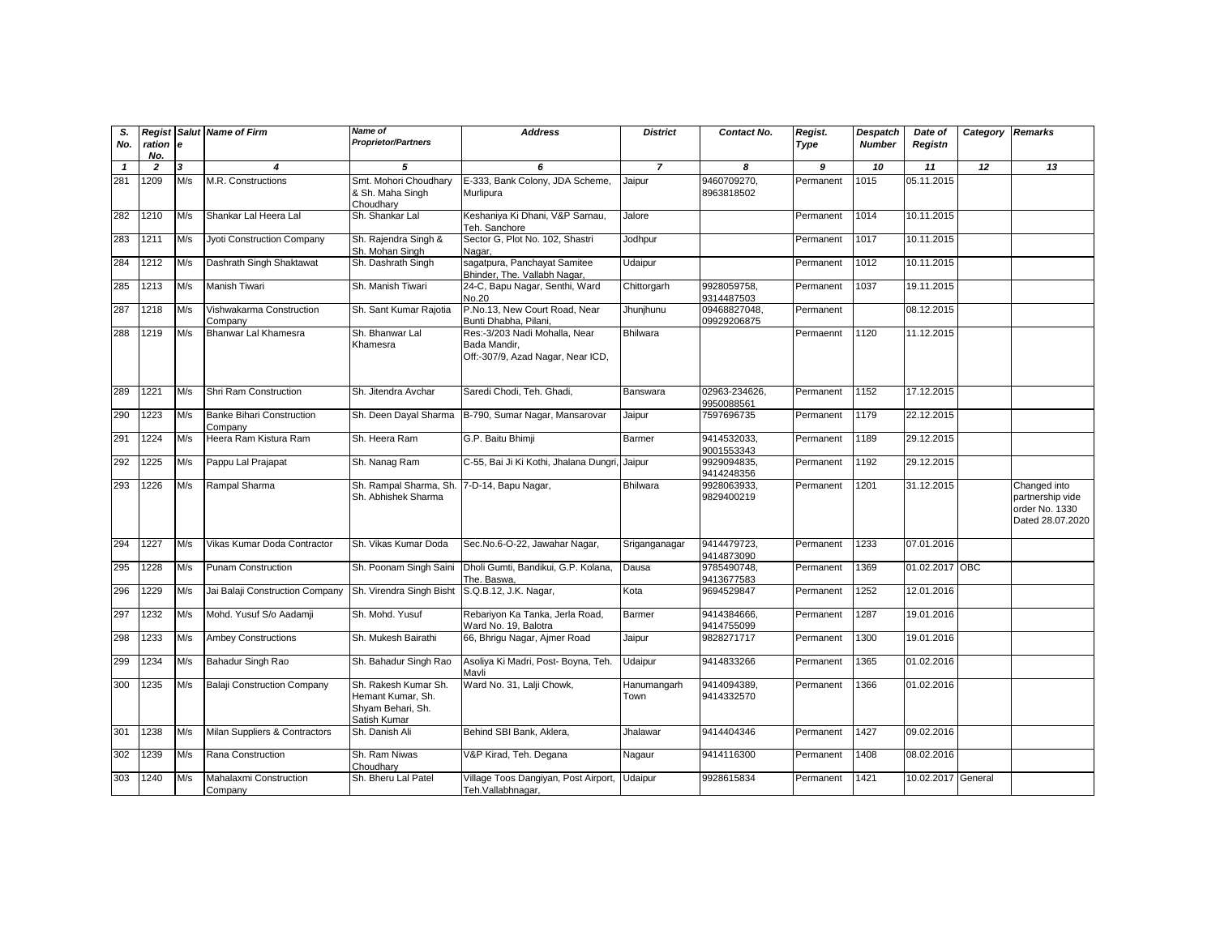| S. No. | Registration No. | Salute | Name of Firm | Name of Proprietor/Partners | Address | District | Contact No. | Regist. Type | Despatch Number | Date of Registn | Category | Remarks |
|---|---|---|---|---|---|---|---|---|---|---|---|---|
| 1 | 2 | 3 | 4 | 5 | 6 | 7 | 8 | 9 | 10 | 11 | 12 | 13 |
| 281 | 1209 | M/s | M.R. Constructions | Smt. Mohori Choudhary & Sh. Maha Singh Choudhary | E-333, Bank Colony, JDA Scheme, Murlipura | Jaipur | 9460709270, 8963818502 | Permanent | 1015 | 05.11.2015 | | |
| 282 | 1210 | M/s | Shankar Lal Heera Lal | Sh. Shankar Lal | Keshaniya Ki Dhani, V&P Sarnau, Teh. Sanchore | Jalore | | Permanent | 1014 | 10.11.2015 | | |
| 283 | 1211 | M/s | Jyoti Construction Company | Sh. Rajendra Singh & Sh. Mohan Singh | Sector G, Plot No. 102, Shastri Nagar, | Jodhpur | | Permanent | 1017 | 10.11.2015 | | |
| 284 | 1212 | M/s | Dashrath Singh Shaktawat | Sh. Dashrath Singh | sagatpura, Panchayat Samitee Bhinder, The. Vallabh Nagar, | Udaipur | | Permanent | 1012 | 10.11.2015 | | |
| 285 | 1213 | M/s | Manish Tiwari | Sh. Manish Tiwari | 24-C, Bapu Nagar, Senthi, Ward No.20 | Chittorgarh | 9928059758, 9314487503 | Permanent | 1037 | 19.11.2015 | | |
| 287 | 1218 | M/s | Vishwakarma Construction Company | Sh. Sant Kumar Rajotia | P.No.13, New Court Road, Near Bunti Dhabha, Pilani, | Jhunjhunu | 09468827048, 09929206875 | Permanent | | 08.12.2015 | | |
| 288 | 1219 | M/s | Bhanwar Lal Khamesra | Sh. Bhanwar Lal Khamesra | Res:-3/203 Nadi Mohalla, Near Bada Mandir, Off:-307/9, Azad Nagar, Near ICD, | Bhilwara | | Permaennt | 1120 | 11.12.2015 | | |
| 289 | 1221 | M/s | Shri Ram Construction | Sh. Jitendra Avchar | Saredi Chodi, Teh. Ghadi, | Banswara | 02963-234626, 9950088561 | Permanent | 1152 | 17.12.2015 | | |
| 290 | 1223 | M/s | Banke Bihari Construction Company | Sh. Deen Dayal Sharma | B-790, Sumar Nagar, Mansarovar | Jaipur | 7597696735 | Permanent | 1179 | 22.12.2015 | | |
| 291 | 1224 | M/s | Heera Ram Kistura Ram | Sh. Heera Ram | G.P. Baitu Bhimji | Barmer | 9414532033, 9001553343 | Permanent | 1189 | 29.12.2015 | | |
| 292 | 1225 | M/s | Pappu Lal Prajapat | Sh. Nanag Ram | C-55, Bai Ji Ki Kothi, Jhalana Dungri, | Jaipur | 9929094835, 9414248356 | Permanent | 1192 | 29.12.2015 | | |
| 293 | 1226 | M/s | Rampal Sharma | Sh. Rampal Sharma, Sh. Sh. Abhishek Sharma | 7-D-14, Bapu Nagar, | Bhilwara | 9928063933, 9829400219 | Permanent | 1201 | 31.12.2015 | | Changed into partnership vide order No. 1330 Dated 28.07.2020 |
| 294 | 1227 | M/s | Vikas Kumar Doda Contractor | Sh. Vikas Kumar Doda | Sec.No.6-O-22, Jawahar Nagar, | Sriganganagar | 9414479723, 9414873090 | Permanent | 1233 | 07.01.2016 | | |
| 295 | 1228 | M/s | Punam Construction | Sh. Poonam Singh Saini | Dholi Gumti, Bandikui, G.P. Kolana, The. Baswa, | Dausa | 9785490748, 9413677583 | Permanent | 1369 | 01.02.2017 | OBC | |
| 296 | 1229 | M/s | Jai Balaji Construction Company | Sh. Virendra Singh Bisht | S.Q.B.12, J.K. Nagar, | Kota | 9694529847 | Permanent | 1252 | 12.01.2016 | | |
| 297 | 1232 | M/s | Mohd. Yusuf S/o Aadamji | Sh. Mohd. Yusuf | Rebariyon Ka Tanka, Jerla Road, Ward No. 19, Balotra | Barmer | 9414384666, 9414755099 | Permanent | 1287 | 19.01.2016 | | |
| 298 | 1233 | M/s | Ambey Constructions | Sh. Mukesh Bairathi | 66, Bhrigu Nagar, Ajmer Road | Jaipur | 9828271717 | Permanent | 1300 | 19.01.2016 | | |
| 299 | 1234 | M/s | Bahadur Singh Rao | Sh. Bahadur Singh Rao | Asoliya Ki Madri, Post- Boyna, Teh. Mavli | Udaipur | 9414833266 | Permanent | 1365 | 01.02.2016 | | |
| 300 | 1235 | M/s | Balaji Construction Company | Sh. Rakesh Kumar Sh. Hemant Kumar, Sh. Shyam Behari, Sh. Satish Kumar | Ward No. 31, Lalji Chowk, | Hanumangarh Town | 9414094389, 9414332570 | Permanent | 1366 | 01.02.2016 | | |
| 301 | 1238 | M/s | Milan Suppliers & Contractors | Sh. Danish Ali | Behind SBI Bank, Aklera, | Jhalawar | 9414404346 | Permanent | 1427 | 09.02.2016 | | |
| 302 | 1239 | M/s | Rana Construction | Sh. Ram Niwas Choudhary | V&P Kirad, Teh. Degana | Nagaur | 9414116300 | Permanent | 1408 | 08.02.2016 | | |
| 303 | 1240 | M/s | Mahalaxmi Construction Company | Sh. Bheru Lal Patel | Village Toos Dangiyan, Post Airport, Teh.Vallabhnagar, | Udaipur | 9928615834 | Permanent | 1421 | 10.02.2017 | General | |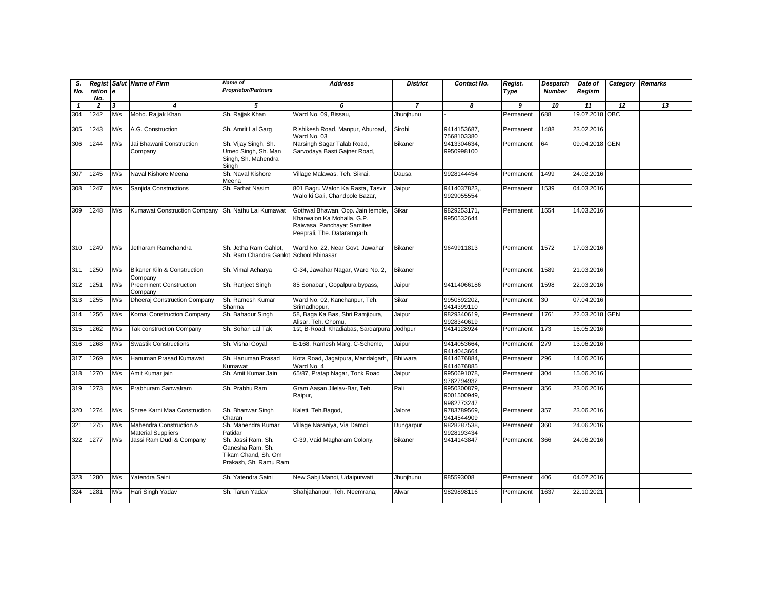| S. No. | Registration No. | Salute | Name of Firm | Name of Proprietor/Partners | Address | District | Contact No. | Regist. Type | Despatch Number | Date of Registn | Category | Remarks |
|---|---|---|---|---|---|---|---|---|---|---|---|---|
| 1 | 2 | 3 | 4 | 5 | 6 | 7 | 8 | 9 | 10 | 11 | 12 | 13 |
| 304 | 1242 | M/s | Mohd. Rajjak Khan | Sh. Rajjak Khan | Ward No. 09, Bissau, | Jhunjhunu | - | Permanent | 688 | 19.07.2018 | OBC | |
| 305 | 1243 | M/s | A.G. Construction | Sh. Amrit Lal Garg | Rishikesh Road, Manpur, Aburoad, Ward No. 03 | Sirohi | 9414153687, 7568103380 | Permanent | 1488 | 23.02.2016 | | |
| 306 | 1244 | M/s | Jai Bhawani Construction Company | Sh. Vijay Singh, Sh. Umed Singh, Sh. Man Singh, Sh. Mahendra Singh | Narsingh Sagar Talab Road, Sarvodaya Basti Gajner Road, | Bikaner | 9413304634, 9950998100 | Permanent | 64 | 09.04.2018 | GEN | |
| 307 | 1245 | M/s | Naval Kishore Meena | Sh. Naval Kishore Meena | Village Malawas, Teh. Sikrai, | Dausa | 9928144454 | Permanent | 1499 | 24.02.2016 | | |
| 308 | 1247 | M/s | Sanjida Constructions | Sh. Farhat Nasim | 801 Bagru Walon Ka Rasta, Tasvir Walo ki Gali, Chandpole Bazar, | Jaipur | 9414037823,, 9929055554 | Permanent | 1539 | 04.03.2016 | | |
| 309 | 1248 | M/s | Kumawat Construction Company | Sh. Nathu Lal Kumawat | Gothwal Bhawan, Opp. Jain temple, Kharwalon Ka Mohalla, G.P. Raiwasa, Panchayat Samitee Peeprali, The. Dataramgarh, | Sikar | 9829253171, 9950532644 | Permanent | 1554 | 14.03.2016 | | |
| 310 | 1249 | M/s | Jetharam Ramchandra | Sh. Jetha Ram Gahlot, Sh. Ram Chandra Ganlot | Ward No. 22, Near Govt. Jawahar School Bhinasar | Bikaner | 9649911813 | Permanent | 1572 | 17.03.2016 | | |
| 311 | 1250 | M/s | Bikaner Kiln & Construction Company | Sh. Vimal Acharya | G-34, Jawahar Nagar, Ward No. 2, | Bikaner | | Permanent | 1589 | 21.03.2016 | | |
| 312 | 1251 | M/s | Preeminent Construction Company | Sh. Ranjeet Singh | 85 Sonabari, Gopalpura bypass, | Jaipur | 94114066186 | Permanent | 1598 | 22.03.2016 | | |
| 313 | 1255 | M/s | Dheeraj Construction Company | Sh. Ramesh Kumar Sharma | Ward No. 02, Kanchanpur, Teh. Srimadhopur, | Sikar | 9950592202, 9414399110 | Permanent | 30 | 07.04.2016 | | |
| 314 | 1256 | M/s | Komal Construction Company | Sh. Bahadur Singh | 58, Baga Ka Bas, Shri Ramjipura, Alisar, Teh. Chomu, | Jaipur | 9829340619, 9928340619 | Permanent | 1761 | 22.03.2018 | GEN | |
| 315 | 1262 | M/s | Tak construction Company | Sh. Sohan Lal Tak | 1st, B-Road, Khadiabas, Sardarpura | Jodhpur | 9414128924 | Permanent | 173 | 16.05.2016 | | |
| 316 | 1268 | M/s | Swastik Constructions | Sh. Vishal Goyal | E-168, Ramesh Marg, C-Scheme, | Jaipur | 9414053664, 9414043664 | Permanent | 279 | 13.06.2016 | | |
| 317 | 1269 | M/s | Hanuman Prasad Kumawat | Sh. Hanuman Prasad Kumawat | Kota Road, Jagatpura, Mandalgarh, Ward No. 4 | Bhilwara | 9414676884, 9414676885 | Permanent | 296 | 14.06.2016 | | |
| 318 | 1270 | M/s | Amit Kumar jain | Sh. Amit Kumar Jain | 65/87, Pratap Nagar, Tonk Road | Jaipur | 9950691078, 9782794932 | Permanent | 304 | 15.06.2016 | | |
| 319 | 1273 | M/s | Prabhuram Sanwalram | Sh. Prabhu Ram | Gram Aasan Jilelav-Bar, Teh. Raipur, | Pali | 9950300879, 9001500949, 9982773247 | Permanent | 356 | 23.06.2016 | | |
| 320 | 1274 | M/s | Shree Karni Maa Construction | Sh. Bhanwar Singh Charan | Kaleti, Teh.Bagod, | Jalore | 9783789569, 9414544909 | Permanent | 357 | 23.06.2016 | | |
| 321 | 1275 | M/s | Mahendra Construction & Material Suppliers | Sh. Mahendra Kumar Patidar | Village Naraniya, Via Damdi | Dungarpur | 9828287538, 9928193434 | Permanent | 360 | 24.06.2016 | | |
| 322 | 1277 | M/s | Jassi Ram Dudi & Company | Sh. Jassi Ram, Sh. Ganesha Ram, Sh. Tikam Chand, Sh. Om Prakash, Sh. Ramu Ram | C-39, Vaid Magharam Colony, | Bikaner | 9414143847 | Permanent | 366 | 24.06.2016 | | |
| 323 | 1280 | M/s | Yatendra Saini | Sh. Yatendra Saini | New Sabji Mandi, Udaipurwati | Jhunjhunu | 985593008 | Permanent | 406 | 04.07.2016 | | |
| 324 | 1281 | M/s | Hari Singh Yadav | Sh. Tarun Yadav | Shahjahanpur, Teh. Neemrana, | Alwar | 9829898116 | Permanent | 1637 | 22.10.2021 | | |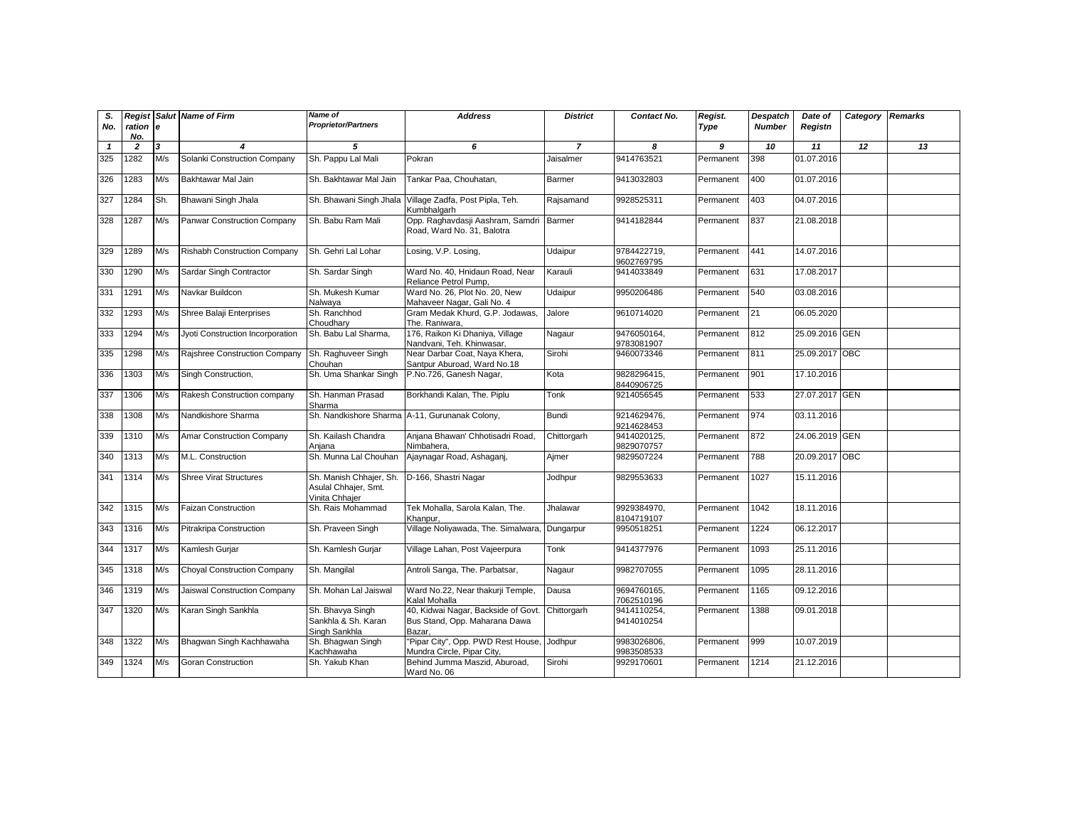| S. No. | Registration No. | Salute | Name of Firm | Name of Proprietor/Partners | Address | District | Contact No. | Regist. Type | Despatch Number | Date of Registn | Category | Remarks |
|---|---|---|---|---|---|---|---|---|---|---|---|---|
| 1 | 2 | 3 | 4 | 5 | 6 | 7 | 8 | 9 | 10 | 11 | 12 | 13 |
| 325 | 1282 | M/s | Solanki Construction Company | Sh. Pappu Lal Mali | Pokran | Jaisalmer | 9414763521 | Permanent | 398 | 01.07.2016 | | |
| 326 | 1283 | M/s | Bakhtawar Mal Jain | Sh. Bakhtawar Mal Jain | Tankar Paa, Chouhatan, | Barmer | 9413032803 | Permanent | 400 | 01.07.2016 | | |
| 327 | 1284 | Sh. | Bhawani Singh Jhala | Sh. Bhawani Singh Jhala | Village Zadfa, Post Pipla, Teh. Kumbhalgarh | Rajsamand | 9928525311 | Permanent | 403 | 04.07.2016 | | |
| 328 | 1287 | M/s | Panwar Construction Company | Sh. Babu Ram Mali | Opp. Raghavdasji Aashram, Samdri Road, Ward No. 31, Balotra | Barmer | 9414182844 | Permanent | 837 | 21.08.2018 | | |
| 329 | 1289 | M/s | Rishabh Construction Company | Sh. Gehri Lal Lohar | Losing, V.P. Losing, | Udaipur | 9784422719, 9602769795 | Permanent | 441 | 14.07.2016 | | |
| 330 | 1290 | M/s | Sardar Singh Contractor | Sh. Sardar Singh | Ward No. 40, Hnidaun Road, Near Reliance Petrol Pump, | Karauli | 9414033849 | Permanent | 631 | 17.08.2017 | | |
| 331 | 1291 | M/s | Navkar Buildcon | Sh. Mukesh Kumar Nalwaya | Ward No. 26, Plot No. 20, New Mahaveer Nagar, Gali No. 4 | Udaipur | 9950206486 | Permanent | 540 | 03.08.2016 | | |
| 332 | 1293 | M/s | Shree Balaji Enterprises | Sh. Ranchhod Choudhary | Gram Medak Khurd, G.P. Jodawas, The. Raniwara, | Jalore | 9610714020 | Permanent | 21 | 06.05.2020 | | |
| 333 | 1294 | M/s | Jyoti Construction Incorporation | Sh. Babu Lal Sharma, | 176, Raikon Ki Dhaniya, Village Nandvani, Teh. Khinwasar, | Nagaur | 9476050164, 9783081907 | Permanent | 812 | 25.09.2016 | GEN | |
| 335 | 1298 | M/s | Rajshree Construction Company | Sh. Raghuveer Singh Chouhan | Near Darbar Coat, Naya Khera, Santpur Aburoad, Ward No.18 | Sirohi | 9460073346 | Permanent | 811 | 25.09.2017 | OBC | |
| 336 | 1303 | M/s | Singh Construction, | Sh. Uma Shankar Singh | P.No.726, Ganesh Nagar, | Kota | 9828296415, 8440906725 | Permanent | 901 | 17.10.2016 | | |
| 337 | 1306 | M/s | Rakesh Construction company | Sh. Hanman Prasad Sharma | Borkhandi Kalan, The. Piplu | Tonk | 9214056545 | Permanent | 533 | 27.07.2017 | GEN | |
| 338 | 1308 | M/s | Nandkishore Sharma | Sh. Nandkishore Sharma | A-11, Gurunanak Colony, | Bundi | 9214629476, 9214628453 | Permanent | 974 | 03.11.2016 | | |
| 339 | 1310 | M/s | Amar Construction Company | Sh. Kailash Chandra Anjana | Anjana Bhawan' Chhotisadri Road, Nimbahera, | Chittorgarh | 9414020125, 9829070757 | Permanent | 872 | 24.06.2019 | GEN | |
| 340 | 1313 | M/s | M.L. Construction | Sh. Munna Lal Chouhan | Ajaynagar Road, Ashaganj, | Ajmer | 9829507224 | Permanent | 788 | 20.09.2017 | OBC | |
| 341 | 1314 | M/s | Shree Virat Structures | Sh. Manish Chhajer, Sh. Asulal Chhajer, Smt. Vinita Chhajer | D-166, Shastri Nagar | Jodhpur | 9829553633 | Permanent | 1027 | 15.11.2016 | | |
| 342 | 1315 | M/s | Faizan Construction | Sh. Rais Mohammad | Tek Mohalla, Sarola Kalan, The. Khanpur, | Jhalawar | 9929384970, 8104719107 | Permanent | 1042 | 18.11.2016 | | |
| 343 | 1316 | M/s | Pitrakripa Construction | Sh. Praveen Singh | Village Noliyawada, The. Simalwara, | Dungarpur | 9950518251 | Permanent | 1224 | 06.12.2017 | | |
| 344 | 1317 | M/s | Kamlesh Gurjar | Sh. Kamlesh Gurjar | Village Lahan, Post Vajeerpura | Tonk | 9414377976 | Permanent | 1093 | 25.11.2016 | | |
| 345 | 1318 | M/s | Choyal Construction Company | Sh. Mangilal | Antroli Sanga, The. Parbatsar, | Nagaur | 9982707055 | Permanent | 1095 | 28.11.2016 | | |
| 346 | 1319 | M/s | Jaiswal Construction Company | Sh. Mohan Lal Jaiswal | Ward No.22, Near thakurji Temple, Kalal Mohalla | Dausa | 9694760165, 7062510196 | Permanent | 1165 | 09.12.2016 | | |
| 347 | 1320 | M/s | Karan Singh Sankhla | Sh. Bhavya Singh Sankhla & Sh. Karan Singh Sankhla | 40, Kidwai Nagar, Backside of Govt. Bus Stand, Opp. Maharana Dawa Bazar, | Chittorgarh | 9414110254, 9414010254 | Permanent | 1388 | 09.01.2018 | | |
| 348 | 1322 | M/s | Bhagwan Singh Kachhawaha | Sh. Bhagwan Singh Kachhawaha | "Pipar City", Opp. PWD Rest House, Mundra Circle, Pipar City, | Jodhpur | 9983026806, 9983508533 | Permanent | 999 | 10.07.2019 | | |
| 349 | 1324 | M/s | Goran Construction | Sh. Yakub Khan | Behind Jumma Maszid, Aburoad, Ward No. 06 | Sirohi | 9929170601 | Permanent | 1214 | 21.12.2016 | | |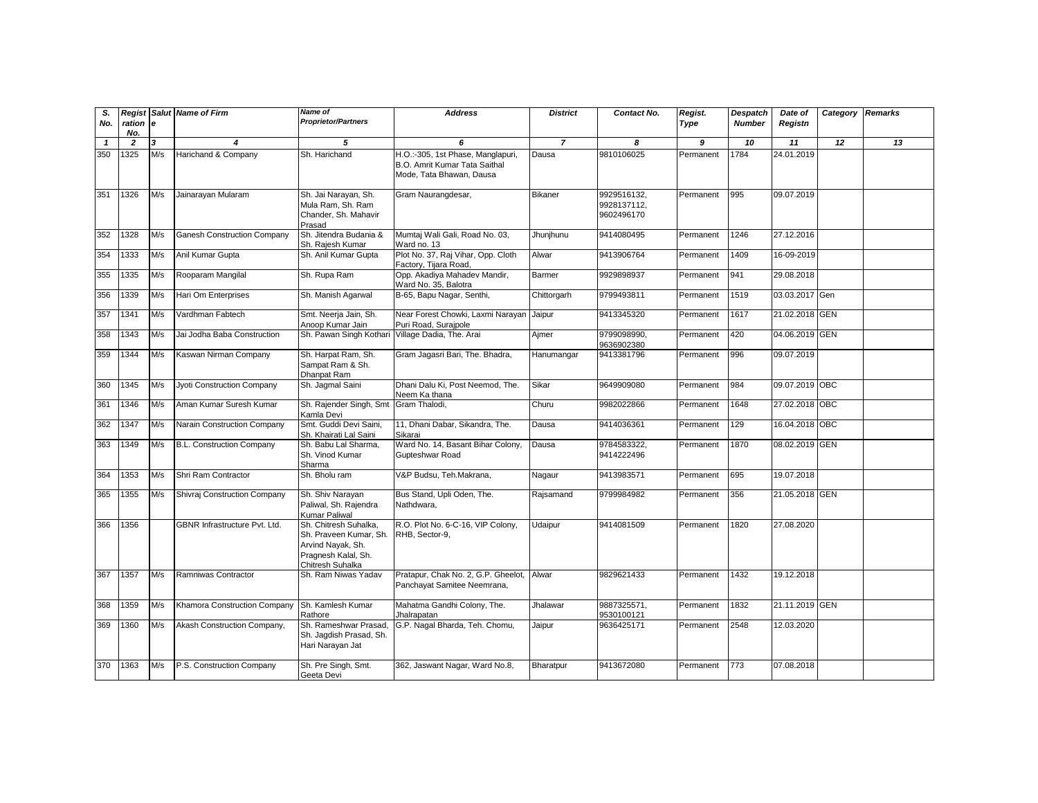| S. No. | Registration No. | Salute | Name of Firm | Name of Proprietor/Partners | Address | District | Contact No. | Regist. Type | Despatch Number | Date of Registn | Category | Remarks |
|---|---|---|---|---|---|---|---|---|---|---|---|---|
| 1 | 2 | 3 | 4 | 5 | 6 | 7 | 8 | 9 | 10 | 11 | 12 | 13 |
| 350 | 1325 | M/s | Harichand & Company | Sh. Harichand | H.O.:-305, 1st Phase, Manglapuri, B.O. Amrit Kumar Tata Saithal Mode, Tata Bhawan, Dausa | Dausa | 9810106025 | Permanent | 1784 | 24.01.2019 | | |
| 351 | 1326 | M/s | Jainarayan Mularam | Sh. Jai Narayan, Sh. Mula Ram, Sh. Ram Chander, Sh. Mahavir Prasad | Gram Naurangdesar, | Bikaner | 9929516132, 9928137112, 9602496170 | Permanent | 995 | 09.07.2019 | | |
| 352 | 1328 | M/s | Ganesh Construction Company | Sh. Jitendra Budania & Sh. Rajesh Kumar | Mumtaj Wali Gali, Road No. 03, Ward no. 13 | Jhunjhunu | 9414080495 | Permanent | 1246 | 27.12.2016 | | |
| 354 | 1333 | M/s | Anil Kumar Gupta | Sh. Anil Kumar Gupta | Plot No. 37, Raj Vihar, Opp. Cloth Factory, Tijara Road, | Alwar | 9413906764 | Permanent | 1409 | 16-09-2019 | | |
| 355 | 1335 | M/s | Rooparam Mangilal | Sh. Rupa Ram | Opp. Akadiya Mahadev Mandir, Ward No. 35, Balotra | Barmer | 9929898937 | Permanent | 941 | 29.08.2018 | | |
| 356 | 1339 | M/s | Hari Om Enterprises | Sh. Manish Agarwal | B-65, Bapu Nagar, Senthi, | Chittorgarh | 9799493811 | Permanent | 1519 | 03.03.2017 | Gen | |
| 357 | 1341 | M/s | Vardhman Fabtech | Smt. Neerja Jain, Sh. Anoop Kumar Jain | Near Forest Chowki, Laxmi Narayan Puri Road, Surajpole | Jaipur | 9413345320 | Permanent | 1617 | 21.02.2018 | GEN | |
| 358 | 1343 | M/s | Jai Jodha Baba Construction | Sh. Pawan Singh Kothari | Village Dadia, The. Arai | Ajmer | 9799098990, 9636902380 | Permanent | 420 | 04.06.2019 | GEN | |
| 359 | 1344 | M/s | Kaswan Nirman Company | Sh. Harpat Ram, Sh. Sampat Ram & Sh. Dhanpat Ram | Gram Jagasri Bari, The. Bhadra, | Hanumangar | 9413381796 | Permanent | 996 | 09.07.2019 | | |
| 360 | 1345 | M/s | Jyoti Construction Company | Sh. Jagmal Saini | Dhani Dalu Ki, Post Neemod, The. Neem Ka thana | Sikar | 9649909080 | Permanent | 984 | 09.07.2019 | OBC | |
| 361 | 1346 | M/s | Aman Kumar Suresh Kumar | Sh. Rajender Singh, Smt Kamla Devi | Gram Thalodi, | Churu | 9982022866 | Permanent | 1648 | 27.02.2018 | OBC | |
| 362 | 1347 | M/s | Narain Construction Company | Smt. Guddi Devi Saini, Sh. Khairati Lal Saini | 11, Dhani Dabar, Sikandra, The. Sikarai | Dausa | 9414036361 | Permanent | 129 | 16.04.2018 | OBC | |
| 363 | 1349 | M/s | B.L. Construction Company | Sh. Babu Lal Sharma, Sh. Vinod Kumar Sharma | Ward No. 14, Basant Bihar Colony, Gupteshwar Road | Dausa | 9784583322, 9414222496 | Permanent | 1870 | 08.02.2019 | GEN | |
| 364 | 1353 | M/s | Shri Ram Contractor | Sh. Bholu ram | V&P Budsu, Teh.Makrana, | Nagaur | 9413983571 | Permanent | 695 | 19.07.2018 | | |
| 365 | 1355 | M/s | Shivraj Construction Company | Sh. Shiv Narayan Paliwal, Sh. Rajendra Kumar Paliwal | Bus Stand, Upli Oden, The. Nathdwara, | Rajsamand | 9799984982 | Permanent | 356 | 21.05.2018 | GEN | |
| 366 | 1356 | | GBNR Infrastructure Pvt. Ltd. | Sh. Chitresh Suhalka, Sh. Praveen Kumar, Sh. Arvind Nayak, Sh. Pragnesh Kalal, Sh. Chitresh Suhalka | R.O. Plot No. 6-C-16, VIP Colony, RHB, Sector-9, | Udaipur | 9414081509 | Permanent | 1820 | 27.08.2020 | | |
| 367 | 1357 | M/s | Ramniwas Contractor | Sh. Ram Niwas Yadav | Pratapur, Chak No. 2, G.P. Gheelot, Panchayat Samitee Neemrana, | Alwar | 9829621433 | Permanent | 1432 | 19.12.2018 | | |
| 368 | 1359 | M/s | Khamora Construction Company | Sh. Kamlesh Kumar Rathore | Mahatma Gandhi Colony, The. Jhalrapatan | Jhalawar | 9887325571, 9530100121 | Permanent | 1832 | 21.11.2019 | GEN | |
| 369 | 1360 | M/s | Akash Construction Company, | Sh. Rameshwar Prasad, Sh. Jagdish Prasad, Sh. Hari Narayan Jat | G.P. Nagal Bharda, Teh. Chomu, | Jaipur | 9636425171 | Permanent | 2548 | 12.03.2020 | | |
| 370 | 1363 | M/s | P.S. Construction Company | Sh. Pre Singh, Smt. Geeta Devi | 362, Jaswant Nagar, Ward No.8, | Bharatpur | 9413672080 | Permanent | 773 | 07.08.2018 | | |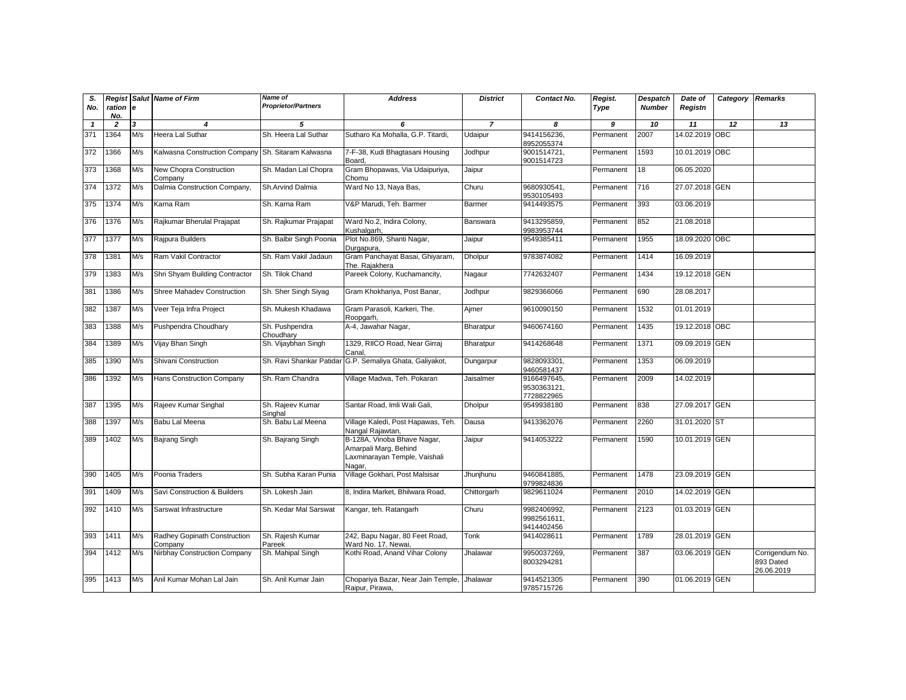| S. No. | Registration No. | Salute | Name of Firm | Name of Proprietor/Partners | Address | District | Contact No. | Regist. Type | Despatch Number | Date of Registn | Category | Remarks |
|---|---|---|---|---|---|---|---|---|---|---|---|---|
| 1 | 2 | 3 | 4 | 5 | 6 | 7 | 8 | 9 | 10 | 11 | 12 | 13 |
| 371 | 1364 | M/s | Heera Lal Suthar | Sh. Heera Lal Suthar | Sutharo Ka Mohalla, G.P. Titardi, | Udaipur | 9414156236, 8952055374 | Permanent | 2007 | 14.02.2019 | OBC | |
| 372 | 1366 | M/s | Kalwasna Construction Company | Sh. Sitaram Kalwasna | 7-F-38, Kudi Bhagtasani Housing Board, | Jodhpur | 9001514721, 9001514723 | Permanent | 1593 | 10.01.2019 | OBC | |
| 373 | 1368 | M/s | New Chopra Construction Company | Sh. Madan Lal Chopra | Gram Bhopawas, Via Udaipuriya, Chomu | Jaipur | | Permanent | 18 | 06.05.2020 | | |
| 374 | 1372 | M/s | Dalmia Construction Company, | Sh.Arvind Dalmia | Ward No 13, Naya Bas, | Churu | 9680930541, 9530105493 | Permanent | 716 | 27.07.2018 | GEN | |
| 375 | 1374 | M/s | Karna Ram | Sh. Karna Ram | V&P Marudi, Teh. Barmer | Barmer | 9414493575 | Permanent | 393 | 03.06.2019 | | |
| 376 | 1376 | M/s | Rajkumar Bherulal Prajapat | Sh. Rajkumar Prajapat | Ward No.2, Indira Colony, Kushalgarh, | Banswara | 9413295859, 9983953744 | Permanent | 852 | 21.08.2018 | | |
| 377 | 1377 | M/s | Rajpura Builders | Sh. Balbir Singh Poonia | Plot No.869, Shanti Nagar, Durgapura, | Jaipur | 9549385411 | Permanent | 1955 | 18.09.2020 | OBC | |
| 378 | 1381 | M/s | Ram Vakil Contractor | Sh. Ram Vakil Jadaun | Gram Panchayat Basai, Ghiyaram, The. Rajakhera | Dholpur | 9783874082 | Permanent | 1414 | 16.09.2019 | | |
| 379 | 1383 | M/s | Shri Shyam Building Contractor | Sh. Tilok Chand | Pareek Colony, Kuchamancity, | Nagaur | 7742632407 | Permanent | 1434 | 19.12.2018 | GEN | |
| 381 | 1386 | M/s | Shree Mahadev Construction | Sh. Sher Singh Siyag | Gram Khokhariya, Post Banar, | Jodhpur | 9829366066 | Permanent | 690 | 28.08.2017 | | |
| 382 | 1387 | M/s | Veer Teja Infra Project | Sh. Mukesh Khadawa | Gram Parasoli, Karkeri, The. Roopgarh, | Ajmer | 9610090150 | Permanent | 1532 | 01.01.2019 | | |
| 383 | 1388 | M/s | Pushpendra Choudhary | Sh. Pushpendra Choudhary | A-4, Jawahar Nagar, | Bharatpur | 9460674160 | Permanent | 1435 | 19.12.2018 | OBC | |
| 384 | 1389 | M/s | Vijay Bhan Singh | Sh. Vijaybhan Singh | 1329, RIICO Road, Near Girraj Canal, | Bharatpur | 9414268648 | Permanent | 1371 | 09.09.2019 | GEN | |
| 385 | 1390 | M/s | Shivani Construction | Sh. Ravi Shankar Patidar | G.P. Semaliya Ghata, Galiyakot, | Dungarpur | 9828093301, 9460581437 | Permanent | 1353 | 06.09.2019 | | |
| 386 | 1392 | M/s | Hans Construction Company | Sh. Ram Chandra | Village Madwa, Teh. Pokaran | Jaisalmer | 9166497645, 9530363121, 7728822965 | Permanent | 2009 | 14.02.2019 | | |
| 387 | 1395 | M/s | Rajeev Kumar Singhal | Sh. Rajeev Kumar Singhal | Santar Road, Imli Wali Gali, | Dholpur | 9549938180 | Permanent | 838 | 27.09.2017 | GEN | |
| 388 | 1397 | M/s | Babu Lal Meena | Sh. Babu Lal Meena | Village Kaledi, Post Hapawas, Teh. Nangal Rajawtan, | Dausa | 9413362076 | Permanent | 2260 | 31.01.2020 | ST | |
| 389 | 1402 | M/s | Bajrang Singh | Sh. Bajrang Singh | B-128A, Vinoba Bhave Nagar, Amarpali Marg, Behind Laxminarayan Temple, Vaishali Nagar, | Jaipur | 9414053222 | Permanent | 1590 | 10.01.2019 | GEN | |
| 390 | 1405 | M/s | Poonia Traders | Sh. Subha Karan Punia | Village Gokhari, Post Malsisar | Jhunjhunu | 9460841885, 9799824836 | Permanent | 1478 | 23.09.2019 | GEN | |
| 391 | 1409 | M/s | Savi Construction & Builders | Sh. Lokesh Jain | 8, Indira Market, Bhilwara Road, | Chittorgarh | 9829611024 | Permanent | 2010 | 14.02.2019 | GEN | |
| 392 | 1410 | M/s | Sarswat Infrastructure | Sh. Kedar Mal Sarswat | Kangar, teh. Ratangarh | Churu | 9982406992, 9982561611, 9414402456 | Permanent | 2123 | 01.03.2019 | GEN | |
| 393 | 1411 | M/s | Radhey Gopinath Construction Company | Sh. Rajesh Kumar Pareek | 242, Bapu Nagar, 80 Feet Road, Ward No. 17, Newai, | Tonk | 9414028611 | Permanent | 1789 | 28.01.2019 | GEN | |
| 394 | 1412 | M/s | Nirbhay Construction Company | Sh. Mahipal Singh | Kothi Road, Anand Vihar Colony | Jhalawar | 9950037269, 8003294281 | Permanent | 387 | 03.06.2019 | GEN | Corrigendum No. 893 Dated 26.06.2019 |
| 395 | 1413 | M/s | Anil Kumar Mohan Lal Jain | Sh. Anil Kumar Jain | Chopariya Bazar, Near Jain Temple, Raipur, Pirawa, | Jhalawar | 9414521305 9785715726 | Permanent | 390 | 01.06.2019 | GEN | |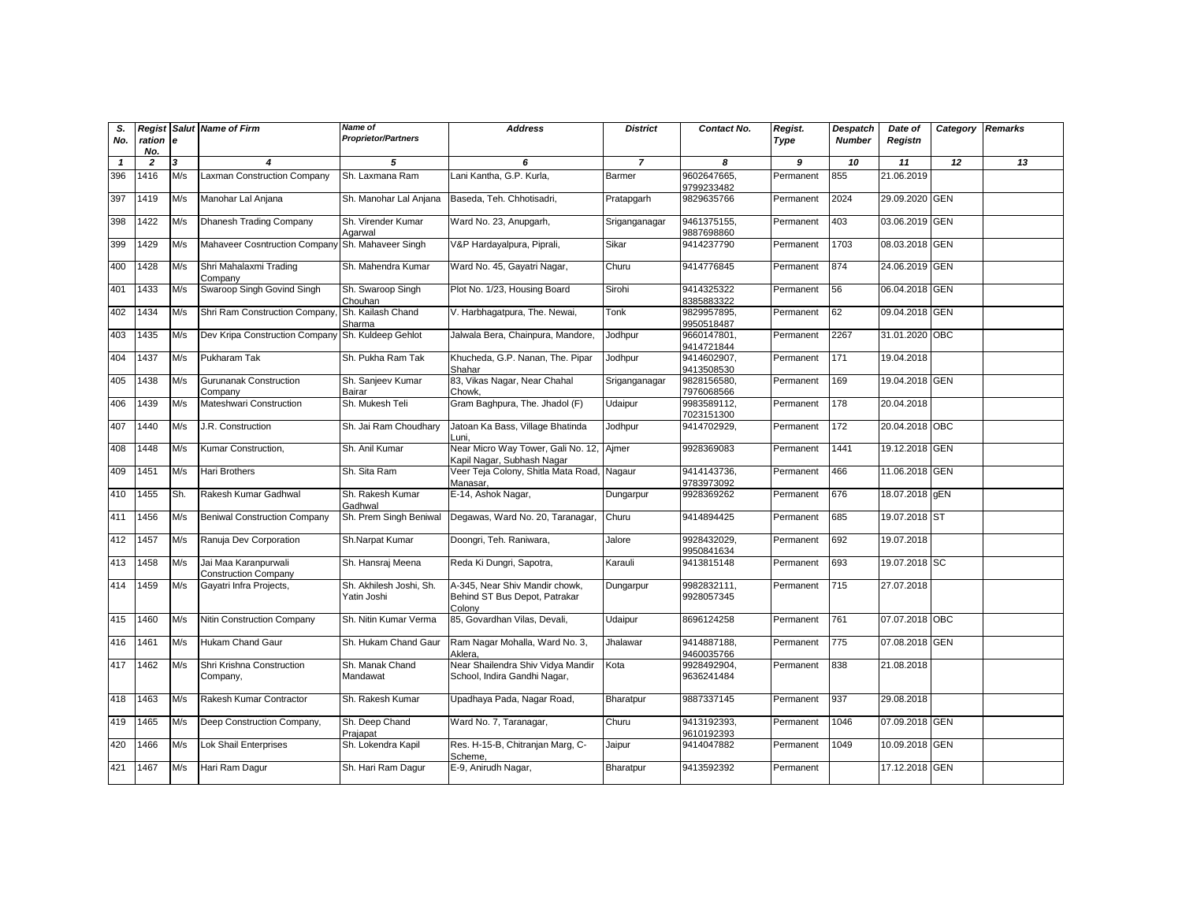| S. No. | Registration No. | Salute | Name of Firm | Name of Proprietor/Partners | Address | District | Contact No. | Regist. Type | Despatch Number | Date of Registn | Category | Remarks |
|---|---|---|---|---|---|---|---|---|---|---|---|---|
| 1 | 2 | 3 | 4 | 5 | 6 | 7 | 8 | 9 | 10 | 11 | 12 | 13 |
| 396 | 1416 | M/s | Laxman Construction Company | Sh. Laxmana Ram | Lani Kantha, G.P. Kurla, | Barmer | 9602647665, 9799233482 | Permanent | 855 | 21.06.2019 | | |
| 397 | 1419 | M/s | Manohar Lal Anjana | Sh. Manohar Lal Anjana | Baseda, Teh. Chhotisadri, | Pratapgarh | 9829635766 | Permanent | 2024 | 29.09.2020 | GEN | |
| 398 | 1422 | M/s | Dhanesh Trading Company | Sh. Virender Kumar Agarwal | Ward No. 23, Anupgarh, | Sriganganagar | 9461375155, 9887698860 | Permanent | 403 | 03.06.2019 | GEN | |
| 399 | 1429 | M/s | Mahaveer Cosntruction Company | Sh. Mahaveer Singh | V&P Hardayalpura, Piprali, | Sikar | 9414237790 | Permanent | 1703 | 08.03.2018 | GEN | |
| 400 | 1428 | M/s | Shri Mahalaxmi Trading Company | Sh. Mahendra Kumar | Ward No. 45, Gayatri Nagar, | Churu | 9414776845 | Permanent | 874 | 24.06.2019 | GEN | |
| 401 | 1433 | M/s | Swaroop Singh Govind Singh | Sh. Swaroop Singh Chouhan | Plot No. 1/23, Housing Board | Sirohi | 9414325322 8385883322 | Permanent | 56 | 06.04.2018 | GEN | |
| 402 | 1434 | M/s | Shri Ram Construction Company, | Sh. Kailash Chand Sharma | V. Harbhagatpura, The. Newai, | Tonk | 9829957895, 9950518487 | Permanent | 62 | 09.04.2018 | GEN | |
| 403 | 1435 | M/s | Dev Kripa Construction Company | Sh. Kuldeep Gehlot | Jalwala Bera, Chainpura, Mandore, | Jodhpur | 9660147801, 9414721844 | Permanent | 2267 | 31.01.2020 | OBC | |
| 404 | 1437 | M/s | Pukharam Tak | Sh. Pukha Ram Tak | Khucheda, G.P. Nanan, The. Pipar Shahar | Jodhpur | 9414602907, 9413508530 | Permanent | 171 | 19.04.2018 | | |
| 405 | 1438 | M/s | Gurunanak Construction Company | Sh. Sanjeev Kumar Bairar | 83, Vikas Nagar, Near Chahal Chowk, | Sriganganagar | 9828156580, 7976068566 | Permanent | 169 | 19.04.2018 | GEN | |
| 406 | 1439 | M/s | Mateshwari Construction | Sh. Mukesh Teli | Gram Baghpura, The. Jhadol (F) | Udaipur | 9983589112, 7023151300 | Permanent | 178 | 20.04.2018 | | |
| 407 | 1440 | M/s | J.R. Construction | Sh. Jai Ram Choudhary | Jatoan Ka Bass, Village Bhatinda Luni, | Jodhpur | 9414702929, | Permanent | 172 | 20.04.2018 | OBC | |
| 408 | 1448 | M/s | Kumar Construction, | Sh. Anil Kumar | Near Micro Way Tower, Gali No. 12, Kapil Nagar, Subhash Nagar | Ajmer | 9928369083 | Permanent | 1441 | 19.12.2018 | GEN | |
| 409 | 1451 | M/s | Hari Brothers | Sh. Sita Ram | Veer Teja Colony, Shitla Mata Road, Manasar, | Nagaur | 9414143736, 9783973092 | Permanent | 466 | 11.06.2018 | GEN | |
| 410 | 1455 | Sh. | Rakesh Kumar Gadhwal | Sh. Rakesh Kumar Gadhwal | E-14, Ashok Nagar, | Dungarpur | 9928369262 | Permanent | 676 | 18.07.2018 | gEN | |
| 411 | 1456 | M/s | Beniwal Construction Company | Sh. Prem Singh Beniwal | Degawas, Ward No. 20, Taranagar, | Churu | 9414894425 | Permanent | 685 | 19.07.2018 | ST | |
| 412 | 1457 | M/s | Ranuja Dev Corporation | Sh.Narpat Kumar | Doongri, Teh. Raniwara, | Jalore | 9928432029, 9950841634 | Permanent | 692 | 19.07.2018 | | |
| 413 | 1458 | M/s | Jai Maa Karanpurwali Construction Company | Sh. Hansraj Meena | Reda Ki Dungri, Sapotra, | Karauli | 9413815148 | Permanent | 693 | 19.07.2018 | SC | |
| 414 | 1459 | M/s | Gayatri Infra Projects, | Sh. Akhilesh Joshi, Sh. Yatin Joshi | A-345, Near Shiv Mandir chowk, Behind ST Bus Depot, Patrakar Colony | Dungarpur | 9982832111, 9928057345 | Permanent | 715 | 27.07.2018 | | |
| 415 | 1460 | M/s | Nitin Construction Company | Sh. Nitin Kumar Verma | 85, Govardhan Vilas, Devali, | Udaipur | 8696124258 | Permanent | 761 | 07.07.2018 | OBC | |
| 416 | 1461 | M/s | Hukam Chand Gaur | Sh. Hukam Chand Gaur | Ram Nagar Mohalla, Ward No. 3, Aklera, | Jhalawar | 9414887188, 9460035766 | Permanent | 775 | 07.08.2018 | GEN | |
| 417 | 1462 | M/s | Shri Krishna Construction Company, | Sh. Manak Chand Mandawat | Near Shailendra Shiv Vidya Mandir School, Indira Gandhi Nagar, | Kota | 9928492904, 9636241484 | Permanent | 838 | 21.08.2018 | | |
| 418 | 1463 | M/s | Rakesh Kumar Contractor | Sh. Rakesh Kumar | Upadhaya Pada, Nagar Road, | Bharatpur | 9887337145 | Permanent | 937 | 29.08.2018 | | |
| 419 | 1465 | M/s | Deep Construction Company, | Sh. Deep Chand Prajapat | Ward No. 7, Taranagar, | Churu | 9413192393, 9610192393 | Permanent | 1046 | 07.09.2018 | GEN | |
| 420 | 1466 | M/s | Lok Shail Enterprises | Sh. Lokendra Kapil | Res. H-15-B, Chitranjan Marg, C-Scheme, | Jaipur | 9414047882 | Permanent | 1049 | 10.09.2018 | GEN | |
| 421 | 1467 | M/s | Hari Ram Dagur | Sh. Hari Ram Dagur | E-9, Anirudh Nagar, | Bharatpur | 9413592392 | Permanent | | 17.12.2018 | GEN | |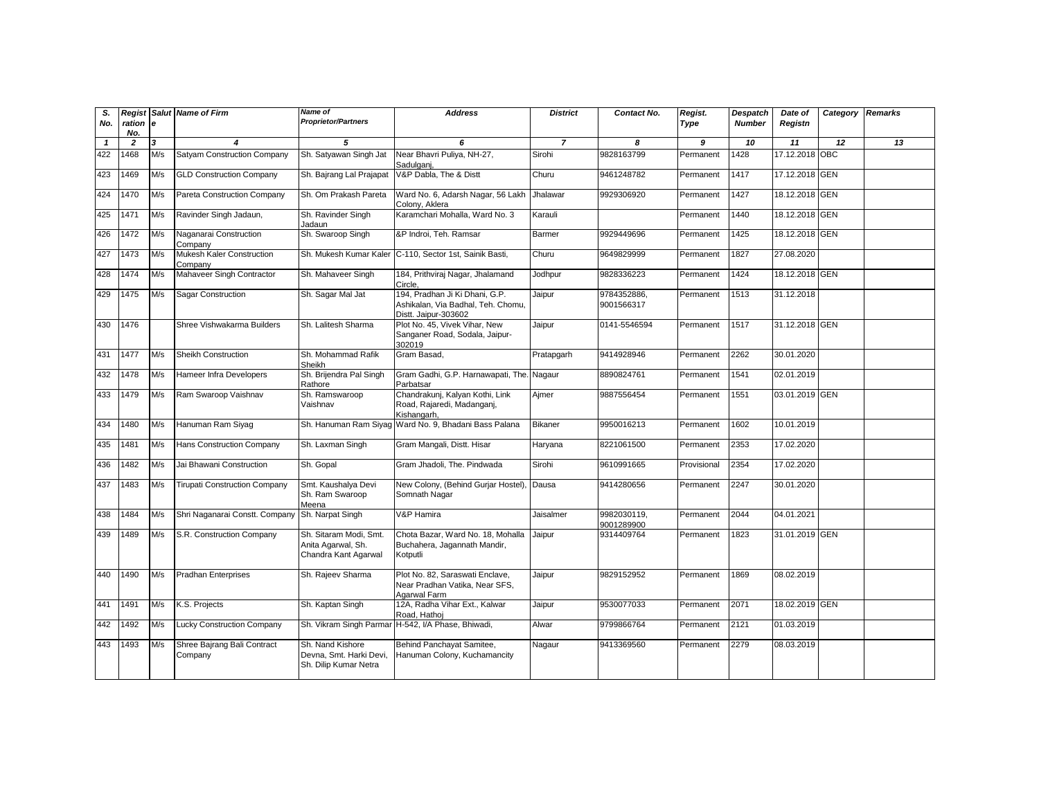| S. No. | Registration No. | Salute | Name of Firm | Name of Proprietor/Partners | Address | District | Contact No. | Regist. Type | Despatch Number | Date of Registn | Category | Remarks |
|---|---|---|---|---|---|---|---|---|---|---|---|---|
| 1 | 2 | 3 | 4 | 5 | 6 | 7 | 8 | 9 | 10 | 11 | 12 | 13 |
| 422 | 1468 | M/s | Satyam Construction Company | Sh. Satyawan Singh Jat | Near Bhavri Puliya, NH-27, Sadulganj, | Sirohi | 9828163799 | Permanent | 1428 | 17.12.2018 | OBC | |
| 423 | 1469 | M/s | GLD Construction Company | Sh. Bajrang Lal Prajapat | V&P Dabla, The & Distt | Churu | 9461248782 | Permanent | 1417 | 17.12.2018 | GEN | |
| 424 | 1470 | M/s | Pareta Construction Company | Sh. Om Prakash Pareta | Ward No. 6, Adarsh Nagar, 56 Lakh Colony, Aklera | Jhalawar | 9929306920 | Permanent | 1427 | 18.12.2018 | GEN | |
| 425 | 1471 | M/s | Ravinder Singh Jadaun, | Sh. Ravinder Singh Jadaun | Karamchari Mohalla, Ward No. 3 | Karauli | | Permanent | 1440 | 18.12.2018 | GEN | |
| 426 | 1472 | M/s | Naganarai Construction Company | Sh. Swaroop Singh | &P Indroi, Teh. Ramsar | Barmer | 9929449696 | Permanent | 1425 | 18.12.2018 | GEN | |
| 427 | 1473 | M/s | Mukesh Kaler Construction Company | Sh. Mukesh Kumar Kaler | C-110, Sector 1st, Sainik Basti, | Churu | 9649829999 | Permanent | 1827 | 27.08.2020 | | |
| 428 | 1474 | M/s | Mahaveer Singh Contractor | Sh. Mahaveer Singh | 184, Prithviraj Nagar, Jhalamand Circle, | Jodhpur | 9828336223 | Permanent | 1424 | 18.12.2018 | GEN | |
| 429 | 1475 | M/s | Sagar Construction | Sh. Sagar Mal Jat | 194, Pradhan Ji Ki Dhani, G.P. Ashikalan, Via Badhal, Teh. Chomu, Distt. Jaipur-303602 | Jaipur | 9784352886, 9001566317 | Permanent | 1513 | 31.12.2018 | | |
| 430 | 1476 | | Shree Vishwakarma Builders | Sh. Lalitesh Sharma | Plot No. 45, Vivek Vihar, New Sanganer Road, Sodala, Jaipur-302019 | Jaipur | 0141-5546594 | Permanent | 1517 | 31.12.2018 | GEN | |
| 431 | 1477 | M/s | Sheikh Construction | Sh. Mohammad Rafik Sheikh | Gram Basad, | Pratapgarh | 9414928946 | Permanent | 2262 | 30.01.2020 | | |
| 432 | 1478 | M/s | Hameer Infra Developers | Sh. Brijendra Pal Singh Rathore | Gram Gadhi, G.P. Harnawapati, The. Parbatsar | Nagaur | 8890824761 | Permanent | 1541 | 02.01.2019 | | |
| 433 | 1479 | M/s | Ram Swaroop Vaishnav | Sh. Ramswaroop Vaishnav | Chandrakunj, Kalyan Kothi, Link Road, Rajaredi, Madanganj, Kishangarh, | Ajmer | 9887556454 | Permanent | 1551 | 03.01.2019 | GEN | |
| 434 | 1480 | M/s | Hanuman Ram Siyag | Sh. Hanuman Ram Siyag | Ward No. 9, Bhadani Bass Palana | Bikaner | 9950016213 | Permanent | 1602 | 10.01.2019 | | |
| 435 | 1481 | M/s | Hans Construction Company | Sh. Laxman Singh | Gram Mangali, Distt. Hisar | Haryana | 8221061500 | Permanent | 2353 | 17.02.2020 | | |
| 436 | 1482 | M/s | Jai Bhawani Construction | Sh. Gopal | Gram Jhadoli, The. Pindwada | Sirohi | 9610991665 | Provisional | 2354 | 17.02.2020 | | |
| 437 | 1483 | M/s | Tirupati Construction Company | Smt. Kaushalya Devi Sh. Ram Swaroop Meena | New Colony, (Behind Gurjar Hostel), Somnath Nagar | Dausa | 9414280656 | Permanent | 2247 | 30.01.2020 | | |
| 438 | 1484 | M/s | Shri Naganarai Constt. Company | Sh. Narpat Singh | V&P Hamira | Jaisalmer | 9982030119, 9001289900 | Permanent | 2044 | 04.01.2021 | | |
| 439 | 1489 | M/s | S.R. Construction Company | Sh. Sitaram Modi, Smt. Anita Agarwal, Sh. Chandra Kant Agarwal | Chota Bazar, Ward No. 18, Mohalla Buchahera, Jagannath Mandir, Kotputli | Jaipur | 9314409764 | Permanent | 1823 | 31.01.2019 | GEN | |
| 440 | 1490 | M/s | Pradhan Enterprises | Sh. Rajeev Sharma | Plot No. 82, Saraswati Enclave, Near Pradhan Vatika, Near SFS, Agarwal Farm | Jaipur | 9829152952 | Permanent | 1869 | 08.02.2019 | | |
| 441 | 1491 | M/s | K.S. Projects | Sh. Kaptan Singh | 12A, Radha Vihar Ext., Kalwar Road, Hathoj | Jaipur | 9530077033 | Permanent | 2071 | 18.02.2019 | GEN | |
| 442 | 1492 | M/s | Lucky Construction Company | Sh. Vikram Singh Parmar | H-542, I/A Phase, Bhiwadi, | Alwar | 9799866764 | Permanent | 2121 | 01.03.2019 | | |
| 443 | 1493 | M/s | Shree Bajrang Bali Contract Company | Sh. Nand Kishore Devna, Smt. Harki Devi, Sh. Dilip Kumar Netra | Behind Panchayat Samitee, Hanuman Colony, Kuchamancity | Nagaur | 9413369560 | Permanent | 2279 | 08.03.2019 | | |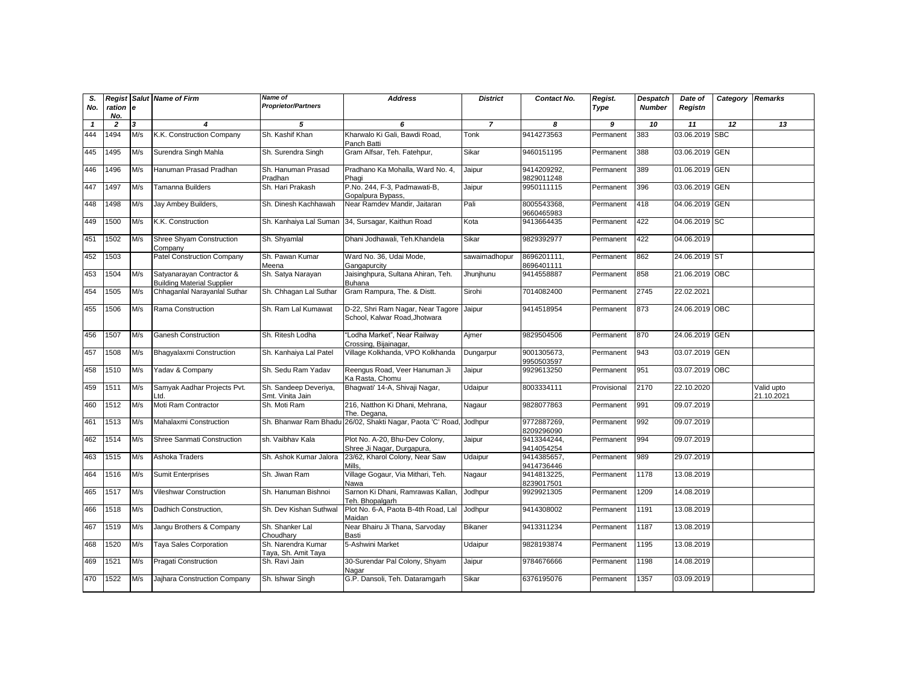| S. No. | Registration No. | Salute | Name of Firm | Name of Proprietor/Partners | Address | District | Contact No. | Regist. Type | Despatch Number | Date of Registn | Category | Remarks |
|---|---|---|---|---|---|---|---|---|---|---|---|---|
| 1 | 2 | 3 | 4 | 5 | 6 | 7 | 8 | 9 | 10 | 11 | 12 | 13 |
| 444 | 1494 | M/s | K.K. Construction Company | Sh. Kashif Khan | Kharwalo Ki Gali, Bawdi Road, Panch Batti | Tonk | 9414273563 | Permanent | 383 | 03.06.2019 | SBC | |
| 445 | 1495 | M/s | Surendra Singh Mahla | Sh. Surendra Singh | Gram Alfsar, Teh. Fatehpur, | Sikar | 9460151195 | Permanent | 388 | 03.06.2019 | GEN | |
| 446 | 1496 | M/s | Hanuman Prasad Pradhan | Sh. Hanuman Prasad Pradhan | Pradhano Ka Mohalla, Ward No. 4, Phagi | Jaipur | 9414209292, 9829011248 | Permanent | 389 | 01.06.2019 | GEN | |
| 447 | 1497 | M/s | Tamanna Builders | Sh. Hari Prakash | P.No. 244, F-3, Padmawati-B, Gopalpura Bypass, | Jaipur | 9950111115 | Permanent | 396 | 03.06.2019 | GEN | |
| 448 | 1498 | M/s | Jay Ambey Builders, | Sh. Dinesh Kachhawah | Near Ramdev Mandir, Jaitaran | Pali | 8005543368, 9660465983 | Permanent | 418 | 04.06.2019 | GEN | |
| 449 | 1500 | M/s | K.K. Construction | Sh. Kanhaiya Lal Suman | 34, Sursagar, Kaithun Road | Kota | 9413664435 | Permanent | 422 | 04.06.2019 | SC | |
| 451 | 1502 | M/s | Shree Shyam Construction Company | Sh. Shyamlal | Dhani Jodhawali, Teh.Khandela | Sikar | 9829392977 | Permanent | 422 | 04.06.2019 | | |
| 452 | 1503 | | Patel Construction Company | Sh. Pawan Kumar Meena | Ward No. 36, Udai Mode, Gangapurcity | sawaimadhopur | 8696201111, 8696401111 | Permanent | 862 | 24.06.2019 | ST | |
| 453 | 1504 | M/s | Satyanarayan Contractor & Building Material Supplier | Sh. Satya Narayan | Jaisinghpura, Sultana Ahiran, Teh. Buhana | Jhunjhunu | 9414558887 | Permanent | 858 | 21.06.2019 | OBC | |
| 454 | 1505 | M/s | Chhaganlal Narayanlal Suthar | Sh. Chhagan Lal Suthar | Gram Rampura, The. & Distt. | Sirohi | 7014082400 | Permanent | 2745 | 22.02.2021 | | |
| 455 | 1506 | M/s | Rama Construction | Sh. Ram Lal Kumawat | D-22, Shri Ram Nagar, Near Tagore School, Kalwar Road,Jhotwara | Jaipur | 9414518954 | Permanent | 873 | 24.06.2019 | OBC | |
| 456 | 1507 | M/s | Ganesh Construction | Sh. Ritesh Lodha | "Lodha Market", Near Railway Crossing, Bijainagar, | Ajmer | 9829504506 | Permanent | 870 | 24.06.2019 | GEN | |
| 457 | 1508 | M/s | Bhagyalaxmi Construction | Sh. Kanhaiya Lal Patel | Village Kolkhanda, VPO Kolkhanda | Dungarpur | 9001305673, 9950503597 | Permanent | 943 | 03.07.2019 | GEN | |
| 458 | 1510 | M/s | Yadav & Company | Sh. Sedu Ram Yadav | Reengus Road, Veer Hanuman Ji Ka Rasta, Chomu | Jaipur | 9929613250 | Permanent | 951 | 03.07.2019 | OBC | |
| 459 | 1511 | M/s | Samyak Aadhar Projects Pvt. Ltd. | Sh. Sandeep Deveriya, Smt. Vinita Jain | Bhagwati' 14-A, Shivaji Nagar, | Udaipur | 8003334111 | Provisional | 2170 | 22.10.2020 | | Valid upto 21.10.2021 |
| 460 | 1512 | M/s | Moti Ram Contractor | Sh. Moti Ram | 216, Natthon Ki Dhani, Mehrana, The. Degana, | Nagaur | 9828077863 | Permanent | 991 | 09.07.2019 | | |
| 461 | 1513 | M/s | Mahalaxmi Construction | Sh. Bhanwar Ram Bhadu | 26/02, Shakti Nagar, Paota 'C' Road, | Jodhpur | 9772887269, 8209296090 | Permanent | 992 | 09.07.2019 | | |
| 462 | 1514 | M/s | Shree Sanmati Construction | sh. Vaibhav Kala | Plot No. A-20, Bhu-Dev Colony, Shree Ji Nagar, Durgapura, | Jaipur | 9413344244, 9414054254 | Permanent | 994 | 09.07.2019 | | |
| 463 | 1515 | M/s | Ashoka Traders | Sh. Ashok Kumar Jalora | 23/62, Kharol Colony, Near Saw Mills, | Udaipur | 9414385657, 9414736446 | Permanent | 989 | 29.07.2019 | | |
| 464 | 1516 | M/s | Sumit Enterprises | Sh. Jiwan Ram | Village Gogaur, Via Mithari, Teh. Nawa | Nagaur | 9414813225, 8239017501 | Permanent | 1178 | 13.08.2019 | | |
| 465 | 1517 | M/s | Vileshwar Construction | Sh. Hanuman Bishnoi | Sarnon Ki Dhani, Ramrawas Kallan, Teh. Bhopalgarh | Jodhpur | 9929921305 | Permanent | 1209 | 14.08.2019 | | |
| 466 | 1518 | M/s | Dadhich Construction, | Sh. Dev Kishan Suthwal | Plot No. 6-A, Paota B-4th Road, Lal Maidan | Jodhpur | 9414308002 | Permanent | 1191 | 13.08.2019 | | |
| 467 | 1519 | M/s | Jangu Brothers & Company | Sh. Shanker Lal Choudhary | Near Bhairu Ji Thana, Sarvoday Basti | Bikaner | 9413311234 | Permanent | 1187 | 13.08.2019 | | |
| 468 | 1520 | M/s | Taya Sales Corporation | Sh. Narendra Kumar Taya, Sh. Amit Taya | 5-Ashwini Market | Udaipur | 9828193874 | Permanent | 1195 | 13.08.2019 | | |
| 469 | 1521 | M/s | Pragati Construction | Sh. Ravi Jain | 30-Surendar Pal Colony, Shyam Nagar | Jaipur | 9784676666 | Permanent | 1198 | 14.08.2019 | | |
| 470 | 1522 | M/s | Jajhara Construction Company | Sh. Ishwar Singh | G.P. Dansoli, Teh. Dataramgarh | Sikar | 6376195076 | Permanent | 1357 | 03.09.2019 | | |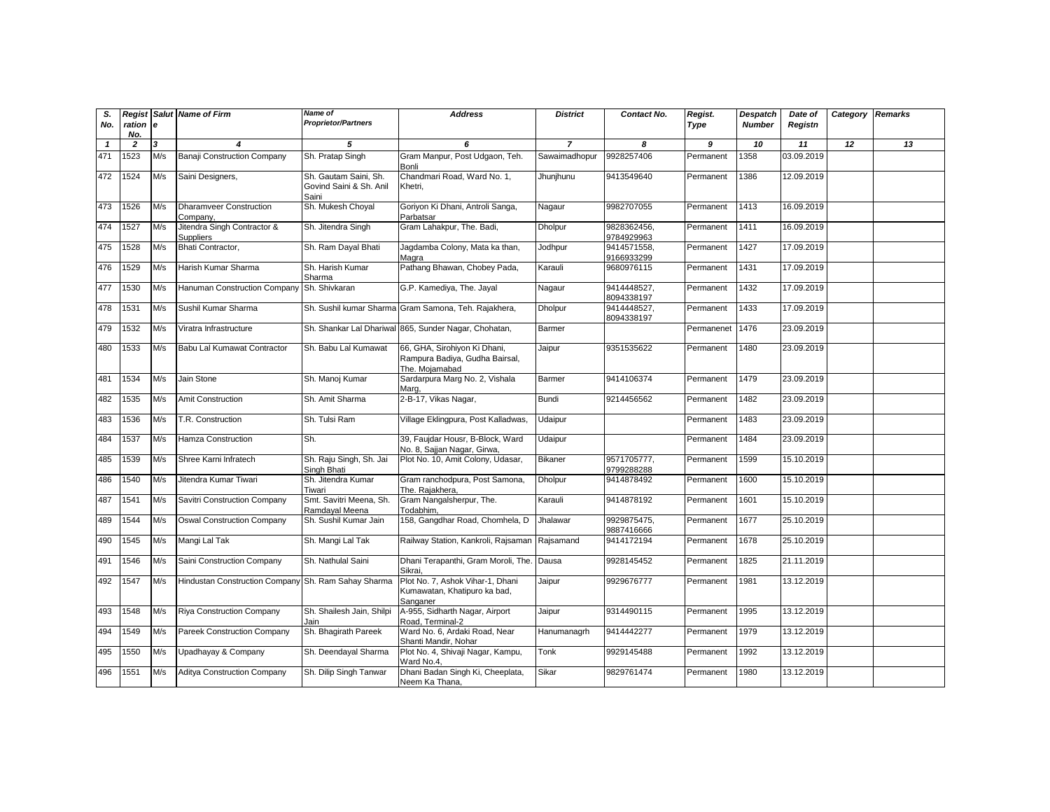| S. No. | Registration No. | Salute | Name of Firm | Name of Proprietor/Partners | Address | District | Contact No. | Regist. Type | Despatch Number | Date of Registn | Category | Remarks |
|---|---|---|---|---|---|---|---|---|---|---|---|---|
| 1 | 2 | 3 | 4 | 5 | 6 | 7 | 8 | 9 | 10 | 11 | 12 | 13 |
| 471 | 1523 | M/s | Banaji Construction Company | Sh. Pratap Singh | Gram Manpur, Post Udgaon, Teh. Bonli | Sawaimadhopur | 9928257406 | Permanent | 1358 | 03.09.2019 | | |
| 472 | 1524 | M/s | Saini Designers, | Sh. Gautam Saini, Sh. Govind Saini & Sh. Anil Saini | Chandmari Road, Ward No. 1, Khetri, | Jhunjhunu | 9413549640 | Permanent | 1386 | 12.09.2019 | | |
| 473 | 1526 | M/s | Dharamveer Construction Company, | Sh. Mukesh Choyal | Goriyon Ki Dhani, Antroli Sanga, Parbatsar | Nagaur | 9982707055 | Permanent | 1413 | 16.09.2019 | | |
| 474 | 1527 | M/s | Jitendra Singh Contractor & Suppliers | Sh. Jitendra Singh | Gram Lahakpur, The. Badi, | Dholpur | 9828362456, 9784929963 | Permanent | 1411 | 16.09.2019 | | |
| 475 | 1528 | M/s | Bhati Contractor, | Sh. Ram Dayal Bhati | Jagdamba Colony, Mata ka than, Magra | Jodhpur | 9414571558, 9166933299 | Permanent | 1427 | 17.09.2019 | | |
| 476 | 1529 | M/s | Harish Kumar Sharma | Sh. Harish Kumar Sharma | Pathang Bhawan, Chobey Pada, | Karauli | 9680976115 | Permanent | 1431 | 17.09.2019 | | |
| 477 | 1530 | M/s | Hanuman Construction Company | Sh. Shivkaran | G.P. Kamediya, The. Jayal | Nagaur | 9414448527, 8094338197 | Permanent | 1432 | 17.09.2019 | | |
| 478 | 1531 | M/s | Sushil Kumar Sharma | Sh. Sushil kumar Sharma | Gram Samona, Teh. Rajakhera, | Dholpur | 9414448527, 8094338197 | Permanent | 1433 | 17.09.2019 | | |
| 479 | 1532 | M/s | Viratra Infrastructure | Sh. Shankar Lal Dhariwal | 865, Sunder Nagar, Chohatan, | Barmer | | Permanenet | 1476 | 23.09.2019 | | |
| 480 | 1533 | M/s | Babu Lal Kumawat Contractor | Sh. Babu Lal Kumawat | 66, GHA, Sirohiyon Ki Dhani, Rampura Badiya, Gudha Bairsal, The. Mojamabad | Jaipur | 9351535622 | Permanent | 1480 | 23.09.2019 | | |
| 481 | 1534 | M/s | Jain Stone | Sh. Manoj Kumar | Sardarpura Marg No. 2, Vishala Marg, | Barmer | 9414106374 | Permanent | 1479 | 23.09.2019 | | |
| 482 | 1535 | M/s | Amit Construction | Sh. Amit Sharma | 2-B-17, Vikas Nagar, | Bundi | 9214456562 | Permanent | 1482 | 23.09.2019 | | |
| 483 | 1536 | M/s | T.R. Construction | Sh. Tulsi Ram | Village Eklingpura, Post Kalladwas, | Udaipur | | Permanent | 1483 | 23.09.2019 | | |
| 484 | 1537 | M/s | Hamza Construction | Sh. | 39, Faujdar Housr, B-Block, Ward No. 8, Sajjan Nagar, Girwa, | Udaipur | | Permanent | 1484 | 23.09.2019 | | |
| 485 | 1539 | M/s | Shree Karni Infratech | Sh. Raju Singh, Sh. Jai Singh Bhati | Plot No. 10, Amit Colony, Udasar, | Bikaner | 9571705777, 9799288288 | Permanent | 1599 | 15.10.2019 | | |
| 486 | 1540 | M/s | Jitendra Kumar Tiwari | Sh. Jitendra Kumar Tiwari | Gram ranchodpura, Post Samona, The. Rajakhera, | Dholpur | 9414878492 | Permanent | 1600 | 15.10.2019 | | |
| 487 | 1541 | M/s | Savitri Construction Company | Smt. Savitri Meena, Sh. Ramdayal Meena | Gram Nangalsherpur, The. Todabhim, | Karauli | 9414878192 | Permanent | 1601 | 15.10.2019 | | |
| 489 | 1544 | M/s | Oswal Construction Company | Sh. Sushil Kumar Jain | 158, Gangdhar Road, Chomhela, D | Jhalawar | 9929875475, 9887416666 | Permanent | 1677 | 25.10.2019 | | |
| 490 | 1545 | M/s | Mangi Lal Tak | Sh. Mangi Lal Tak | Railway Station, Kankroli, Rajsaman | Rajsamand | 9414172194 | Permanent | 1678 | 25.10.2019 | | |
| 491 | 1546 | M/s | Saini Construction Company | Sh. Nathulal Saini | Dhani Terapanthi, Gram Moroli, The. Sikrai, | Dausa | 9928145452 | Permanent | 1825 | 21.11.2019 | | |
| 492 | 1547 | M/s | Hindustan Construction Company | Sh. Ram Sahay Sharma | Plot No. 7, Ashok Vihar-1, Dhani Kumawatan, Khatipuro ka bad, Sanganer | Jaipur | 9929676777 | Permanent | 1981 | 13.12.2019 | | |
| 493 | 1548 | M/s | Riya Construction Company | Sh. Shailesh Jain, Shilpi Jain | A-955, Sidharth Nagar, Airport Road, Terminal-2 | Jaipur | 9314490115 | Permanent | 1995 | 13.12.2019 | | |
| 494 | 1549 | M/s | Pareek Construction Company | Sh. Bhagirath Pareek | Ward No. 6, Ardaki Road, Near Shanti Mandir, Nohar | Hanumanagrh | 9414442277 | Permanent | 1979 | 13.12.2019 | | |
| 495 | 1550 | M/s | Upadhayay & Company | Sh. Deendayal Sharma | Plot No. 4, Shivaji Nagar, Kampu, Ward No.4, | Tonk | 9929145488 | Permanent | 1992 | 13.12.2019 | | |
| 496 | 1551 | M/s | Aditya Construction Company | Sh. Dilip Singh Tanwar | Dhani Badan Singh Ki, Cheeplata, Neem Ka Thana, | Sikar | 9829761474 | Permanent | 1980 | 13.12.2019 | | |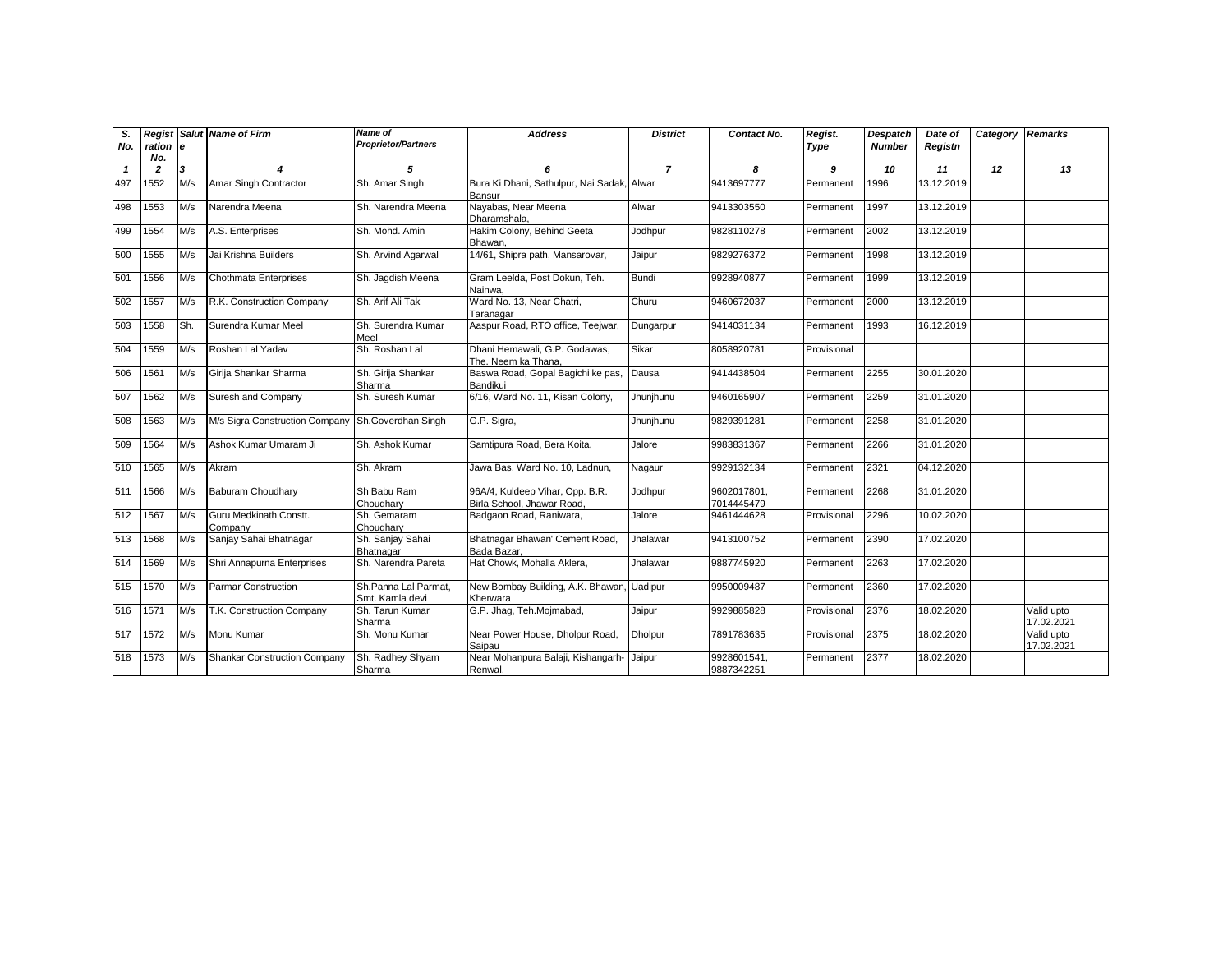| S. No. | Registration No. | Salute | Name of Firm | Name of Proprietor/Partners | Address | District | Contact No. | Regist. Type | Despatch Number | Date of Registn | Category | Remarks |
|---|---|---|---|---|---|---|---|---|---|---|---|---|
| 1 | 2 | 3 | 4 | 5 | 6 | 7 | 8 | 9 | 10 | 11 | 12 | 13 |
| 497 | 1552 | M/s | Amar Singh Contractor | Sh. Amar Singh | Bura Ki Dhani, Sathulpur, Nai Sadak, Bansur | Alwar | 9413697777 | Permanent | 1996 | 13.12.2019 | | |
| 498 | 1553 | M/s | Narendra Meena | Sh. Narendra Meena | Nayabas, Near Meena Dharamshala, | Alwar | 9413303550 | Permanent | 1997 | 13.12.2019 | | |
| 499 | 1554 | M/s | A.S. Enterprises | Sh. Mohd. Amin | Hakim Colony, Behind Geeta Bhawan, | Jodhpur | 9828110278 | Permanent | 2002 | 13.12.2019 | | |
| 500 | 1555 | M/s | Jai Krishna Builders | Sh. Arvind Agarwal | 14/61, Shipra path, Mansarovar, | Jaipur | 9829276372 | Permanent | 1998 | 13.12.2019 | | |
| 501 | 1556 | M/s | Chothmata Enterprises | Sh. Jagdish Meena | Gram Leelda, Post Dokun, Teh. Nainwa, | Bundi | 9928940877 | Permanent | 1999 | 13.12.2019 | | |
| 502 | 1557 | M/s | R.K. Construction Company | Sh. Arif Ali Tak | Ward No. 13, Near Chatri, Taranagar | Churu | 9460672037 | Permanent | 2000 | 13.12.2019 | | |
| 503 | 1558 | Sh. | Surendra Kumar Meel | Sh. Surendra Kumar Meel | Aaspur Road, RTO office, Teejwar, | Dungarpur | 9414031134 | Permanent | 1993 | 16.12.2019 | | |
| 504 | 1559 | M/s | Roshan Lal Yadav | Sh. Roshan Lal | Dhani Hemawali, G.P. Godawas, The. Neem ka Thana, | Sikar | 8058920781 | Provisional | | | | |
| 506 | 1561 | M/s | Girija Shankar Sharma | Sh. Girija Shankar Sharma | Baswa Road, Gopal Bagichi ke pas, Bandikui | Dausa | 9414438504 | Permanent | 2255 | 30.01.2020 | | |
| 507 | 1562 | M/s | Suresh and Company | Sh. Suresh Kumar | 6/16, Ward No. 11, Kisan Colony, | Jhunjhunu | 9460165907 | Permanent | 2259 | 31.01.2020 | | |
| 508 | 1563 | M/s | M/s Sigra Construction Company | Sh.Goverdhan Singh | G.P. Sigra, | Jhunjhunu | 9829391281 | Permanent | 2258 | 31.01.2020 | | |
| 509 | 1564 | M/s | Ashok Kumar Umaram Ji | Sh. Ashok Kumar | Samtipura Road, Bera Koita, | Jalore | 9983831367 | Permanent | 2266 | 31.01.2020 | | |
| 510 | 1565 | M/s | Akram | Sh. Akram | Jawa Bas, Ward No. 10, Ladnun, | Nagaur | 9929132134 | Permanent | 2321 | 04.12.2020 | | |
| 511 | 1566 | M/s | Baburam Choudhary | Sh Babu Ram Choudhary | 96A/4, Kuldeep Vihar, Opp. B.R. Birla School, Jhawar Road, | Jodhpur | 9602017801, 7014445479 | Permanent | 2268 | 31.01.2020 | | |
| 512 | 1567 | M/s | Guru Medkinath Constt. Company | Sh. Gemaram Choudhary | Badgaon Road, Raniwara, | Jalore | 9461444628 | Provisional | 2296 | 10.02.2020 | | |
| 513 | 1568 | M/s | Sanjay Sahai Bhatnagar | Sh. Sanjay Sahai Bhatnagar | Bhatnagar Bhawan' Cement Road, Bada Bazar, | Jhalawar | 9413100752 | Permanent | 2390 | 17.02.2020 | | |
| 514 | 1569 | M/s | Shri Annapurna Enterprises | Sh. Narendra Pareta | Hat Chowk, Mohalla Aklera, | Jhalawar | 9887745920 | Permanent | 2263 | 17.02.2020 | | |
| 515 | 1570 | M/s | Parmar Construction | Sh.Panna Lal Parmat, Smt. Kamla devi | New Bombay Building, A.K. Bhawan, Kherwara | Uadipur | 9950009487 | Permanent | 2360 | 17.02.2020 | | |
| 516 | 1571 | M/s | T.K. Construction Company | Sh. Tarun Kumar Sharma | G.P. Jhag, Teh.Mojmabad, | Jaipur | 9929885828 | Provisional | 2376 | 18.02.2020 | | Valid upto 17.02.2021 |
| 517 | 1572 | M/s | Monu Kumar | Sh. Monu Kumar | Near Power House, Dholpur Road, Saipau | Dholpur | 7891783635 | Provisional | 2375 | 18.02.2020 | | Valid upto 17.02.2021 |
| 518 | 1573 | M/s | Shankar Construction Company | Sh. Radhey Shyam Sharma | Near Mohanpura Balaji, Kishangarh-Renwal, | Jaipur | 9928601541, 9887342251 | Permanent | 2377 | 18.02.2020 | | |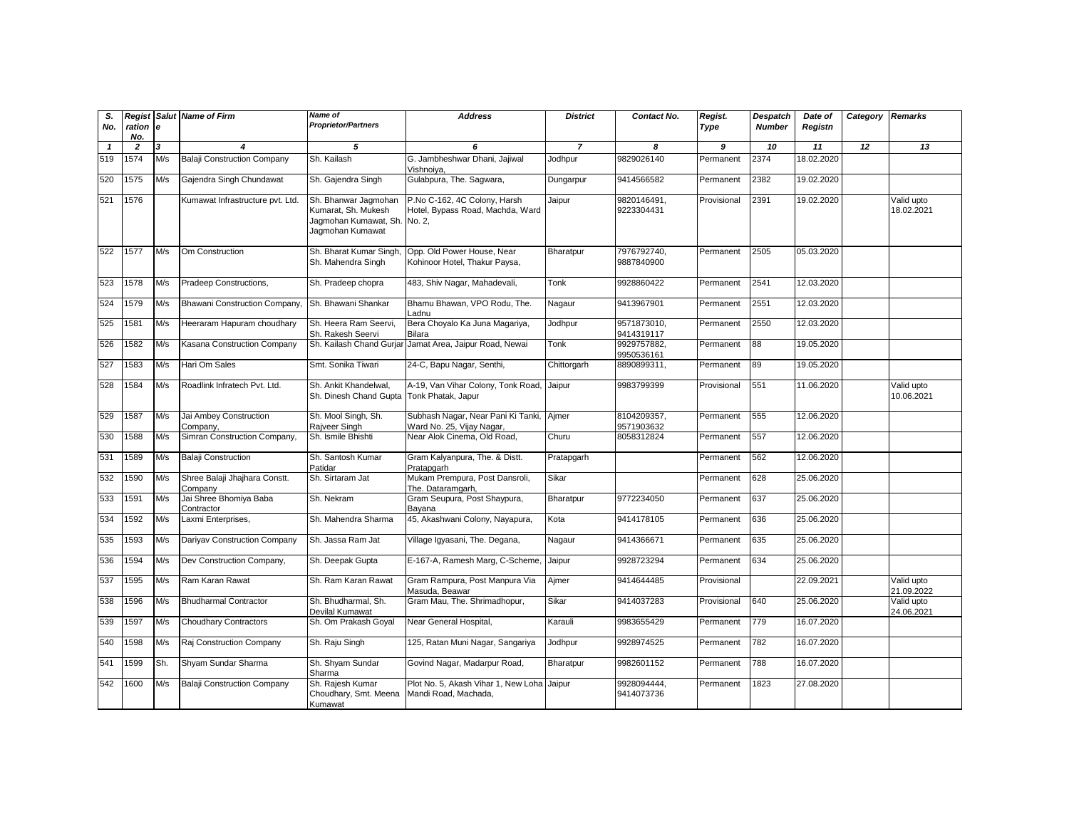| S. No. | Registration No. | Salute | Name of Firm | Name of Proprietor/Partners | Address | District | Contact No. | Regist. Type | Despatch Number | Date of Registn | Category | Remarks |
|---|---|---|---|---|---|---|---|---|---|---|---|---|
| 1 | 2 | 3 | 4 | 5 | 6 | 7 | 8 | 9 | 10 | 11 | 12 | 13 |
| 519 | 1574 | M/s | Balaji Construction Company | Sh. Kailash | G. Jambheshwar Dhani, Jajiwal Vishnoiya, | Jodhpur | 9829026140 | Permanent | 2374 | 18.02.2020 | | |
| 520 | 1575 | M/s | Gajendra Singh Chundawat | Sh. Gajendra Singh | Gulabpura, The. Sagwara, | Dungarpur | 9414566582 | Permanent | 2382 | 19.02.2020 | | |
| 521 | 1576 | | Kumawat Infrastructure pvt. Ltd. | Sh. Bhanwar Jagmohan Kumarat, Sh. Mukesh Jagmohan Kumawat, Sh. Jagmohan Kumawat | P.No C-162, 4C Colony, Harsh Hotel, Bypass Road, Machda, Ward No. 2, | Jaipur | 9820146491, 9223304431 | Provisional | 2391 | 19.02.2020 | | Valid upto 18.02.2021 |
| 522 | 1577 | M/s | Om Construction | Sh. Bharat Kumar Singh, Sh. Mahendra Singh | Opp. Old Power House, Near Kohinoor Hotel, Thakur Paysa, | Bharatpur | 7976792740, 9887840900 | Permanent | 2505 | 05.03.2020 | | |
| 523 | 1578 | M/s | Pradeep Constructions, | Sh. Pradeep chopra | 483, Shiv Nagar, Mahadevali, | Tonk | 9928860422 | Permanent | 2541 | 12.03.2020 | | |
| 524 | 1579 | M/s | Bhawani Construction Company, | Sh. Bhawani Shankar | Bhamu Bhawan, VPO Rodu, The. Ladnu | Nagaur | 9413967901 | Permanent | 2551 | 12.03.2020 | | |
| 525 | 1581 | M/s | Heeraram Hapuram choudhary | Sh. Heera Ram Seervi, Sh. Rakesh Seervi | Bera Choyalo Ka Juna Magariya, Bilara | Jodhpur | 9571873010, 9414319117 | Permanent | 2550 | 12.03.2020 | | |
| 526 | 1582 | M/s | Kasana Construction Company | Sh. Kailash Chand Gurjar | Jamat Area, Jaipur Road, Newai | Tonk | 9929757882, 9950536161 | Permanent | 88 | 19.05.2020 | | |
| 527 | 1583 | M/s | Hari Om Sales | Smt. Sonika Tiwari | 24-C, Bapu Nagar, Senthi, | Chittorgarh | 8890899311, | Permanent | 89 | 19.05.2020 | | |
| 528 | 1584 | M/s | Roadlink Infratech Pvt. Ltd. | Sh. Ankit Khandelwal, Sh. Dinesh Chand Gupta | A-19, Van Vihar Colony, Tonk Road, Tonk Phatak, Japur | Jaipur | 9983799399 | Provisional | 551 | 11.06.2020 | | Valid upto 10.06.2021 |
| 529 | 1587 | M/s | Jai Ambey Construction Company, | Sh. Mool Singh, Sh. Rajveer Singh | Subhash Nagar, Near Pani Ki Tanki, Ward No. 25, Vijay Nagar, | Ajmer | 8104209357, 9571903632 | Permanent | 555 | 12.06.2020 | | |
| 530 | 1588 | M/s | Simran Construction Company, | Sh. Ismile Bhishti | Near Alok Cinema, Old Road, | Churu | 8058312824 | Permanent | 557 | 12.06.2020 | | |
| 531 | 1589 | M/s | Balaji Construction | Sh. Santosh Kumar Patidar | Gram Kalyanpura, The. & Distt. Pratapgarh | Pratapgarh | | Permanent | 562 | 12.06.2020 | | |
| 532 | 1590 | M/s | Shree Balaji Jhajhara Constt. Company | Sh. Sirtaram Jat | Mukam Prempura, Post Dansroli, The. Dataramgarh, | Sikar | | Permanent | 628 | 25.06.2020 | | |
| 533 | 1591 | M/s | Jai Shree Bhomiya Baba Contractor | Sh. Nekram | Gram Seupura, Post Shaypura, Bayana | Bharatpur | 9772234050 | Permanent | 637 | 25.06.2020 | | |
| 534 | 1592 | M/s | Laxmi Enterprises, | Sh. Mahendra Sharma | 45, Akashwani Colony, Nayapura, | Kota | 9414178105 | Permanent | 636 | 25.06.2020 | | |
| 535 | 1593 | M/s | Dariyav Construction Company | Sh. Jassa Ram Jat | Village Igyasani, The. Degana, | Nagaur | 9414366671 | Permanent | 635 | 25.06.2020 | | |
| 536 | 1594 | M/s | Dev Construction Company, | Sh. Deepak Gupta | E-167-A, Ramesh Marg, C-Scheme, | Jaipur | 9928723294 | Permanent | 634 | 25.06.2020 | | |
| 537 | 1595 | M/s | Ram Karan Rawat | Sh. Ram Karan Rawat | Gram Rampura, Post Manpura Via Masuda, Beawar | Ajmer | 9414644485 | Provisional | | 22.09.2021 | | Valid upto 21.09.2022 |
| 538 | 1596 | M/s | Bhudharmal Contractor | Sh. Bhudharmal, Sh. Devilal Kumawat | Gram Mau, The. Shrimadhopur, | Sikar | 9414037283 | Provisional | 640 | 25.06.2020 | | Valid upto 24.06.2021 |
| 539 | 1597 | M/s | Choudhary Contractors | Sh. Om Prakash Goyal | Near General Hospital, | Karauli | 9983655429 | Permanent | 779 | 16.07.2020 | | |
| 540 | 1598 | M/s | Raj Construction Company | Sh. Raju Singh | 125, Ratan Muni Nagar, Sangariya | Jodhpur | 9928974525 | Permanent | 782 | 16.07.2020 | | |
| 541 | 1599 | Sh. | Shyam Sundar Sharma | Sh. Shyam Sundar Sharma | Govind Nagar, Madarpur Road, | Bharatpur | 9982601152 | Permanent | 788 | 16.07.2020 | | |
| 542 | 1600 | M/s | Balaji Construction Company | Sh. Rajesh Kumar Choudhary, Smt. Meena Kumawat | Plot No. 5, Akash Vihar 1, New Loha Mandi Road, Machada, | Jaipur | 9928094444, 9414073736 | Permanent | 1823 | 27.08.2020 | | |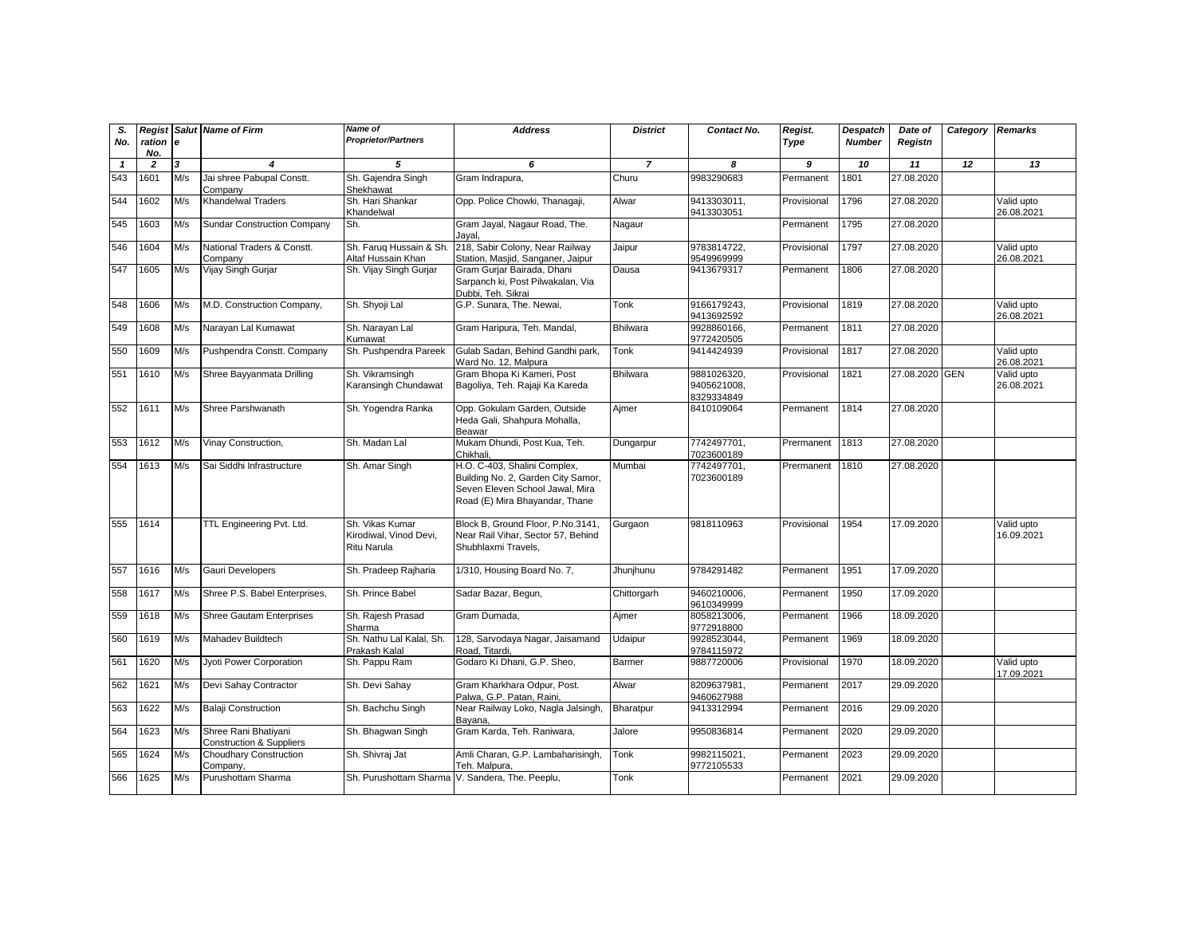| S. No. | Registration No. | Salute | Name of Firm | Name of Proprietor/Partners | Address | District | Contact No. | Regist. Type | Despatch Number | Date of Registn | Category | Remarks |
|---|---|---|---|---|---|---|---|---|---|---|---|---|
| 1 | 2 | 3 | 4 | 5 | 6 | 7 | 8 | 9 | 10 | 11 | 12 | 13 |
| 543 | 1601 | M/s | Jai shree Pabupal Constt. Company | Sh. Gajendra Singh Shekhawat | Gram Indrapura, | Churu | 9983290683 | Permanent | 1801 | 27.08.2020 | | |
| 544 | 1602 | M/s | Khandelwal Traders | Sh. Hari Shankar Khandelwal | Opp. Police Chowki, Thanagaji, | Alwar | 9413303011, 9413303051 | Provisional | 1796 | 27.08.2020 | | Valid upto 26.08.2021 |
| 545 | 1603 | M/s | Sundar Construction Company | Sh. | Gram Jayal, Nagaur Road, The. Jayal, | Nagaur | | Permanent | 1795 | 27.08.2020 | | |
| 546 | 1604 | M/s | National Traders & Constt. Company | Sh. Faruq Hussain & Sh. Altaf Hussain Khan | 218, Sabir Colony, Near Railway Station, Masjid, Sanganer, Jaipur | Jaipur | 9783814722, 9549969999 | Provisional | 1797 | 27.08.2020 | | Valid upto 26.08.2021 |
| 547 | 1605 | M/s | Vijay Singh Gurjar | Sh. Vijay Singh Gurjar | Gram Gurjar Bairada, Dhani Sarpanch ki, Post Pilwakalan, Via Dubbi, Teh. Sikrai | Dausa | 9413679317 | Permanent | 1806 | 27.08.2020 | | |
| 548 | 1606 | M/s | M.D. Construction Company, | Sh. Shyoji Lal | G.P. Sunara, The. Newai, | Tonk | 9166179243, 9413692592 | Provisional | 1819 | 27.08.2020 | | Valid upto 26.08.2021 |
| 549 | 1608 | M/s | Narayan Lal Kumawat | Sh. Narayan Lal Kumawat | Gram Haripura, Teh. Mandal, | Bhilwara | 9928860166, 9772420505 | Permanent | 1811 | 27.08.2020 | | |
| 550 | 1609 | M/s | Pushpendra Constt. Company | Sh. Pushpendra Pareek | Gulab Sadan, Behind Gandhi park, Ward No. 12, Malpura | Tonk | 9414424939 | Provisional | 1817 | 27.08.2020 | | Valid upto 26.08.2021 |
| 551 | 1610 | M/s | Shree Bayyanmata Drilling | Sh. Vikramsingh Karansingh Chundawat | Gram Bhopa Ki Kameri, Post Bagoliya, Teh. Rajaji Ka Kareda | Bhilwara | 9881026320, 9405621008, 8329334849 | Provisional | 1821 | 27.08.2020 | GEN | Valid upto 26.08.2021 |
| 552 | 1611 | M/s | Shree Parshwanath | Sh. Yogendra Ranka | Opp. Gokulam Garden, Outside Heda Gali, Shahpura Mohalla, Beawar | Ajmer | 8410109064 | Permanent | 1814 | 27.08.2020 | | |
| 553 | 1612 | M/s | Vinay Construction, | Sh. Madan Lal | Mukam Dhundi, Post Kua, Teh. Chikhali, | Dungarpur | 7742497701, 7023600189 | Prermanent | 1813 | 27.08.2020 | | |
| 554 | 1613 | M/s | Sai Siddhi Infrastructure | Sh. Amar Singh | H.O. C-403, Shalini Complex, Building No. 2, Garden City Samor, Seven Eleven School Jawal, Mira Road (E) Mira Bhayandar, Thane | Mumbai | 7742497701, 7023600189 | Prermanent | 1810 | 27.08.2020 | | |
| 555 | 1614 | | TTL Engineering Pvt. Ltd. | Sh. Vikas Kumar Kirodiwal, Vinod Devi, Ritu Narula | Block B, Ground Floor, P.No.3141, Near Rail Vihar, Sector 57, Behind Shubhlaxmi Travels, | Gurgaon | 9818110963 | Provisional | 1954 | 17.09.2020 | | Valid upto 16.09.2021 |
| 557 | 1616 | M/s | Gauri Developers | Sh. Pradeep Rajharia | 1/310, Housing Board No. 7, | Jhunjhunu | 9784291482 | Permanent | 1951 | 17.09.2020 | | |
| 558 | 1617 | M/s | Shree P.S. Babel Enterprises, | Sh. Prince Babel | Sadar Bazar, Begun, | Chittorgarh | 9460210006, 9610349999 | Permanent | 1950 | 17.09.2020 | | |
| 559 | 1618 | M/s | Shree Gautam Enterprises | Sh. Rajesh Prasad Sharma | Gram Dumada, | Ajmer | 8058213006, 9772918800 | Permanent | 1966 | 18.09.2020 | | |
| 560 | 1619 | M/s | Mahadev Buildtech | Sh. Nathu Lal Kalal, Sh. Prakash Kalal | 128, Sarvodaya Nagar, Jaisamand Road, Titardi, | Udaipur | 9928523044, 9784115972 | Permanent | 1969 | 18.09.2020 | | |
| 561 | 1620 | M/s | Jyoti Power Corporation | Sh. Pappu Ram | Godaro Ki Dhani, G.P. Sheo, | Barmer | 9887720006 | Provisional | 1970 | 18.09.2020 | | Valid upto 17.09.2021 |
| 562 | 1621 | M/s | Devi Sahay Contractor | Sh. Devi Sahay | Gram Kharkhara Odpur, Post. Palwa, G.P. Patan, Raini, | Alwar | 8209637981, 9460627988 | Permanent | 2017 | 29.09.2020 | | |
| 563 | 1622 | M/s | Balaji Construction | Sh. Bachchu Singh | Near Railway Loko, Nagla Jalsingh, Bayana, | Bharatpur | 9413312994 | Permanent | 2016 | 29.09.2020 | | |
| 564 | 1623 | M/s | Shree Rani Bhatiyani Construction & Suppliers | Sh. Bhagwan Singh | Gram Karda, Teh. Raniwara, | Jalore | 9950836814 | Permanent | 2020 | 29.09.2020 | | |
| 565 | 1624 | M/s | Choudhary Construction Company, | Sh. Shivraj Jat | Amli Charan, G.P. Lambaharisingh, Teh. Malpura, | Tonk | 9982115021, 9772105533 | Permanent | 2023 | 29.09.2020 | | |
| 566 | 1625 | M/s | Purushottam Sharma | Sh. Purushottam Sharma | V. Sandera, The. Peeplu, | Tonk | | Permanent | 2021 | 29.09.2020 | | |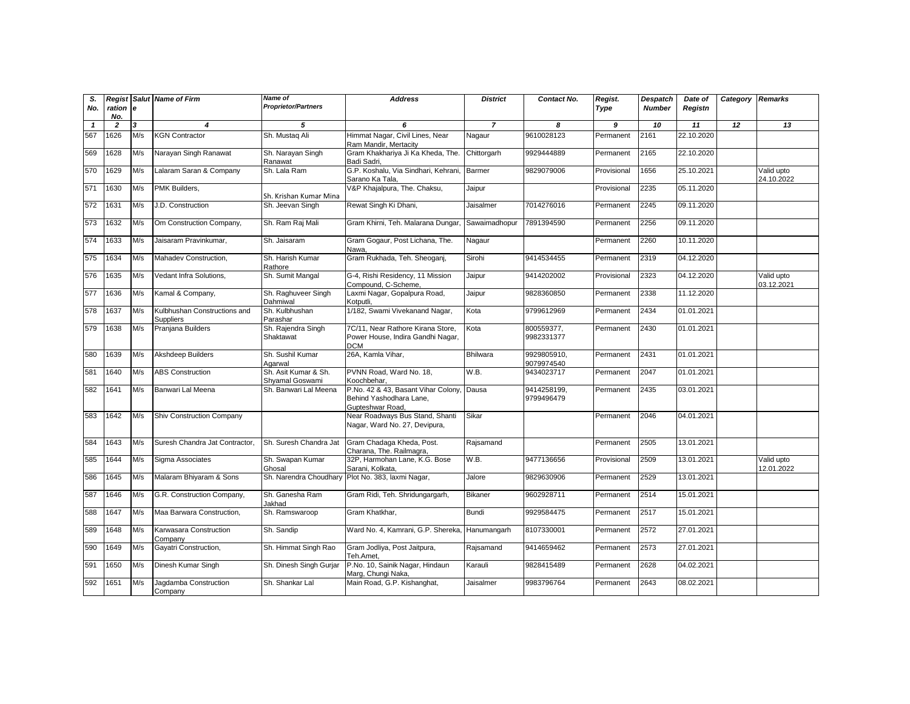| S. No. | Registration No. | Salute | Name of Firm | Name of Proprietor/Partners | Address | District | Contact No. | Regist. Type | Despatch Number | Date of Registn | Category | Remarks |
|---|---|---|---|---|---|---|---|---|---|---|---|---|
| 1 | 2 | 3 | 4 | 5 | 6 | 7 | 8 | 9 | 10 | 11 | 12 | 13 |
| 567 | 1626 | M/s | KGN Contractor | Sh. Mustaq Ali | Himmat Nagar, Civil Lines, Near Ram Mandir, Mertacity | Nagaur | 9610028123 | Permanent | 2161 | 22.10.2020 | | |
| 569 | 1628 | M/s | Narayan Singh Ranawat | Sh. Narayan Singh Ranawat | Gram Khakhariya Ji Ka Kheda, The. Badi Sadri, | Chittorgarh | 9929444889 | Permanent | 2165 | 22.10.2020 | | |
| 570 | 1629 | M/s | Lalaram Saran & Company | Sh. Lala Ram | G.P. Koshalu, Via Sindhari, Kehrani, Sarano Ka Tala, | Barmer | 9829079006 | Provisional | 1656 | 25.10.2021 | | Valid upto 24.10.2022 |
| 571 | 1630 | M/s | PMK Builders, | Sh. Krishan Kumar Mina | V&P Khajalpura, The. Chaksu, | Jaipur | | Provisional | 2235 | 05.11.2020 | | |
| 572 | 1631 | M/s | J.D. Construction | Sh. Jeevan Singh | Rewat Singh Ki Dhani, | Jaisalmer | 7014276016 | Permanent | 2245 | 09.11.2020 | | |
| 573 | 1632 | M/s | Om Construction Company, | Sh. Ram Raj Mali | Gram Khirni, Teh. Malarana Dungar, | Sawaimadhopur | 7891394590 | Permanent | 2256 | 09.11.2020 | | |
| 574 | 1633 | M/s | Jaisaram Pravinkumar, | Sh. Jaisaram | Gram Gogaur, Post Lichana, The. Nawa, | Nagaur | | Permanent | 2260 | 10.11.2020 | | |
| 575 | 1634 | M/s | Mahadev Construction, | Sh. Harish Kumar Rathore | Gram Rukhada, Teh. Sheoganj, | Sirohi | 9414534455 | Permanent | 2319 | 04.12.2020 | | |
| 576 | 1635 | M/s | Vedant Infra Solutions, | Sh. Sumit Mangal | G-4, Rishi Residency, 11 Mission Compound, C-Scheme, | Jaipur | 9414202002 | Provisional | 2323 | 04.12.2020 | | Valid upto 03.12.2021 |
| 577 | 1636 | M/s | Kamal & Company, | Sh. Raghuveer Singh Dahmiwal | Laxmi Nagar, Gopalpura Road, Kotputli, | Jaipur | 9828360850 | Permanent | 2338 | 11.12.2020 | | |
| 578 | 1637 | M/s | Kulbhushan Constructions and Suppliers | Sh. Kulbhushan Parashar | 1/182, Swami Vivekanand Nagar, | Kota | 9799612969 | Permanent | 2434 | 01.01.2021 | | |
| 579 | 1638 | M/s | Pranjana Builders | Sh. Rajendra Singh Shaktawat | 7C/11, Near Rathore Kirana Store, Power House, Indira Gandhi Nagar, DCM | Kota | 800559377, 9982331377 | Permanent | 2430 | 01.01.2021 | | |
| 580 | 1639 | M/s | Akshdeep Builders | Sh. Sushil Kumar Agarwal | 26A, Kamla Vihar, | Bhilwara | 9929805910, 9079974540 | Permanent | 2431 | 01.01.2021 | | |
| 581 | 1640 | M/s | ABS Construction | Sh. Asit Kumar & Sh. Shyamal Goswami | PVNN Road, Ward No. 18, Koochbehar, | W.B. | 9434023717 | Permanent | 2047 | 01.01.2021 | | |
| 582 | 1641 | M/s | Banwari Lal Meena | Sh. Banwari Lal Meena | P.No. 42 & 43, Basant Vihar Colony, Behind Yashodhara Lane, Gupteshwar Road, | Dausa | 9414258199, 9799496479 | Permanent | 2435 | 03.01.2021 | | |
| 583 | 1642 | M/s | Shiv Construction Company | | Near Roadways Bus Stand, Shanti Nagar, Ward No. 27, Devipura, | Sikar | | Permanent | 2046 | 04.01.2021 | | |
| 584 | 1643 | M/s | Suresh Chandra Jat Contractor, | Sh. Suresh Chandra Jat | Gram Chadaga Kheda, Post. Charana, The. Railmagra, | Rajsamand | | Permanent | 2505 | 13.01.2021 | | |
| 585 | 1644 | M/s | Sigma Associates | Sh. Swapan Kumar Ghosal | 32P, Harmohan Lane, K.G. Bose Sarani, Kolkata, | W.B. | 9477136656 | Provisional | 2509 | 13.01.2021 | | Valid upto 12.01.2022 |
| 586 | 1645 | M/s | Malaram Bhiyaram & Sons | Sh. Narendra Choudhary | Plot No. 383, laxmi Nagar, | Jalore | 9829630906 | Permanent | 2529 | 13.01.2021 | | |
| 587 | 1646 | M/s | G.R. Construction Company, | Sh. Ganesha Ram Jakhad | Gram Ridi, Teh. Shridungargarh, | Bikaner | 9602928711 | Permanent | 2514 | 15.01.2021 | | |
| 588 | 1647 | M/s | Maa Barwara Construction, | Sh. Ramswaroop | Gram Khatkhar, | Bundi | 9929584475 | Permanent | 2517 | 15.01.2021 | | |
| 589 | 1648 | M/s | Karwasara Construction Company | Sh. Sandip | Ward No. 4, Kamrani, G.P. Shereka, | Hanumangarh | 8107330001 | Permanent | 2572 | 27.01.2021 | | |
| 590 | 1649 | M/s | Gayatri Construction, | Sh. Himmat Singh Rao | Gram Jodliya, Post Jaitpura, Teh.Amet, | Rajsamand | 9414659462 | Permanent | 2573 | 27.01.2021 | | |
| 591 | 1650 | M/s | Dinesh Kumar Singh | Sh. Dinesh Singh Gurjar | P.No. 10, Sainik Nagar, Hindaun Marg, Chungi Naka, | Karauli | 9828415489 | Permanent | 2628 | 04.02.2021 | | |
| 592 | 1651 | M/s | Jagdamba Construction Company | Sh. Shankar Lal | Main Road, G.P. Kishanghat, | Jaisalmer | 9983796764 | Permanent | 2643 | 08.02.2021 | | |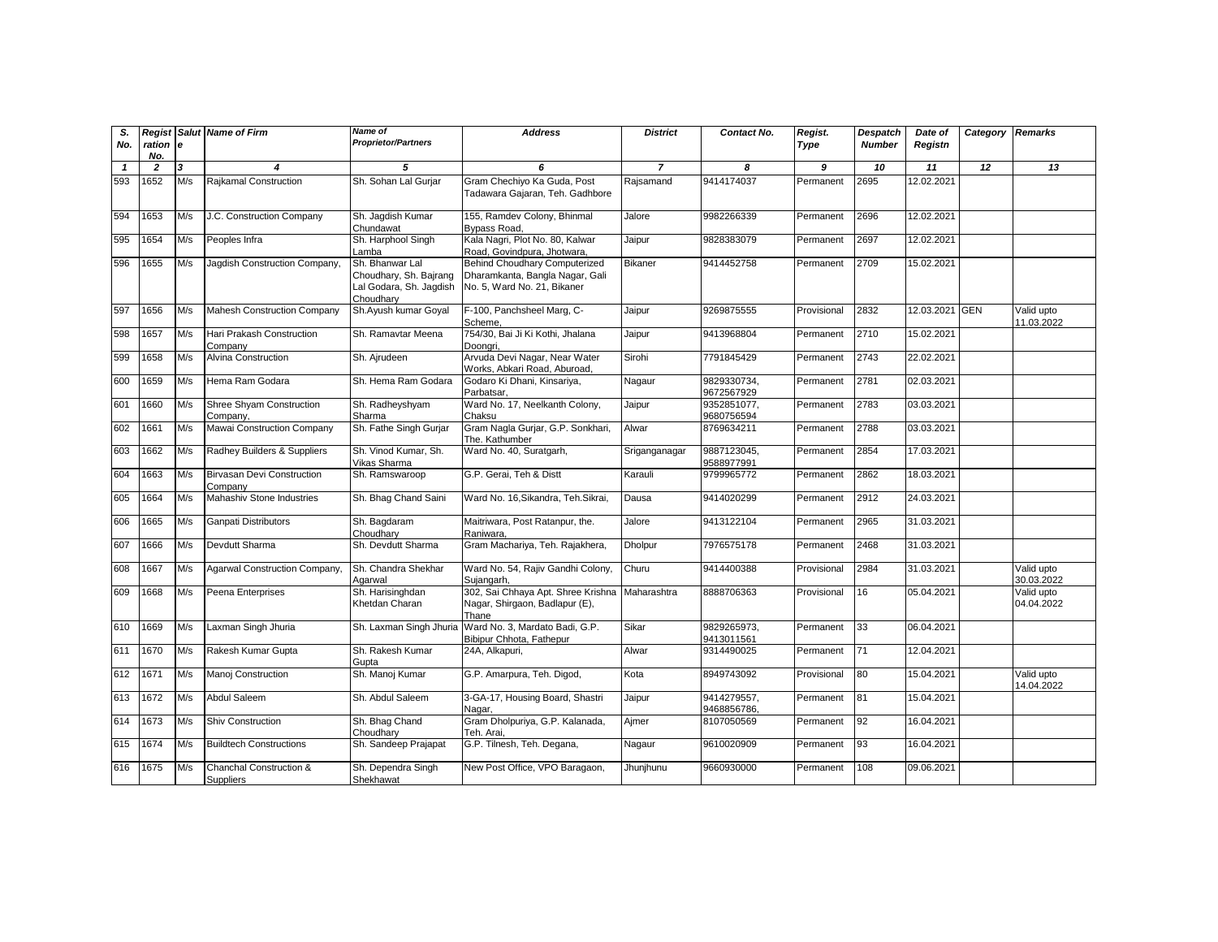| S. No. | Registration No. | Salute | Name of Firm | Name of Proprietor/Partners | Address | District | Contact No. | Regist. Type | Despatch Number | Date of Registn | Category | Remarks |
|---|---|---|---|---|---|---|---|---|---|---|---|---|
| 1 | 2 | 3 | 4 | 5 | 6 | 7 | 8 | 9 | 10 | 11 | 12 | 13 |
| 593 | 1652 | M/s | Rajkamal Construction | Sh. Sohan Lal Gurjar | Gram Chechiyo Ka Guda, Post Tadawara Gajaran, Teh. Gadhbore | Rajsamand | 9414174037 | Permanent | 2695 | 12.02.2021 | | |
| 594 | 1653 | M/s | J.C. Construction Company | Sh. Jagdish Kumar Chundawat | 155, Ramdev Colony, Bhinmal Bypass Road, | Jalore | 9982266339 | Permanent | 2696 | 12.02.2021 | | |
| 595 | 1654 | M/s | Peoples Infra | Sh. Harphool Singh Lamba | Kala Nagri, Plot No. 80, Kalwar Road, Govindpura, Jhotwara, | Jaipur | 9828383079 | Permanent | 2697 | 12.02.2021 | | |
| 596 | 1655 | M/s | Jagdish Construction Company, | Sh. Bhanwar Lal Choudhary, Sh. Bajrang Lal Godara, Sh. Jagdish Choudhary | Behind Choudhary Computerized Dharamkanta, Bangla Nagar, Gali No. 5, Ward No. 21, Bikaner | Bikaner | 9414452758 | Permanent | 2709 | 15.02.2021 | | |
| 597 | 1656 | M/s | Mahesh Construction Company | Sh.Ayush kumar Goyal | F-100, Panchsheel Marg, C-Scheme, | Jaipur | 9269875555 | Provisional | 2832 | 12.03.2021 | GEN | Valid upto 11.03.2022 |
| 598 | 1657 | M/s | Hari Prakash Construction Company | Sh. Ramavtar Meena | 754/30, Bai Ji Ki Kothi, Jhalana Doongri, | Jaipur | 9413968804 | Permanent | 2710 | 15.02.2021 | | |
| 599 | 1658 | M/s | Alvina Construction | Sh. Ajrudeen | Arvuda Devi Nagar, Near Water Works, Abkari Road, Aburoad, | Sirohi | 7791845429 | Permanent | 2743 | 22.02.2021 | | |
| 600 | 1659 | M/s | Hema Ram Godara | Sh. Hema Ram Godara | Godaro Ki Dhani, Kinsariya, Parbatsar, | Nagaur | 9829330734, 9672567929 | Permanent | 2781 | 02.03.2021 | | |
| 601 | 1660 | M/s | Shree Shyam Construction Company, | Sh. Radheyshyam Sharma | Ward No. 17, Neelkanth Colony, Chaksu | Jaipur | 9352851077, 9680756594 | Permanent | 2783 | 03.03.2021 | | |
| 602 | 1661 | M/s | Mawai Construction Company | Sh. Fathe Singh Gurjar | Gram Nagla Gurjar, G.P. Sonkhari, The. Kathumber | Alwar | 8769634211 | Permanent | 2788 | 03.03.2021 | | |
| 603 | 1662 | M/s | Radhey Builders & Suppliers | Sh. Vinod Kumar, Sh. Vikas Sharma | Ward No. 40, Suratgarh, | Sriganganagar | 9887123045, 9588977991 | Permanent | 2854 | 17.03.2021 | | |
| 604 | 1663 | M/s | Birvasan Devi Construction Company | Sh. Ramswaroop | G.P. Gerai, Teh & Distt | Karauli | 9799965772 | Permanent | 2862 | 18.03.2021 | | |
| 605 | 1664 | M/s | Mahashiv Stone Industries | Sh. Bhag Chand Saini | Ward No. 16,Sikandra, Teh.Sikrai, | Dausa | 9414020299 | Permanent | 2912 | 24.03.2021 | | |
| 606 | 1665 | M/s | Ganpati Distributors | Sh. Bagdaram Choudhary | Maitriwara, Post Ratanpur, the. Raniwara, | Jalore | 9413122104 | Permanent | 2965 | 31.03.2021 | | |
| 607 | 1666 | M/s | Devdutt Sharma | Sh. Devdutt Sharma | Gram Machariya, Teh. Rajakhera, | Dholpur | 7976575178 | Permanent | 2468 | 31.03.2021 | | |
| 608 | 1667 | M/s | Agarwal Construction Company, | Sh. Chandra Shekhar Agarwal | Ward No. 54, Rajiv Gandhi Colony, Sujangarh, | Churu | 9414400388 | Provisional | 2984 | 31.03.2021 | | Valid upto 30.03.2022 |
| 609 | 1668 | M/s | Peena Enterprises | Sh. Harisinghdan Khetdan Charan | 302, Sai Chhaya Apt. Shree Krishna Nagar, Shirgaon, Badlapur (E), Thane | Maharashtra | 8888706363 | Provisional | 16 | 05.04.2021 | | Valid upto 04.04.2022 |
| 610 | 1669 | M/s | Laxman Singh Jhuria | Sh. Laxman Singh Jhuria | Ward No. 3, Mardato Badi, G.P. Bibipur Chhota, Fathepur | Sikar | 9829265973, 9413011561 | Permanent | 33 | 06.04.2021 | | |
| 611 | 1670 | M/s | Rakesh Kumar Gupta | Sh. Rakesh Kumar Gupta | 24A, Alkapuri, | Alwar | 9314490025 | Permanent | 71 | 12.04.2021 | | |
| 612 | 1671 | M/s | Manoj Construction | Sh. Manoj Kumar | G.P. Amarpura, Teh. Digod, | Kota | 8949743092 | Provisional | 80 | 15.04.2021 | | Valid upto 14.04.2022 |
| 613 | 1672 | M/s | Abdul Saleem | Sh. Abdul Saleem | 3-GA-17, Housing Board, Shastri Nagar, | Jaipur | 9414279557, 9468856786, | Permanent | 81 | 15.04.2021 | | |
| 614 | 1673 | M/s | Shiv Construction | Sh. Bhag Chand Choudhary | Gram Dholpuriya, G.P. Kalanada, Teh. Arai, | Ajmer | 8107050569 | Permanent | 92 | 16.04.2021 | | |
| 615 | 1674 | M/s | Buildtech Constructions | Sh. Sandeep Prajapat | G.P. Tilnesh, Teh. Degana, | Nagaur | 9610020909 | Permanent | 93 | 16.04.2021 | | |
| 616 | 1675 | M/s | Chanchal Construction & Suppliers | Sh. Dependra Singh Shekhawat | New Post Office, VPO Baragaon, | Jhunjhunu | 9660930000 | Permanent | 108 | 09.06.2021 | | |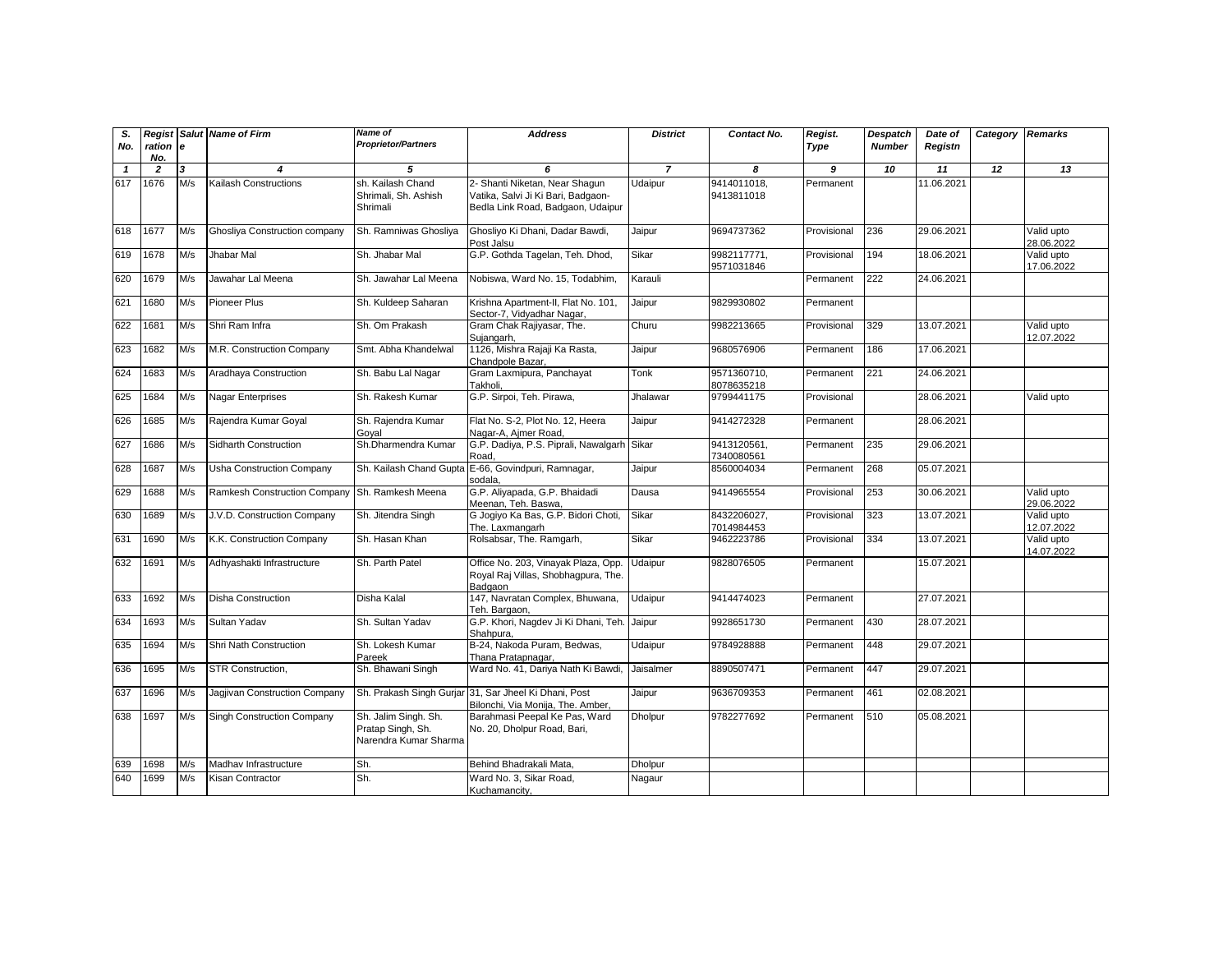| S. No. | Registration No. | Salute | Name of Firm | Name of Proprietor/Partners | Address | District | Contact No. | Regist. Type | Despatch Number | Date of Registn | Category | Remarks |
|---|---|---|---|---|---|---|---|---|---|---|---|---|
| 1 | 2 | 3 | 4 | 5 | 6 | 7 | 8 | 9 | 10 | 11 | 12 | 13 |
| 617 | 1676 | M/s | Kailash Constructions | sh. Kailash Chand Shrimali, Sh. Ashish Shrimali | 2- Shanti Niketan, Near Shagun Vatika, Salvi Ji Ki Bari, Badgaon-Bedla Link Road, Badgaon, Udaipur | Udaipur | 9414011018, 9413811018 | Permanent | | 11.06.2021 | | |
| 618 | 1677 | M/s | Ghosliya Construction company | Sh. Ramniwas Ghosliya | Ghosliyo Ki Dhani, Dadar Bawdi, Post Jalsu | Jaipur | 9694737362 | Provisional | 236 | 29.06.2021 | | Valid upto 28.06.2022 |
| 619 | 1678 | M/s | Jhabar Mal | Sh. Jhabar Mal | G.P. Gothda Tagelan, Teh. Dhod, | Sikar | 9982117771, 9571031846 | Provisional | 194 | 18.06.2021 | | Valid upto 17.06.2022 |
| 620 | 1679 | M/s | Jawahar Lal Meena | Sh. Jawahar Lal Meena | Nobiswa, Ward No. 15, Todabhim, | Karauli | | Permanent | 222 | 24.06.2021 | | |
| 621 | 1680 | M/s | Pioneer Plus | Sh. Kuldeep Saharan | Krishna Apartment-II, Flat No. 101, Sector-7, Vidyadhar Nagar, | Jaipur | 9829930802 | Permanent | | | | |
| 622 | 1681 | M/s | Shri Ram Infra | Sh. Om Prakash | Gram Chak Rajiyasar, The. Sujangarh, | Churu | 9982213665 | Provisional | 329 | 13.07.2021 | | Valid upto 12.07.2022 |
| 623 | 1682 | M/s | M.R. Construction Company | Smt. Abha Khandelwal | 1126, Mishra Rajaji Ka Rasta, Chandpole Bazar, | Jaipur | 9680576906 | Permanent | 186 | 17.06.2021 | | |
| 624 | 1683 | M/s | Aradhaya Construction | Sh. Babu Lal Nagar | Gram Laxmipura, Panchayat Takholi, | Tonk | 9571360710, 8078635218 | Permanent | 221 | 24.06.2021 | | |
| 625 | 1684 | M/s | Nagar Enterprises | Sh. Rakesh Kumar | G.P. Sirpoi, Teh. Pirawa, | Jhalawar | 9799441175 | Provisional | | 28.06.2021 | | Valid upto |
| 626 | 1685 | M/s | Rajendra Kumar Goyal | Sh. Rajendra Kumar Goyal | Flat No. S-2, Plot No. 12, Heera Nagar-A, Ajmer Road, | Jaipur | 9414272328 | Permanent | | 28.06.2021 | | |
| 627 | 1686 | M/s | Sidharth Construction | Sh.Dharmendra Kumar | G.P. Dadiya, P.S. Piprali, Nawalgarh Road, | Sikar | 9413120561, 7340080561 | Permanent | 235 | 29.06.2021 | | |
| 628 | 1687 | M/s | Usha Construction Company | Sh. Kailash Chand Gupta | E-66, Govindpuri, Ramnagar, sodala, | Jaipur | 8560004034 | Permanent | 268 | 05.07.2021 | | |
| 629 | 1688 | M/s | Ramkesh Construction Company | Sh. Ramkesh Meena | G.P. Aliyapada, G.P. Bhaidadi Meenan, Teh. Baswa, | Dausa | 9414965554 | Provisional | 253 | 30.06.2021 | | Valid upto 29.06.2022 |
| 630 | 1689 | M/s | J.V.D. Construction Company | Sh. Jitendra Singh | G Jogiyo Ka Bas, G.P. Bidori Choti, The. Laxmangarh | Sikar | 8432206027, 7014984453 | Provisional | 323 | 13.07.2021 | | Valid upto 12.07.2022 |
| 631 | 1690 | M/s | K.K. Construction Company | Sh. Hasan Khan | Rolsabsar, The. Ramgarh, | Sikar | 9462223786 | Provisional | 334 | 13.07.2021 | | Valid upto 14.07.2022 |
| 632 | 1691 | M/s | Adhyashakti Infrastructure | Sh. Parth Patel | Office No. 203, Vinayak Plaza, Opp. Royal Raj Villas, Shobhagpura, The. Badgaon | Udaipur | 9828076505 | Permanent | | 15.07.2021 | | |
| 633 | 1692 | M/s | Disha Construction | Disha Kalal | 147, Navratan Complex, Bhuwana, Teh. Bargaon, | Udaipur | 9414474023 | Permanent | | 27.07.2021 | | |
| 634 | 1693 | M/s | Sultan Yadav | Sh. Sultan Yadav | G.P. Khori, Nagdev Ji Ki Dhani, Teh. Shahpura, | Jaipur | 9928651730 | Permanent | 430 | 28.07.2021 | | |
| 635 | 1694 | M/s | Shri Nath Construction | Sh. Lokesh Kumar Pareek | B-24, Nakoda Puram, Bedwas, Thana Pratapnagar, | Udaipur | 9784928888 | Permanent | 448 | 29.07.2021 | | |
| 636 | 1695 | M/s | STR Construction, | Sh. Bhawani Singh | Ward No. 41, Dariya Nath Ki Bawdi, | Jaisalmer | 8890507471 | Permanent | 447 | 29.07.2021 | | |
| 637 | 1696 | M/s | Jagjivan Construction Company | Sh. Prakash Singh Gurjar | 31, Sar Jheel Ki Dhani, Post Bilonchi, Via Monija, The. Amber, | Jaipur | 9636709353 | Permanent | 461 | 02.08.2021 | | |
| 638 | 1697 | M/s | Singh Construction Company | Sh. Jalim Singh. Sh. Pratap Singh, Sh. Narendra Kumar Sharma | Barahmasi Peepal Ke Pas, Ward No. 20, Dholpur Road, Bari, | Dholpur | 9782277692 | Permanent | 510 | 05.08.2021 | | |
| 639 | 1698 | M/s | Madhav Infrastructure | Sh. | Behind Bhadrakali Mata, | Dholpur | | | | | | |
| 640 | 1699 | M/s | Kisan Contractor | Sh. | Ward No. 3, Sikar Road, Kuchamancity, | Nagaur | | | | | | |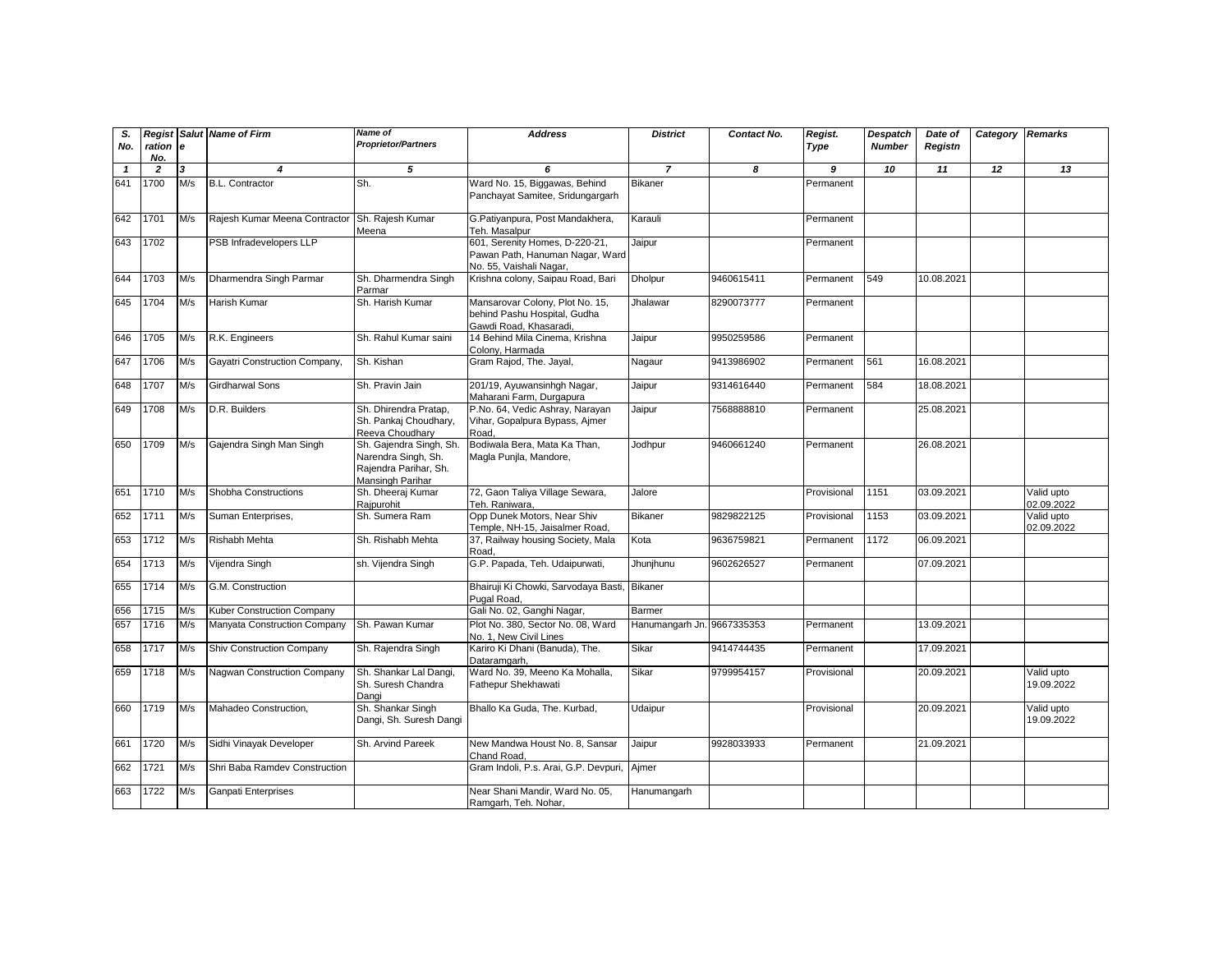| S. No. | Registration No. | Salute | Name of Firm | Name of Proprietor/Partners | Address | District | Contact No. | Regist. Type | Despatch Number | Date of Registn | Category | Remarks |
|---|---|---|---|---|---|---|---|---|---|---|---|---|
| 1 | 2 | 3 | 4 | 5 | 6 | 7 | 8 | 9 | 10 | 11 | 12 | 13 |
| 641 | 1700 | M/s | B.L. Contractor | Sh. | Ward No. 15, Biggawas, Behind Panchayat Samitee, Sridungargarh | Bikaner | | Permanent | | | | |
| 642 | 1701 | M/s | Rajesh Kumar Meena Contractor | Sh. Rajesh Kumar Meena | G.Patiyanpura, Post Mandakhera, Teh. Masalpur | Karauli | | Permanent | | | | |
| 643 | 1702 | | PSB Infradevelopers LLP | | 601, Serenity Homes, D-220-21, Pawan Path, Hanuman Nagar, Ward No. 55, Vaishali Nagar, | Jaipur | | Permanent | | | | |
| 644 | 1703 | M/s | Dharmendra Singh Parmar | Sh. Dharmendra Singh Parmar | Krishna colony, Saipau Road, Bari | Dholpur | 9460615411 | Permanent | 549 | 10.08.2021 | | |
| 645 | 1704 | M/s | Harish Kumar | Sh. Harish Kumar | Mansarovar Colony, Plot No. 15, behind Pashu Hospital, Gudha Gawdi Road, Khasaradi, | Jhalawar | 8290073777 | Permanent | | | | |
| 646 | 1705 | M/s | R.K. Engineers | Sh. Rahul Kumar saini | 14 Behind Mila Cinema, Krishna Colony, Harmada | Jaipur | 9950259586 | Permanent | | | | |
| 647 | 1706 | M/s | Gayatri Construction Company, | Sh. Kishan | Gram Rajod, The. Jayal, | Nagaur | 9413986902 | Permanent | 561 | 16.08.2021 | | |
| 648 | 1707 | M/s | Girdharwal Sons | Sh. Pravin Jain | 201/19, Ayuwansinhgh Nagar, Maharani Farm, Durgapura | Jaipur | 9314616440 | Permanent | 584 | 18.08.2021 | | |
| 649 | 1708 | M/s | D.R. Builders | Sh. Dhirendra Pratap, Sh. Pankaj Choudhary, Reeva Choudhary | P.No. 64, Vedic Ashray, Narayan Vihar, Gopalpura Bypass, Ajmer Road, | Jaipur | 7568888810 | Permanent | | 25.08.2021 | | |
| 650 | 1709 | M/s | Gajendra Singh Man Singh | Sh. Gajendra Singh, Sh. Narendra Singh, Sh. Rajendra Parihar, Sh. Mansingh Parihar | Bodiwala Bera, Mata Ka Than, Magla Punjla, Mandore, | Jodhpur | 9460661240 | Permanent | | 26.08.2021 | | |
| 651 | 1710 | M/s | Shobha Constructions | Sh. Dheeraj Kumar Rajpurohit | 72, Gaon Taliya Village Sewara, Teh. Raniwara, | Jalore | | Provisional | 1151 | 03.09.2021 | | Valid upto 02.09.2022 |
| 652 | 1711 | M/s | Suman Enterprises, | Sh. Sumera Ram | Opp Dunek Motors, Near Shiv Temple, NH-15, Jaisalmer Road, | Bikaner | 9829822125 | Provisional | 1153 | 03.09.2021 | | Valid upto 02.09.2022 |
| 653 | 1712 | M/s | Rishabh Mehta | Sh. Rishabh Mehta | 37, Railway housing Society, Mala Road, | Kota | 9636759821 | Permanent | 1172 | 06.09.2021 | | |
| 654 | 1713 | M/s | Vijendra Singh | sh. Vijendra Singh | G.P. Papada, Teh. Udaipurwati, | Jhunjhunu | 9602626527 | Permanent | | 07.09.2021 | | |
| 655 | 1714 | M/s | G.M. Construction | | Bhairuji Ki Chowki, Sarvodaya Basti, Pugal Road, | Bikaner | | | | | | |
| 656 | 1715 | M/s | Kuber Construction Company | | Gali No. 02, Ganghi Nagar, | Barmer | | | | | | |
| 657 | 1716 | M/s | Manyata Construction Company | Sh. Pawan Kumar | Plot No. 380, Sector No. 08, Ward No. 1, New Civil Lines | Hanumangarh Jn. | 9667335353 | Permanent | | 13.09.2021 | | |
| 658 | 1717 | M/s | Shiv Construction Company | Sh. Rajendra Singh | Kariro Ki Dhani (Banuda), The. Dataramgarh, | Sikar | 9414744435 | Permanent | | 17.09.2021 | | |
| 659 | 1718 | M/s | Nagwan Construction Company | Sh. Shankar Lal Dangi, Sh. Suresh Chandra Dangi | Ward No. 39, Meeno Ka Mohalla, Fathepur Shekhawati | Sikar | 9799954157 | Provisional | | 20.09.2021 | | Valid upto 19.09.2022 |
| 660 | 1719 | M/s | Mahadeo Construction, | Sh. Shankar Singh Dangi, Sh. Suresh Dangi | Bhallo Ka Guda, The. Kurbad, | Udaipur | | Provisional | | 20.09.2021 | | Valid upto 19.09.2022 |
| 661 | 1720 | M/s | Sidhi Vinayak Developer | Sh. Arvind Pareek | New Mandwa Houst No. 8, Sansar Chand Road, | Jaipur | 9928033933 | Permanent | | 21.09.2021 | | |
| 662 | 1721 | M/s | Shri Baba Ramdev Construction | | Gram Indoli, P.s. Arai, G.P. Devpuri, | Ajmer | | | | | | |
| 663 | 1722 | M/s | Ganpati Enterprises | | Near Shani Mandir, Ward No. 05, Ramgarh, Teh. Nohar, | Hanumangarh | | | | | | |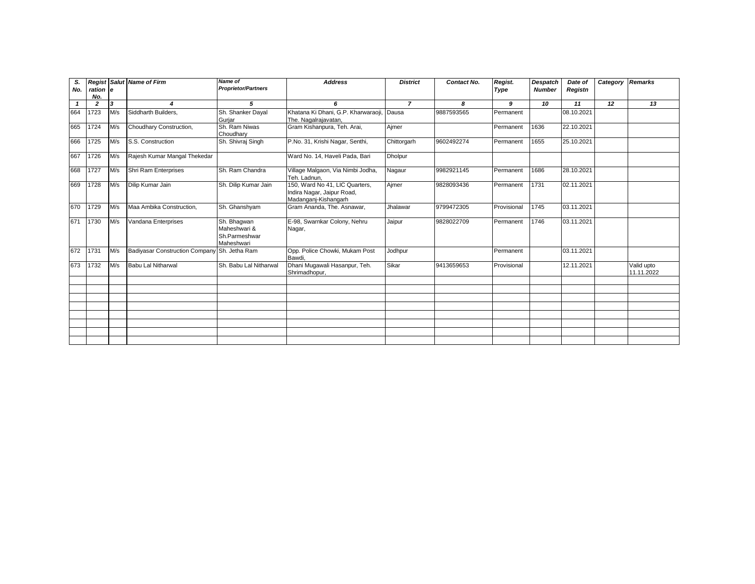| S. No. | Registration No. | Salute | Name of Firm | Name of Proprietor/Partners | Address | District | Contact No. | Regist. Type | Despatch Number | Date of Registn | Category | Remarks |
|---|---|---|---|---|---|---|---|---|---|---|---|---|
| 1 | 2 | 3 | 4 | 5 | 6 | 7 | 8 | 9 | 10 | 11 | 12 | 13 |
| 664 | 1723 | M/s | Siddharth Builders, | Sh. Shanker Dayal Gurjar | Khatana Ki Dhani, G.P. Kharwaraoji, The. Nagalrajavatan, | Dausa | 9887593565 | Permanent | | 08.10.2021 | | |
| 665 | 1724 | M/s | Choudhary Construction, | Sh. Ram Niwas Choudhary | Gram Kishanpura, Teh. Arai, | Ajmer | | Permanent | 1636 | 22.10.2021 | | |
| 666 | 1725 | M/s | S.S. Construction | Sh. Shivraj Singh | P.No. 31, Krishi Nagar, Senthi, | Chittorgarh | 9602492274 | Permanent | 1655 | 25.10.2021 | | |
| 667 | 1726 | M/s | Rajesh Kumar Mangal Thekedar | | Ward No. 14, Haveli Pada, Bari | Dholpur | | | | | | |
| 668 | 1727 | M/s | Shri Ram Enterprises | Sh. Ram Chandra | Village Malgaon, Via Nimbi Jodha, Teh. Ladnun, | Nagaur | 9982921145 | Permanent | 1686 | 28.10.2021 | | |
| 669 | 1728 | M/s | Dilip Kumar Jain | Sh. Dilip Kumar Jain | 150, Ward No 41, LIC Quarters, Indira Nagar, Jaipur Road, Madanganj-Kishangarh | Ajmer | 9828093436 | Permanent | 1731 | 02.11.2021 | | |
| 670 | 1729 | M/s | Maa Ambika Construction, | Sh. Ghanshyam | Gram Ananda, The. Asnawar, | Jhalawar | 9799472305 | Provisional | 1745 | 03.11.2021 | | |
| 671 | 1730 | M/s | Vandana Enterprises | Sh. Bhagwan Maheshwari & Sh.Parmeshwar Maheshwari | E-98, Swarnkar Colony, Nehru Nagar, | Jaipur | 9828022709 | Permanent | 1746 | 03.11.2021 | | |
| 672 | 1731 | M/s | Badiyasar Construction Company | Sh. Jetha Ram | Opp. Police Chowki, Mukam Post Bawdi, | Jodhpur | | Permanent | | 03.11.2021 | | |
| 673 | 1732 | M/s | Babu Lal Nitharwal | Sh. Babu Lal Nitharwal | Dhani Mugawali Hasanpur, Teh. Shrimadhopur, | Sikar | 9413659653 | Provisional | | 12.11.2021 | | Valid upto 11.11.2022 |